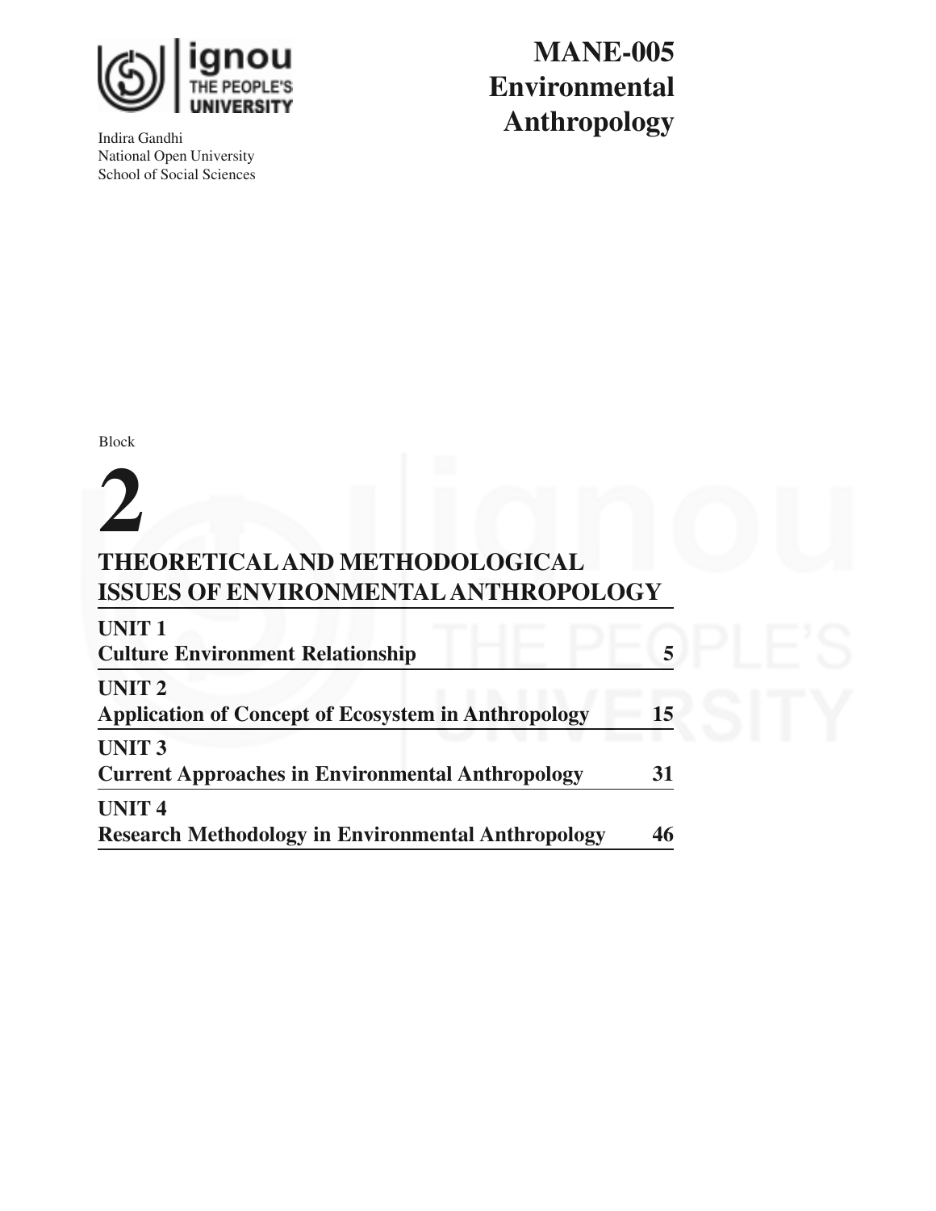Indira Gandhi
National Open University
School of Social Sciences

# MANE-005
# Environmental Anthropology

Block

# 2

## THEORETICAL AND METHODOLOGICAL ISSUES OF ENVIRONMENTAL ANTHROPOLOGY

| | |
|---|---|
| **UNIT 1** | |
| **Culture Environment Relationship** | **5** |
| **UNIT 2** | |
| **Application of Concept of Ecosystem in Anthropology** | **15** |
| **UNIT 3** | |
| **Current Approaches in Environmental Anthropology** | **31** |
| **UNIT 4** | |
| **Research Methodology in Environmental Anthropology** | **46** |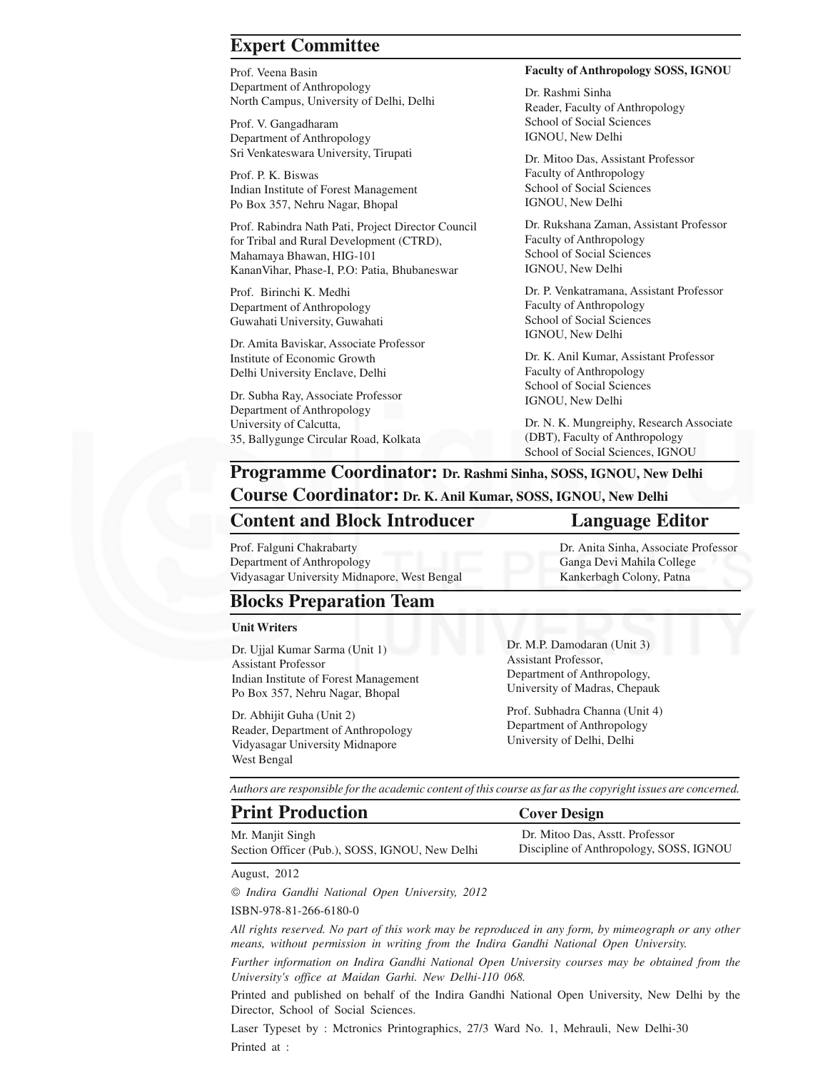## Expert Committee

Prof. Veena Basin
Department of Anthropology
North Campus, University of Delhi, Delhi

Prof. V. Gangadharam
Department of Anthropology
Sri Venkateswara University, Tirupati

Prof. P. K. Biswas
Indian Institute of Forest Management
Po Box 357, Nehru Nagar, Bhopal

Prof. Rabindra Nath Pati, Project Director Council for Tribal and Rural Development (CTRD),
Mahamaya Bhawan, HIG-101
KananVihar, Phase-I, P.O: Patia, Bhubaneswar

Prof. Birinchi K. Medhi
Department of Anthropology
Guwahati University, Guwahati

Dr. Amita Baviskar, Associate Professor
Institute of Economic Growth
Delhi University Enclave, Delhi

Dr. Subha Ray, Associate Professor
Department of Anthropology
University of Calcutta,
35, Ballygunge Circular Road, Kolkata

**Faculty of Anthropology SOSS, IGNOU**

Dr. Rashmi Sinha
Reader, Faculty of Anthropology
School of Social Sciences
IGNOU, New Delhi

Dr. Mitoo Das, Assistant Professor
Faculty of Anthropology
School of Social Sciences
IGNOU, New Delhi

Dr. Rukshana Zaman, Assistant Professor
Faculty of Anthropology
School of Social Sciences
IGNOU, New Delhi

Dr. P. Venkatramana, Assistant Professor
Faculty of Anthropology
School of Social Sciences
IGNOU, New Delhi

Dr. K. Anil Kumar, Assistant Professor
Faculty of Anthropology
School of Social Sciences
IGNOU, New Delhi

Dr. N. K. Mungreiphy, Research Associate
(DBT), Faculty of Anthropology
School of Social Sciences, IGNOU

## Programme Coordinator: Dr. Rashmi Sinha, SOSS, IGNOU, New Delhi

## Course Coordinator: Dr. K. Anil Kumar, SOSS, IGNOU, New Delhi

## Content and Block Introducer

Prof. Falguni Chakrabarty
Department of Anthropology
Vidyasagar University Midnapore, West Bengal

## Language Editor

Dr. Anita Sinha, Associate Professor
Ganga Devi Mahila College
Kankerbagh Colony, Patna

## Blocks Preparation Team

**Unit Writers**

Dr. Ujjal Kumar Sarma (Unit 1)
Assistant Professor
Indian Institute of Forest Management
Po Box 357, Nehru Nagar, Bhopal

Dr. Abhijit Guha (Unit 2)
Reader, Department of Anthropology
Vidyasagar University Midnapore
West Bengal

Dr. M.P. Damodaran (Unit 3)
Assistant Professor,
Department of Anthropology,
University of Madras, Chepauk

Prof. Subhadra Channa (Unit 4)
Department of Anthropology
University of Delhi, Delhi

*Authors are responsible for the academic content of this course as far as the copyright issues are concerned.*

## Print Production

Mr. Manjit Singh
Section Officer (Pub.), SOSS, IGNOU, New Delhi

## Cover Design

Dr. Mitoo Das, Asstt. Professor
Discipline of Anthropology, SOSS, IGNOU

August, 2012

© *Indira Gandhi National Open University, 2012*

ISBN-978-81-266-6180-0

*All rights reserved. No part of this work may be reproduced in any form, by mimeograph or any other means, without permission in writing from the Indira Gandhi National Open University.*

*Further information on Indira Gandhi National Open University courses may be obtained from the University's office at Maidan Garhi. New Delhi-110 068.*

Printed and published on behalf of the Indira Gandhi National Open University, New Delhi by the Director, School of Social Sciences.

Laser Typeset by : Mctronics Printographics, 27/3 Ward No. 1, Mehrauli, New Delhi-30

Printed at :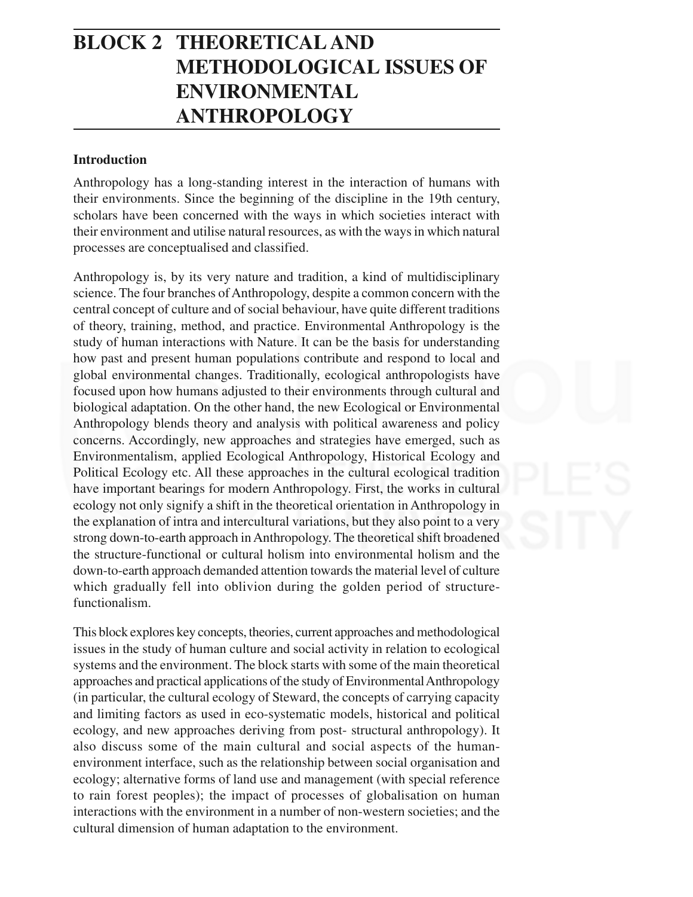# BLOCK 2 THEORETICAL AND METHODOLOGICAL ISSUES OF ENVIRONMENTAL ANTHROPOLOGY

**Introduction**

Anthropology has a long-standing interest in the interaction of humans with their environments. Since the beginning of the discipline in the 19th century, scholars have been concerned with the ways in which societies interact with their environment and utilise natural resources, as with the ways in which natural processes are conceptualised and classified.

Anthropology is, by its very nature and tradition, a kind of multidisciplinary science. The four branches of Anthropology, despite a common concern with the central concept of culture and of social behaviour, have quite different traditions of theory, training, method, and practice. Environmental Anthropology is the study of human interactions with Nature. It can be the basis for understanding how past and present human populations contribute and respond to local and global environmental changes. Traditionally, ecological anthropologists have focused upon how humans adjusted to their environments through cultural and biological adaptation. On the other hand, the new Ecological or Environmental Anthropology blends theory and analysis with political awareness and policy concerns. Accordingly, new approaches and strategies have emerged, such as Environmentalism, applied Ecological Anthropology, Historical Ecology and Political Ecology etc. All these approaches in the cultural ecological tradition have important bearings for modern Anthropology. First, the works in cultural ecology not only signify a shift in the theoretical orientation in Anthropology in the explanation of intra and intercultural variations, but they also point to a very strong down-to-earth approach in Anthropology. The theoretical shift broadened the structure-functional or cultural holism into environmental holism and the down-to-earth approach demanded attention towards the material level of culture which gradually fell into oblivion during the golden period of structure-functionalism.

This block explores key concepts, theories, current approaches and methodological issues in the study of human culture and social activity in relation to ecological systems and the environment. The block starts with some of the main theoretical approaches and practical applications of the study of Environmental Anthropology (in particular, the cultural ecology of Steward, the concepts of carrying capacity and limiting factors as used in eco-systematic models, historical and political ecology, and new approaches deriving from post- structural anthropology). It also discuss some of the main cultural and social aspects of the human-environment interface, such as the relationship between social organisation and ecology; alternative forms of land use and management (with special reference to rain forest peoples); the impact of processes of globalisation on human interactions with the environment in a number of non-western societies; and the cultural dimension of human adaptation to the environment.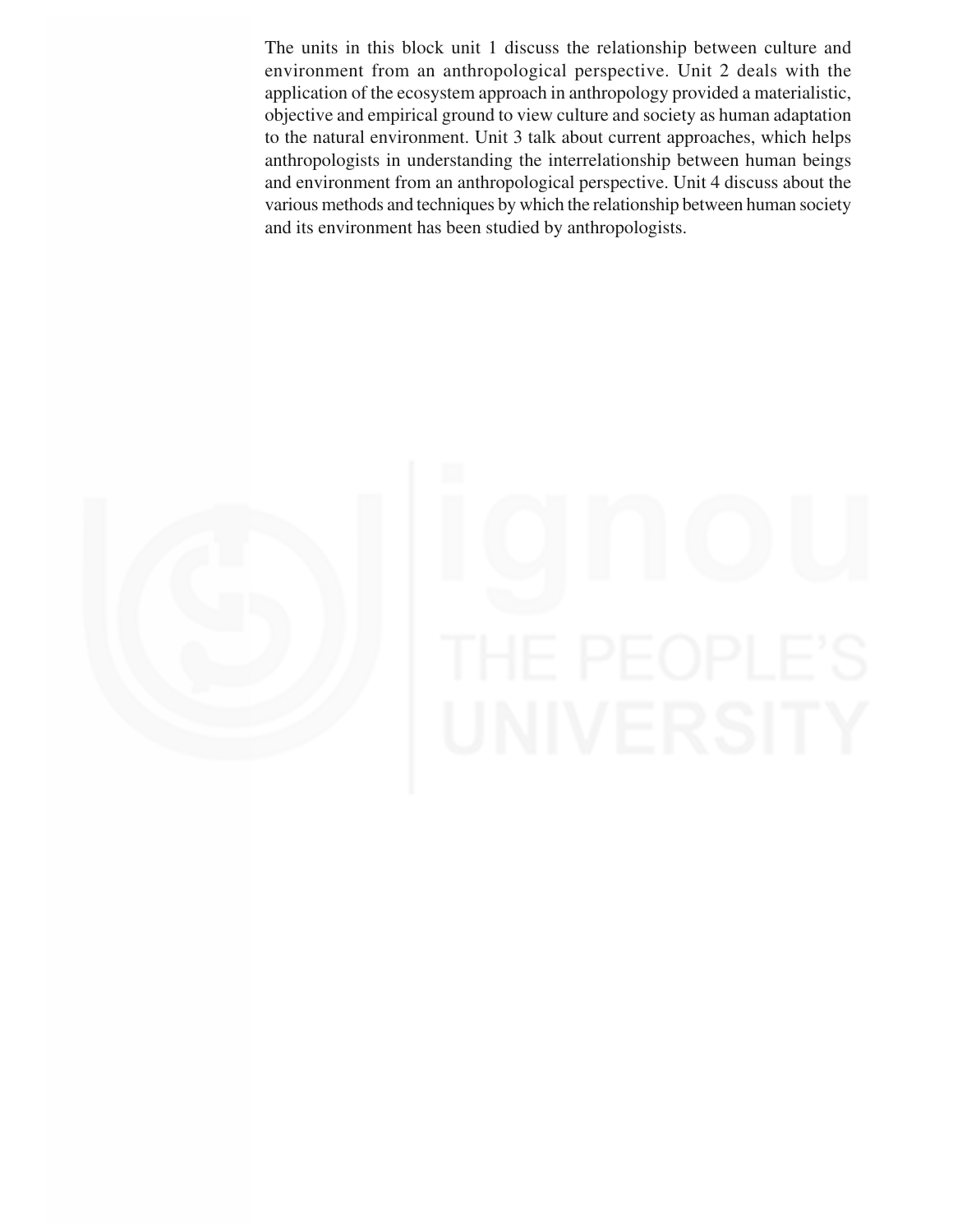The units in this block unit 1 discuss the relationship between culture and environment from an anthropological perspective. Unit 2 deals with the application of the ecosystem approach in anthropology provided a materialistic, objective and empirical ground to view culture and society as human adaptation to the natural environment. Unit 3 talk about current approaches, which helps anthropologists in understanding the interrelationship between human beings and environment from an anthropological perspective. Unit 4 discuss about the various methods and techniques by which the relationship between human society and its environment has been studied by anthropologists.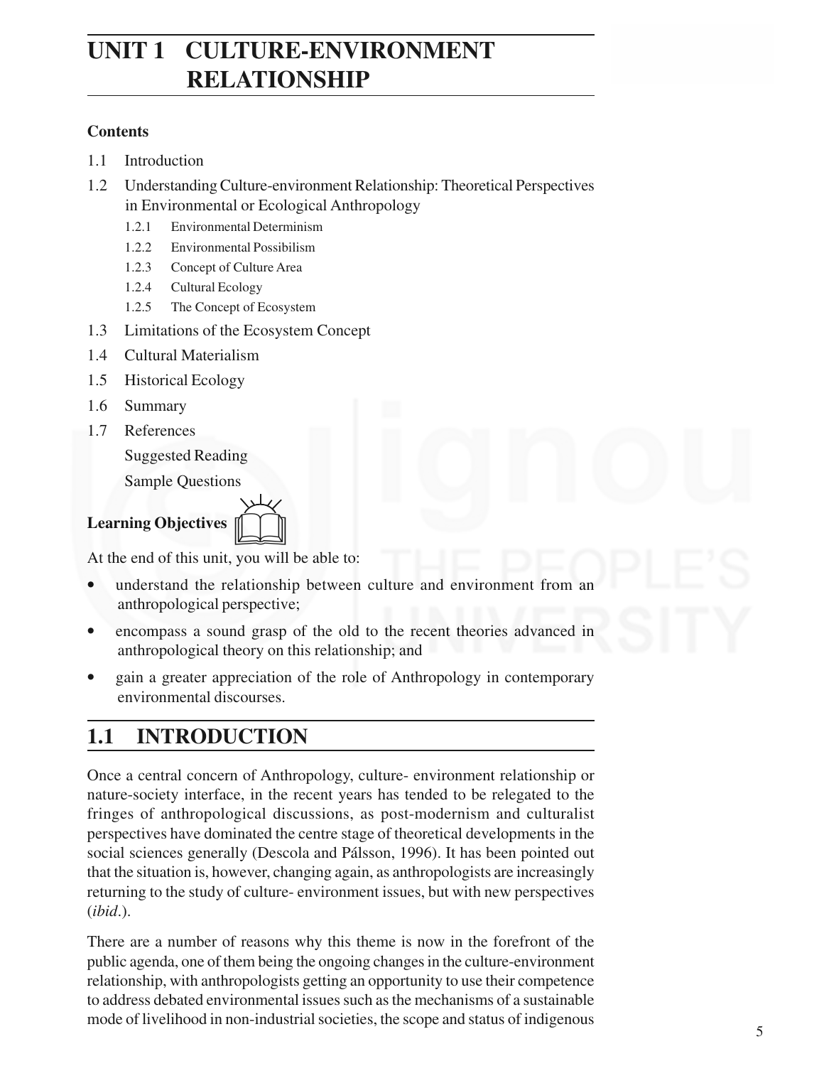# UNIT 1 CULTURE-ENVIRONMENT RELATIONSHIP

**Contents**

1.1 Introduction

1.2 Understanding Culture-environment Relationship: Theoretical Perspectives in Environmental or Ecological Anthropology

- 1.2.1 Environmental Determinism
- 1.2.2 Environmental Possibilism
- 1.2.3 Concept of Culture Area
- 1.2.4 Cultural Ecology
- 1.2.5 The Concept of Ecosystem

1.3 Limitations of the Ecosystem Concept

1.4 Cultural Materialism

1.5 Historical Ecology

1.6 Summary

1.7 References

Suggested Reading

Sample Questions

**Learning Objectives**

At the end of this unit, you will be able to:

- understand the relationship between culture and environment from an anthropological perspective;
- encompass a sound grasp of the old to the recent theories advanced in anthropological theory on this relationship; and
- gain a greater appreciation of the role of Anthropology in contemporary environmental discourses.

## 1.1 INTRODUCTION

Once a central concern of Anthropology, culture- environment relationship or nature-society interface, in the recent years has tended to be relegated to the fringes of anthropological discussions, as post-modernism and culturalist perspectives have dominated the centre stage of theoretical developments in the social sciences generally (Descola and Pálsson, 1996). It has been pointed out that the situation is, however, changing again, as anthropologists are increasingly returning to the study of culture- environment issues, but with new perspectives (*ibid*.).

There are a number of reasons why this theme is now in the forefront of the public agenda, one of them being the ongoing changes in the culture-environment relationship, with anthropologists getting an opportunity to use their competence to address debated environmental issues such as the mechanisms of a sustainable mode of livelihood in non-industrial societies, the scope and status of indigenous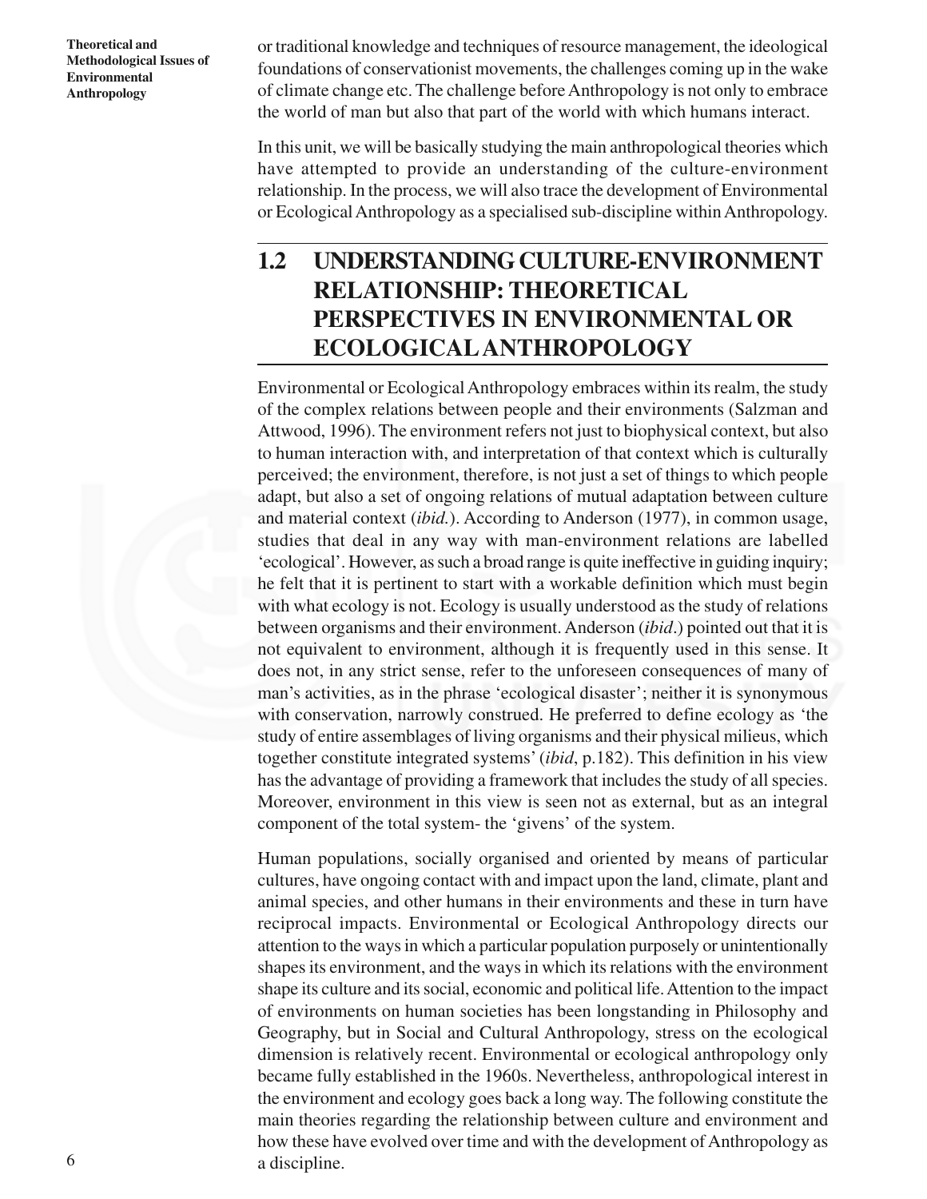or traditional knowledge and techniques of resource management, the ideological foundations of conservationist movements, the challenges coming up in the wake of climate change etc. The challenge before Anthropology is not only to embrace the world of man but also that part of the world with which humans interact.

In this unit, we will be basically studying the main anthropological theories which have attempted to provide an understanding of the culture-environment relationship. In the process, we will also trace the development of Environmental or Ecological Anthropology as a specialised sub-discipline within Anthropology.

## 1.2 UNDERSTANDING CULTURE-ENVIRONMENT RELATIONSHIP: THEORETICAL PERSPECTIVES IN ENVIRONMENTAL OR ECOLOGICAL ANTHROPOLOGY

Environmental or Ecological Anthropology embraces within its realm, the study of the complex relations between people and their environments (Salzman and Attwood, 1996). The environment refers not just to biophysical context, but also to human interaction with, and interpretation of that context which is culturally perceived; the environment, therefore, is not just a set of things to which people adapt, but also a set of ongoing relations of mutual adaptation between culture and material context (*ibid.*). According to Anderson (1977), in common usage, studies that deal in any way with man-environment relations are labelled 'ecological'. However, as such a broad range is quite ineffective in guiding inquiry; he felt that it is pertinent to start with a workable definition which must begin with what ecology is not. Ecology is usually understood as the study of relations between organisms and their environment. Anderson (*ibid*.) pointed out that it is not equivalent to environment, although it is frequently used in this sense. It does not, in any strict sense, refer to the unforeseen consequences of many of man's activities, as in the phrase 'ecological disaster'; neither it is synonymous with conservation, narrowly construed. He preferred to define ecology as 'the study of entire assemblages of living organisms and their physical milieus, which together constitute integrated systems' (*ibid*, p.182). This definition in his view has the advantage of providing a framework that includes the study of all species. Moreover, environment in this view is seen not as external, but as an integral component of the total system- the 'givens' of the system.

Human populations, socially organised and oriented by means of particular cultures, have ongoing contact with and impact upon the land, climate, plant and animal species, and other humans in their environments and these in turn have reciprocal impacts. Environmental or Ecological Anthropology directs our attention to the ways in which a particular population purposely or unintentionally shapes its environment, and the ways in which its relations with the environment shape its culture and its social, economic and political life. Attention to the impact of environments on human societies has been longstanding in Philosophy and Geography, but in Social and Cultural Anthropology, stress on the ecological dimension is relatively recent. Environmental or ecological anthropology only became fully established in the 1960s. Nevertheless, anthropological interest in the environment and ecology goes back a long way. The following constitute the main theories regarding the relationship between culture and environment and how these have evolved over time and with the development of Anthropology as a discipline.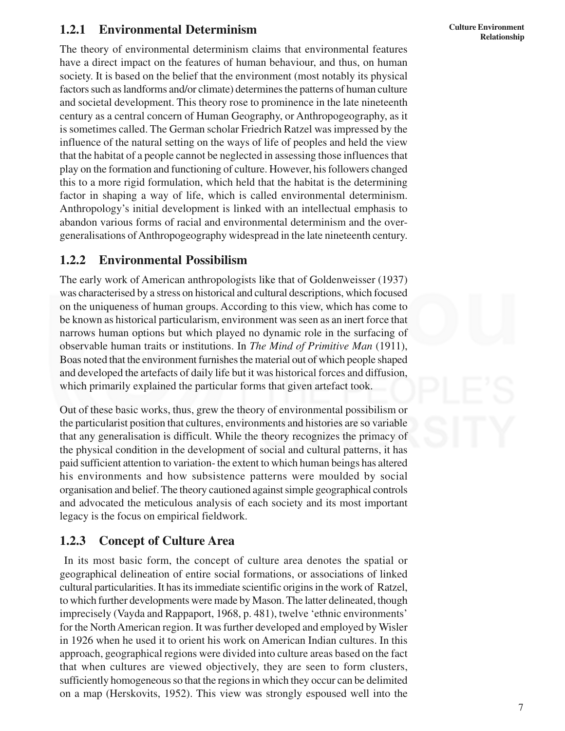### 1.2.1 Environmental Determinism

The theory of environmental determinism claims that environmental features have a direct impact on the features of human behaviour, and thus, on human society. It is based on the belief that the environment (most notably its physical factors such as landforms and/or climate) determines the patterns of human culture and societal development. This theory rose to prominence in the late nineteenth century as a central concern of Human Geography, or Anthropogeography, as it is sometimes called. The German scholar Friedrich Ratzel was impressed by the influence of the natural setting on the ways of life of peoples and held the view that the habitat of a people cannot be neglected in assessing those influences that play on the formation and functioning of culture. However, his followers changed this to a more rigid formulation, which held that the habitat is the determining factor in shaping a way of life, which is called environmental determinism. Anthropology's initial development is linked with an intellectual emphasis to abandon various forms of racial and environmental determinism and the over-generalisations of Anthropogeography widespread in the late nineteenth century.

### 1.2.2 Environmental Possibilism

The early work of American anthropologists like that of Goldenweisser (1937) was characterised by a stress on historical and cultural descriptions, which focused on the uniqueness of human groups. According to this view, which has come to be known as historical particularism, environment was seen as an inert force that narrows human options but which played no dynamic role in the surfacing of observable human traits or institutions. In *The Mind of Primitive Man* (1911), Boas noted that the environment furnishes the material out of which people shaped and developed the artefacts of daily life but it was historical forces and diffusion, which primarily explained the particular forms that given artefact took.

Out of these basic works, thus, grew the theory of environmental possibilism or the particularist position that cultures, environments and histories are so variable that any generalisation is difficult. While the theory recognizes the primacy of the physical condition in the development of social and cultural patterns, it has paid sufficient attention to variation- the extent to which human beings has altered his environments and how subsistence patterns were moulded by social organisation and belief. The theory cautioned against simple geographical controls and advocated the meticulous analysis of each society and its most important legacy is the focus on empirical fieldwork.

### 1.2.3 Concept of Culture Area

In its most basic form, the concept of culture area denotes the spatial or geographical delineation of entire social formations, or associations of linked cultural particularities. It has its immediate scientific origins in the work of Ratzel, to which further developments were made by Mason. The latter delineated, though imprecisely (Vayda and Rappaport, 1968, p. 481), twelve 'ethnic environments' for the North American region. It was further developed and employed by Wisler in 1926 when he used it to orient his work on American Indian cultures. In this approach, geographical regions were divided into culture areas based on the fact that when cultures are viewed objectively, they are seen to form clusters, sufficiently homogeneous so that the regions in which they occur can be delimited on a map (Herskovits, 1952). This view was strongly espoused well into the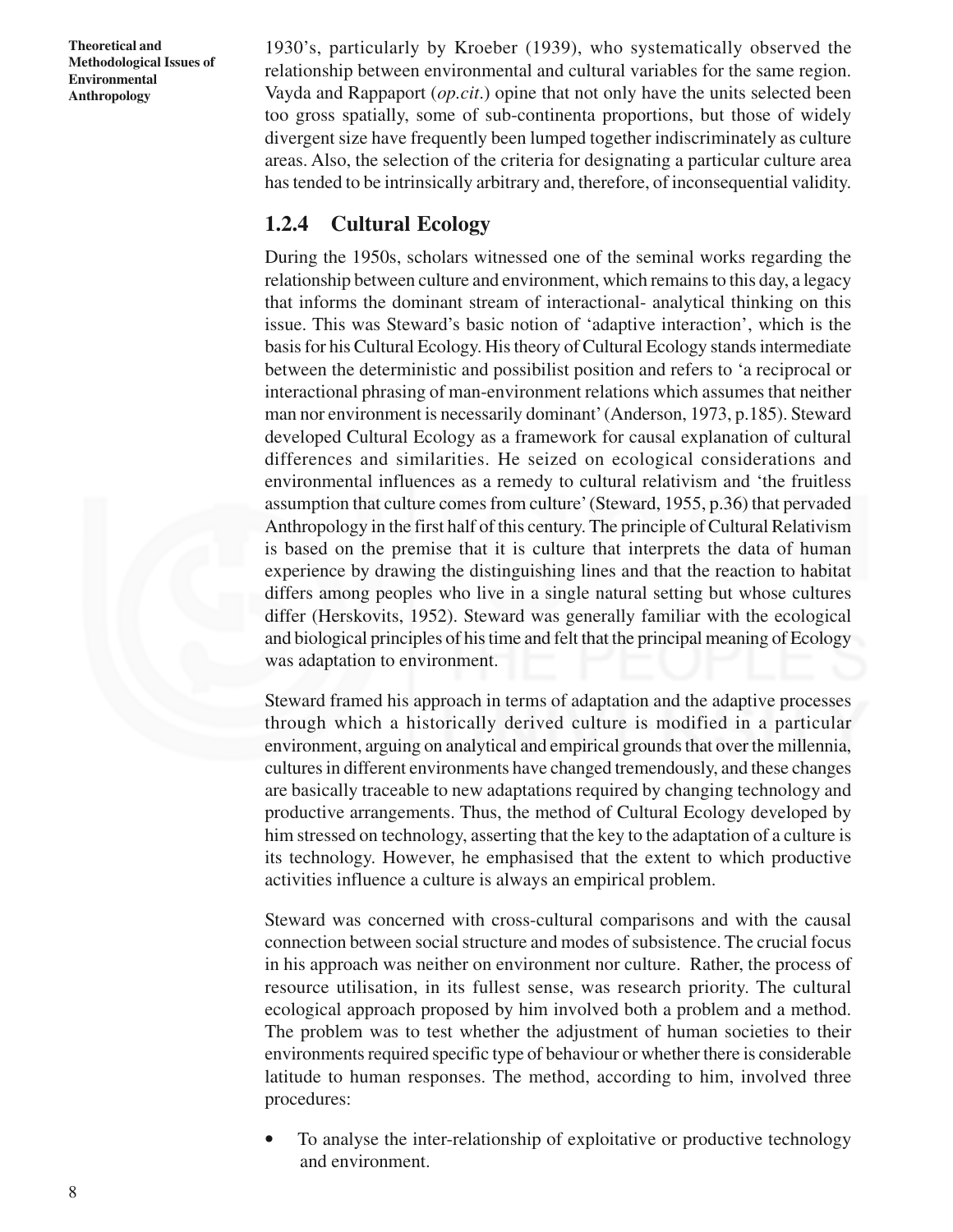1930's, particularly by Kroeber (1939), who systematically observed the relationship between environmental and cultural variables for the same region. Vayda and Rappaport (*op.cit*.) opine that not only have the units selected been too gross spatially, some of sub-continenta proportions, but those of widely divergent size have frequently been lumped together indiscriminately as culture areas. Also, the selection of the criteria for designating a particular culture area has tended to be intrinsically arbitrary and, therefore, of inconsequential validity.

### 1.2.4 Cultural Ecology

During the 1950s, scholars witnessed one of the seminal works regarding the relationship between culture and environment, which remains to this day, a legacy that informs the dominant stream of interactional- analytical thinking on this issue. This was Steward's basic notion of 'adaptive interaction', which is the basis for his Cultural Ecology. His theory of Cultural Ecology stands intermediate between the deterministic and possibilist position and refers to 'a reciprocal or interactional phrasing of man-environment relations which assumes that neither man nor environment is necessarily dominant' (Anderson, 1973, p.185). Steward developed Cultural Ecology as a framework for causal explanation of cultural differences and similarities. He seized on ecological considerations and environmental influences as a remedy to cultural relativism and 'the fruitless assumption that culture comes from culture' (Steward, 1955, p.36) that pervaded Anthropology in the first half of this century. The principle of Cultural Relativism is based on the premise that it is culture that interprets the data of human experience by drawing the distinguishing lines and that the reaction to habitat differs among peoples who live in a single natural setting but whose cultures differ (Herskovits, 1952). Steward was generally familiar with the ecological and biological principles of his time and felt that the principal meaning of Ecology was adaptation to environment.

Steward framed his approach in terms of adaptation and the adaptive processes through which a historically derived culture is modified in a particular environment, arguing on analytical and empirical grounds that over the millennia, cultures in different environments have changed tremendously, and these changes are basically traceable to new adaptations required by changing technology and productive arrangements. Thus, the method of Cultural Ecology developed by him stressed on technology, asserting that the key to the adaptation of a culture is its technology. However, he emphasised that the extent to which productive activities influence a culture is always an empirical problem.

Steward was concerned with cross-cultural comparisons and with the causal connection between social structure and modes of subsistence. The crucial focus in his approach was neither on environment nor culture. Rather, the process of resource utilisation, in its fullest sense, was research priority. The cultural ecological approach proposed by him involved both a problem and a method. The problem was to test whether the adjustment of human societies to their environments required specific type of behaviour or whether there is considerable latitude to human responses. The method, according to him, involved three procedures:

- To analyse the inter-relationship of exploitative or productive technology and environment.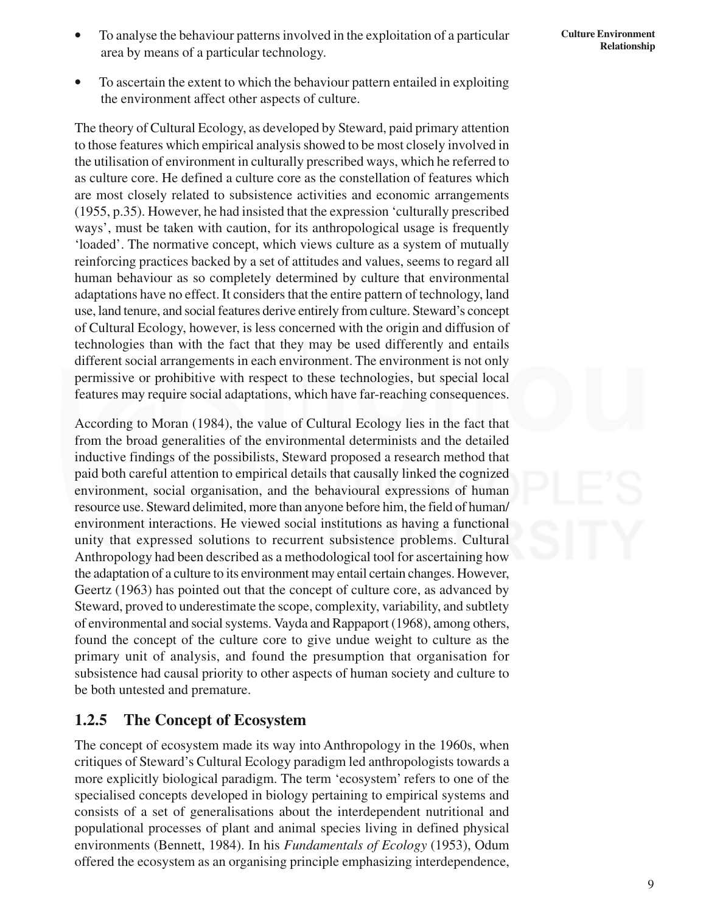- To analyse the behaviour patterns involved in the exploitation of a particular area by means of a particular technology.
- To ascertain the extent to which the behaviour pattern entailed in exploiting the environment affect other aspects of culture.

The theory of Cultural Ecology, as developed by Steward, paid primary attention to those features which empirical analysis showed to be most closely involved in the utilisation of environment in culturally prescribed ways, which he referred to as culture core. He defined a culture core as the constellation of features which are most closely related to subsistence activities and economic arrangements (1955, p.35). However, he had insisted that the expression 'culturally prescribed ways', must be taken with caution, for its anthropological usage is frequently 'loaded'. The normative concept, which views culture as a system of mutually reinforcing practices backed by a set of attitudes and values, seems to regard all human behaviour as so completely determined by culture that environmental adaptations have no effect. It considers that the entire pattern of technology, land use, land tenure, and social features derive entirely from culture. Steward's concept of Cultural Ecology, however, is less concerned with the origin and diffusion of technologies than with the fact that they may be used differently and entails different social arrangements in each environment. The environment is not only permissive or prohibitive with respect to these technologies, but special local features may require social adaptations, which have far-reaching consequences.

According to Moran (1984), the value of Cultural Ecology lies in the fact that from the broad generalities of the environmental determinists and the detailed inductive findings of the possibilists, Steward proposed a research method that paid both careful attention to empirical details that causally linked the cognized environment, social organisation, and the behavioural expressions of human resource use. Steward delimited, more than anyone before him, the field of human/environment interactions. He viewed social institutions as having a functional unity that expressed solutions to recurrent subsistence problems. Cultural Anthropology had been described as a methodological tool for ascertaining how the adaptation of a culture to its environment may entail certain changes. However, Geertz (1963) has pointed out that the concept of culture core, as advanced by Steward, proved to underestimate the scope, complexity, variability, and subtlety of environmental and social systems. Vayda and Rappaport (1968), among others, found the concept of the culture core to give undue weight to culture as the primary unit of analysis, and found the presumption that organisation for subsistence had causal priority to other aspects of human society and culture to be both untested and premature.

### 1.2.5 The Concept of Ecosystem

The concept of ecosystem made its way into Anthropology in the 1960s, when critiques of Steward's Cultural Ecology paradigm led anthropologists towards a more explicitly biological paradigm. The term 'ecosystem' refers to one of the specialised concepts developed in biology pertaining to empirical systems and consists of a set of generalisations about the interdependent nutritional and populational processes of plant and animal species living in defined physical environments (Bennett, 1984). In his *Fundamentals of Ecology* (1953), Odum offered the ecosystem as an organising principle emphasizing interdependence,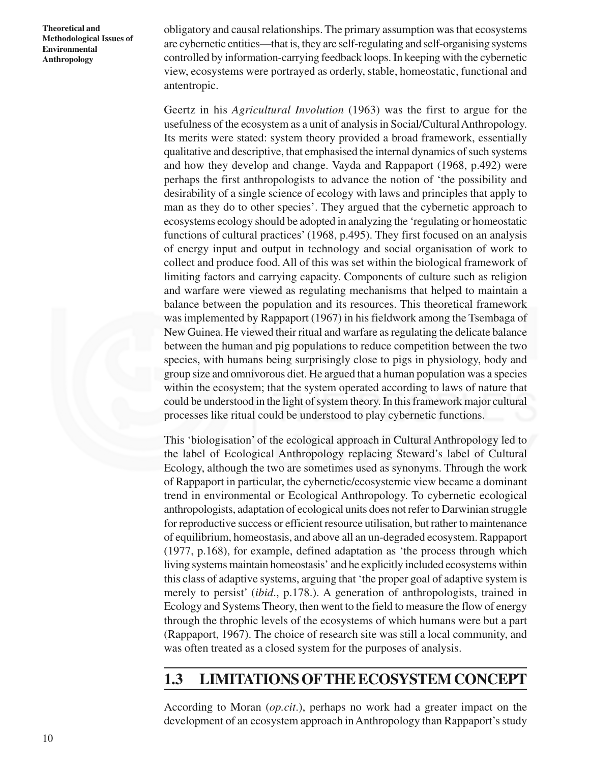obligatory and causal relationships. The primary assumption was that ecosystems are cybernetic entities—that is, they are self-regulating and self-organising systems controlled by information-carrying feedback loops. In keeping with the cybernetic view, ecosystems were portrayed as orderly, stable, homeostatic, functional and antentropic.

Geertz in his *Agricultural Involution* (1963) was the first to argue for the usefulness of the ecosystem as a unit of analysis in Social/Cultural Anthropology. Its merits were stated: system theory provided a broad framework, essentially qualitative and descriptive, that emphasised the internal dynamics of such systems and how they develop and change. Vayda and Rappaport (1968, p.492) were perhaps the first anthropologists to advance the notion of 'the possibility and desirability of a single science of ecology with laws and principles that apply to man as they do to other species'. They argued that the cybernetic approach to ecosystems ecology should be adopted in analyzing the 'regulating or homeostatic functions of cultural practices' (1968, p.495). They first focused on an analysis of energy input and output in technology and social organisation of work to collect and produce food. All of this was set within the biological framework of limiting factors and carrying capacity. Components of culture such as religion and warfare were viewed as regulating mechanisms that helped to maintain a balance between the population and its resources. This theoretical framework was implemented by Rappaport (1967) in his fieldwork among the Tsembaga of New Guinea. He viewed their ritual and warfare as regulating the delicate balance between the human and pig populations to reduce competition between the two species, with humans being surprisingly close to pigs in physiology, body and group size and omnivorous diet. He argued that a human population was a species within the ecosystem; that the system operated according to laws of nature that could be understood in the light of system theory. In this framework major cultural processes like ritual could be understood to play cybernetic functions.

This 'biologisation' of the ecological approach in Cultural Anthropology led to the label of Ecological Anthropology replacing Steward's label of Cultural Ecology, although the two are sometimes used as synonyms. Through the work of Rappaport in particular, the cybernetic/ecosystemic view became a dominant trend in environmental or Ecological Anthropology. To cybernetic ecological anthropologists, adaptation of ecological units does not refer to Darwinian struggle for reproductive success or efficient resource utilisation, but rather to maintenance of equilibrium, homeostasis, and above all an un-degraded ecosystem. Rappaport (1977, p.168), for example, defined adaptation as 'the process through which living systems maintain homeostasis' and he explicitly included ecosystems within this class of adaptive systems, arguing that 'the proper goal of adaptive system is merely to persist' (*ibid*., p.178.). A generation of anthropologists, trained in Ecology and Systems Theory, then went to the field to measure the flow of energy through the throphic levels of the ecosystems of which humans were but a part (Rappaport, 1967). The choice of research site was still a local community, and was often treated as a closed system for the purposes of analysis.

## 1.3 LIMITATIONS OF THE ECOSYSTEM CONCEPT

According to Moran (*op.cit*.), perhaps no work had a greater impact on the development of an ecosystem approach in Anthropology than Rappaport's study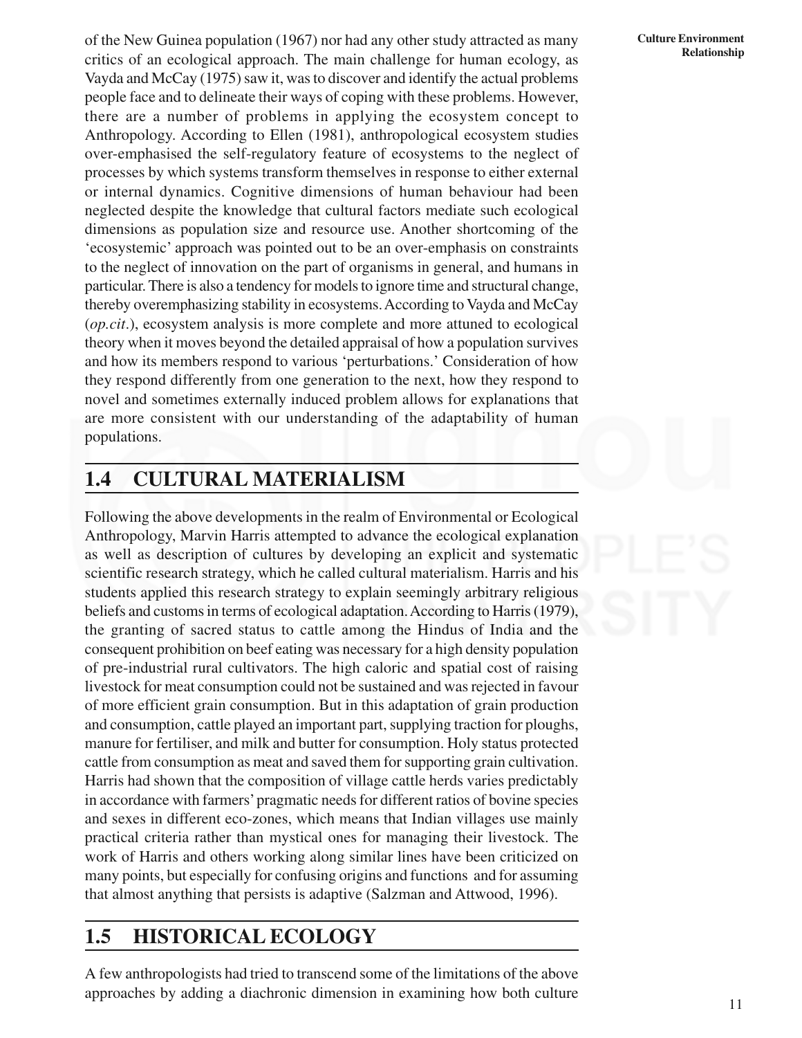of the New Guinea population (1967) nor had any other study attracted as many critics of an ecological approach. The main challenge for human ecology, as Vayda and McCay (1975) saw it, was to discover and identify the actual problems people face and to delineate their ways of coping with these problems. However, there are a number of problems in applying the ecosystem concept to Anthropology. According to Ellen (1981), anthropological ecosystem studies over-emphasised the self-regulatory feature of ecosystems to the neglect of processes by which systems transform themselves in response to either external or internal dynamics. Cognitive dimensions of human behaviour had been neglected despite the knowledge that cultural factors mediate such ecological dimensions as population size and resource use. Another shortcoming of the 'ecosystemic' approach was pointed out to be an over-emphasis on constraints to the neglect of innovation on the part of organisms in general, and humans in particular. There is also a tendency for models to ignore time and structural change, thereby overemphasizing stability in ecosystems. According to Vayda and McCay (*op.cit*.), ecosystem analysis is more complete and more attuned to ecological theory when it moves beyond the detailed appraisal of how a population survives and how its members respond to various 'perturbations.' Consideration of how they respond differently from one generation to the next, how they respond to novel and sometimes externally induced problem allows for explanations that are more consistent with our understanding of the adaptability of human populations.

## 1.4 CULTURAL MATERIALISM

Following the above developments in the realm of Environmental or Ecological Anthropology, Marvin Harris attempted to advance the ecological explanation as well as description of cultures by developing an explicit and systematic scientific research strategy, which he called cultural materialism. Harris and his students applied this research strategy to explain seemingly arbitrary religious beliefs and customs in terms of ecological adaptation. According to Harris (1979), the granting of sacred status to cattle among the Hindus of India and the consequent prohibition on beef eating was necessary for a high density population of pre-industrial rural cultivators. The high caloric and spatial cost of raising livestock for meat consumption could not be sustained and was rejected in favour of more efficient grain consumption. But in this adaptation of grain production and consumption, cattle played an important part, supplying traction for ploughs, manure for fertiliser, and milk and butter for consumption. Holy status protected cattle from consumption as meat and saved them for supporting grain cultivation. Harris had shown that the composition of village cattle herds varies predictably in accordance with farmers' pragmatic needs for different ratios of bovine species and sexes in different eco-zones, which means that Indian villages use mainly practical criteria rather than mystical ones for managing their livestock. The work of Harris and others working along similar lines have been criticized on many points, but especially for confusing origins and functions and for assuming that almost anything that persists is adaptive (Salzman and Attwood, 1996).

## 1.5 HISTORICAL ECOLOGY

A few anthropologists had tried to transcend some of the limitations of the above approaches by adding a diachronic dimension in examining how both culture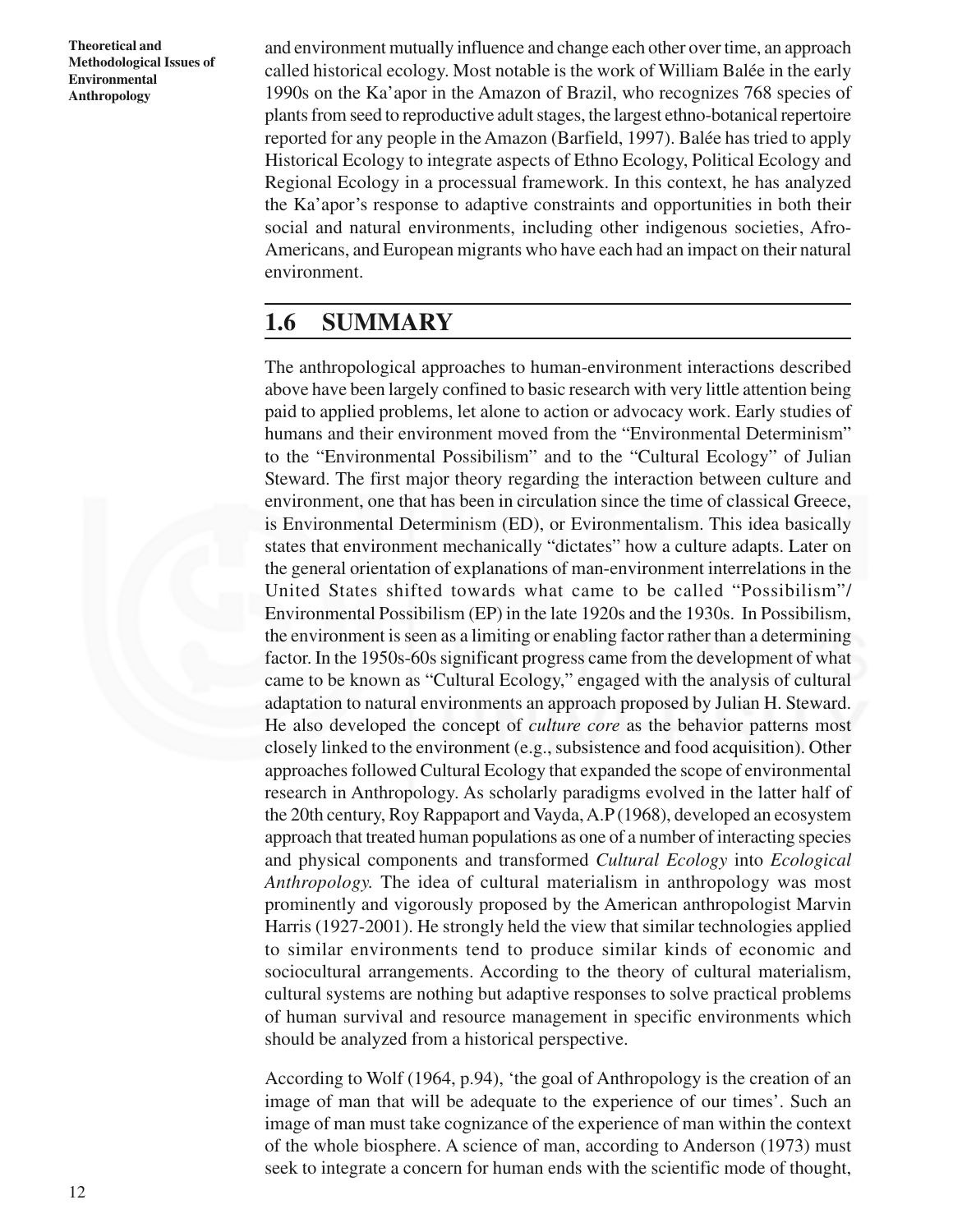and environment mutually influence and change each other over time, an approach called historical ecology. Most notable is the work of William Balée in the early 1990s on the Ka'apor in the Amazon of Brazil, who recognizes 768 species of plants from seed to reproductive adult stages, the largest ethno-botanical repertoire reported for any people in the Amazon (Barfield, 1997). Balée has tried to apply Historical Ecology to integrate aspects of Ethno Ecology, Political Ecology and Regional Ecology in a processual framework. In this context, he has analyzed the Ka'apor's response to adaptive constraints and opportunities in both their social and natural environments, including other indigenous societies, Afro-Americans, and European migrants who have each had an impact on their natural environment.

## 1.6 SUMMARY

The anthropological approaches to human-environment interactions described above have been largely confined to basic research with very little attention being paid to applied problems, let alone to action or advocacy work. Early studies of humans and their environment moved from the "Environmental Determinism" to the "Environmental Possibilism" and to the "Cultural Ecology" of Julian Steward. The first major theory regarding the interaction between culture and environment, one that has been in circulation since the time of classical Greece, is Environmental Determinism (ED), or Evironmentalism. This idea basically states that environment mechanically "dictates" how a culture adapts. Later on the general orientation of explanations of man-environment interrelations in the United States shifted towards what came to be called "Possibilism"/ Environmental Possibilism (EP) in the late 1920s and the 1930s. In Possibilism, the environment is seen as a limiting or enabling factor rather than a determining factor. In the 1950s-60s significant progress came from the development of what came to be known as "Cultural Ecology," engaged with the analysis of cultural adaptation to natural environments an approach proposed by Julian H. Steward. He also developed the concept of *culture core* as the behavior patterns most closely linked to the environment (e.g., subsistence and food acquisition). Other approaches followed Cultural Ecology that expanded the scope of environmental research in Anthropology. As scholarly paradigms evolved in the latter half of the 20th century, Roy Rappaport and Vayda, A.P (1968), developed an ecosystem approach that treated human populations as one of a number of interacting species and physical components and transformed *Cultural Ecology* into *Ecological Anthropology.* The idea of cultural materialism in anthropology was most prominently and vigorously proposed by the American anthropologist Marvin Harris (1927-2001). He strongly held the view that similar technologies applied to similar environments tend to produce similar kinds of economic and sociocultural arrangements. According to the theory of cultural materialism, cultural systems are nothing but adaptive responses to solve practical problems of human survival and resource management in specific environments which should be analyzed from a historical perspective.

According to Wolf (1964, p.94), 'the goal of Anthropology is the creation of an image of man that will be adequate to the experience of our times'. Such an image of man must take cognizance of the experience of man within the context of the whole biosphere. A science of man, according to Anderson (1973) must seek to integrate a concern for human ends with the scientific mode of thought,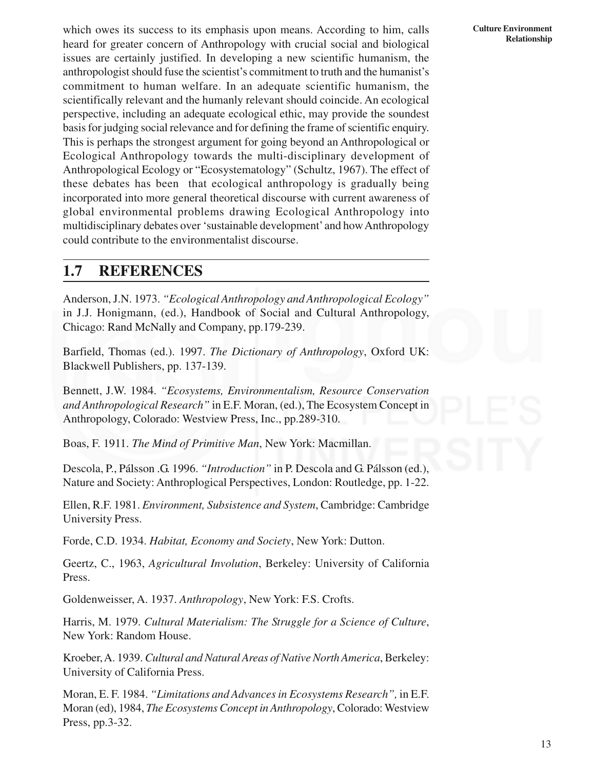which owes its success to its emphasis upon means. According to him, calls heard for greater concern of Anthropology with crucial social and biological issues are certainly justified. In developing a new scientific humanism, the anthropologist should fuse the scientist's commitment to truth and the humanist's commitment to human welfare. In an adequate scientific humanism, the scientifically relevant and the humanly relevant should coincide. An ecological perspective, including an adequate ecological ethic, may provide the soundest basis for judging social relevance and for defining the frame of scientific enquiry. This is perhaps the strongest argument for going beyond an Anthropological or Ecological Anthropology towards the multi-disciplinary development of Anthropological Ecology or "Ecosystematology" (Schultz, 1967). The effect of these debates has been that ecological anthropology is gradually being incorporated into more general theoretical discourse with current awareness of global environmental problems drawing Ecological Anthropology into multidisciplinary debates over 'sustainable development' and how Anthropology could contribute to the environmentalist discourse.

## 1.7 REFERENCES

Anderson, J.N. 1973. *"Ecological Anthropology and Anthropological Ecology"* in J.J. Honigmann, (ed.), Handbook of Social and Cultural Anthropology, Chicago: Rand McNally and Company, pp.179-239.

Barfield, Thomas (ed.). 1997. *The Dictionary of Anthropology*, Oxford UK: Blackwell Publishers, pp. 137-139.

Bennett, J.W. 1984. *"Ecosystems, Environmentalism, Resource Conservation and Anthropological Research"* in E.F. Moran, (ed.), The Ecosystem Concept in Anthropology, Colorado: Westview Press, Inc., pp.289-310.

Boas, F. 1911. *The Mind of Primitive Man*, New York: Macmillan.

Descola, P., Pálsson .G. 1996. *"Introduction"* in P. Descola and G. Pálsson (ed.), Nature and Society: Anthroplogical Perspectives, London: Routledge, pp. 1-22.

Ellen, R.F. 1981. *Environment, Subsistence and System*, Cambridge: Cambridge University Press.

Forde, C.D. 1934. *Habitat, Economy and Society*, New York: Dutton.

Geertz, C., 1963, *Agricultural Involution*, Berkeley: University of California Press.

Goldenweisser, A. 1937. *Anthropology*, New York: F.S. Crofts.

Harris, M. 1979. *Cultural Materialism: The Struggle for a Science of Culture*, New York: Random House.

Kroeber, A. 1939. *Cultural and Natural Areas of Native North America*, Berkeley: University of California Press.

Moran, E. F. 1984. *"Limitations and Advances in Ecosystems Research",* in E.F. Moran (ed), 1984, *The Ecosystems Concept in Anthropology*, Colorado: Westview Press, pp.3-32.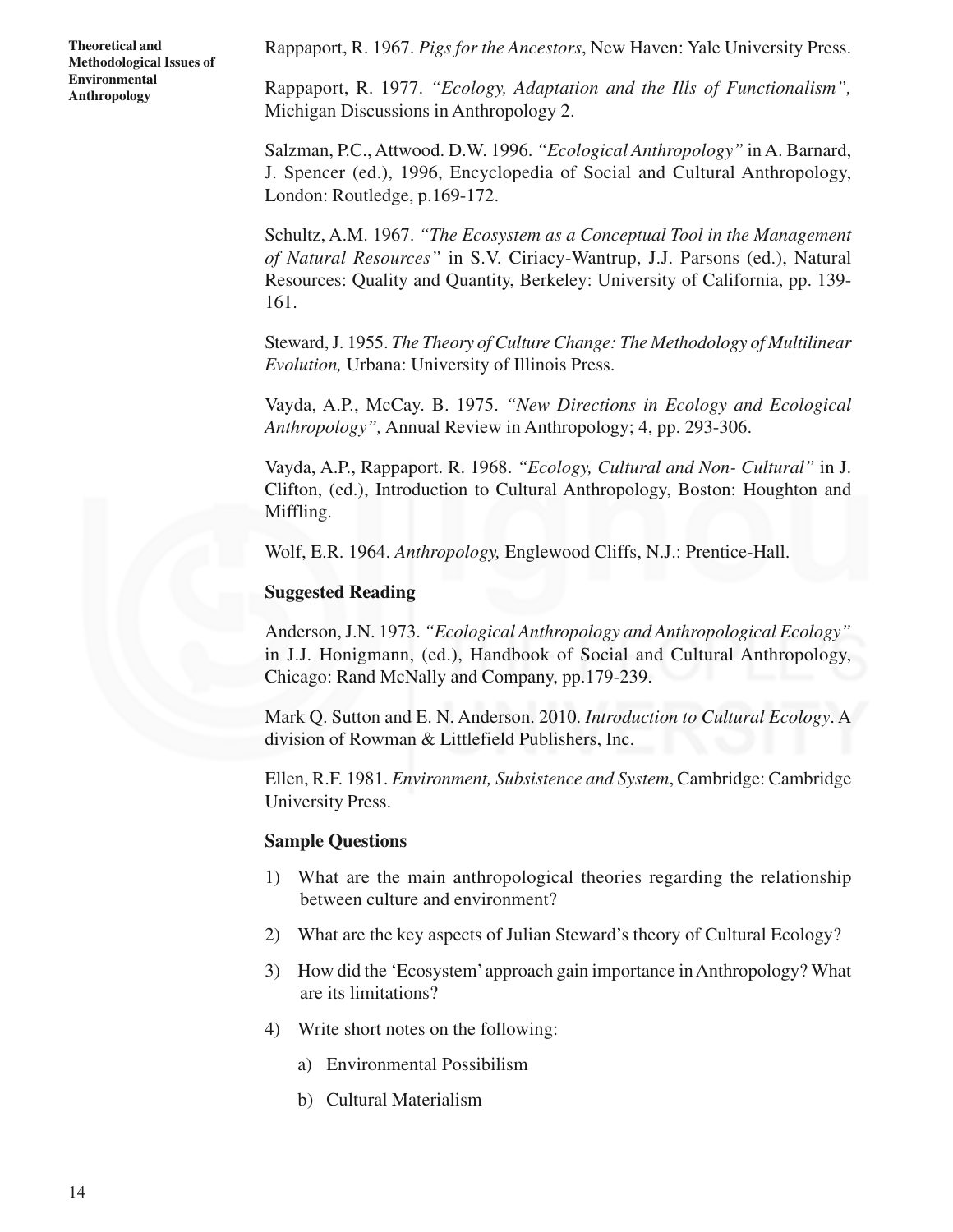Rappaport, R. 1967. *Pigs for the Ancestors*, New Haven: Yale University Press.

Rappaport, R. 1977. *"Ecology, Adaptation and the Ills of Functionalism",* Michigan Discussions in Anthropology 2.

Salzman, P.C., Attwood. D.W. 1996. *"Ecological Anthropology"* in A. Barnard, J. Spencer (ed.), 1996, Encyclopedia of Social and Cultural Anthropology, London: Routledge, p.169-172.

Schultz, A.M. 1967. *"The Ecosystem as a Conceptual Tool in the Management of Natural Resources"* in S.V. Ciriacy-Wantrup, J.J. Parsons (ed.), Natural Resources: Quality and Quantity, Berkeley: University of California, pp. 139-161.

Steward, J. 1955. *The Theory of Culture Change: The Methodology of Multilinear Evolution,* Urbana: University of Illinois Press.

Vayda, A.P., McCay. B. 1975. *"New Directions in Ecology and Ecological Anthropology",* Annual Review in Anthropology; 4, pp. 293-306.

Vayda, A.P., Rappaport. R. 1968. *"Ecology, Cultural and Non- Cultural"* in J. Clifton, (ed.), Introduction to Cultural Anthropology, Boston: Houghton and Miffling.

Wolf, E.R. 1964. *Anthropology,* Englewood Cliffs, N.J.: Prentice-Hall.

**Suggested Reading**

Anderson, J.N. 1973. *"Ecological Anthropology and Anthropological Ecology"* in J.J. Honigmann, (ed.), Handbook of Social and Cultural Anthropology, Chicago: Rand McNally and Company, pp.179-239.

Mark Q. Sutton and E. N. Anderson. 2010. *Introduction to Cultural Ecology*. A division of Rowman & Littlefield Publishers, Inc.

Ellen, R.F. 1981. *Environment, Subsistence and System*, Cambridge: Cambridge University Press.

**Sample Questions**

1) What are the main anthropological theories regarding the relationship between culture and environment?
2) What are the key aspects of Julian Steward's theory of Cultural Ecology?
3) How did the 'Ecosystem' approach gain importance in Anthropology? What are its limitations?
4) Write short notes on the following:
    a) Environmental Possibilism
    b) Cultural Materialism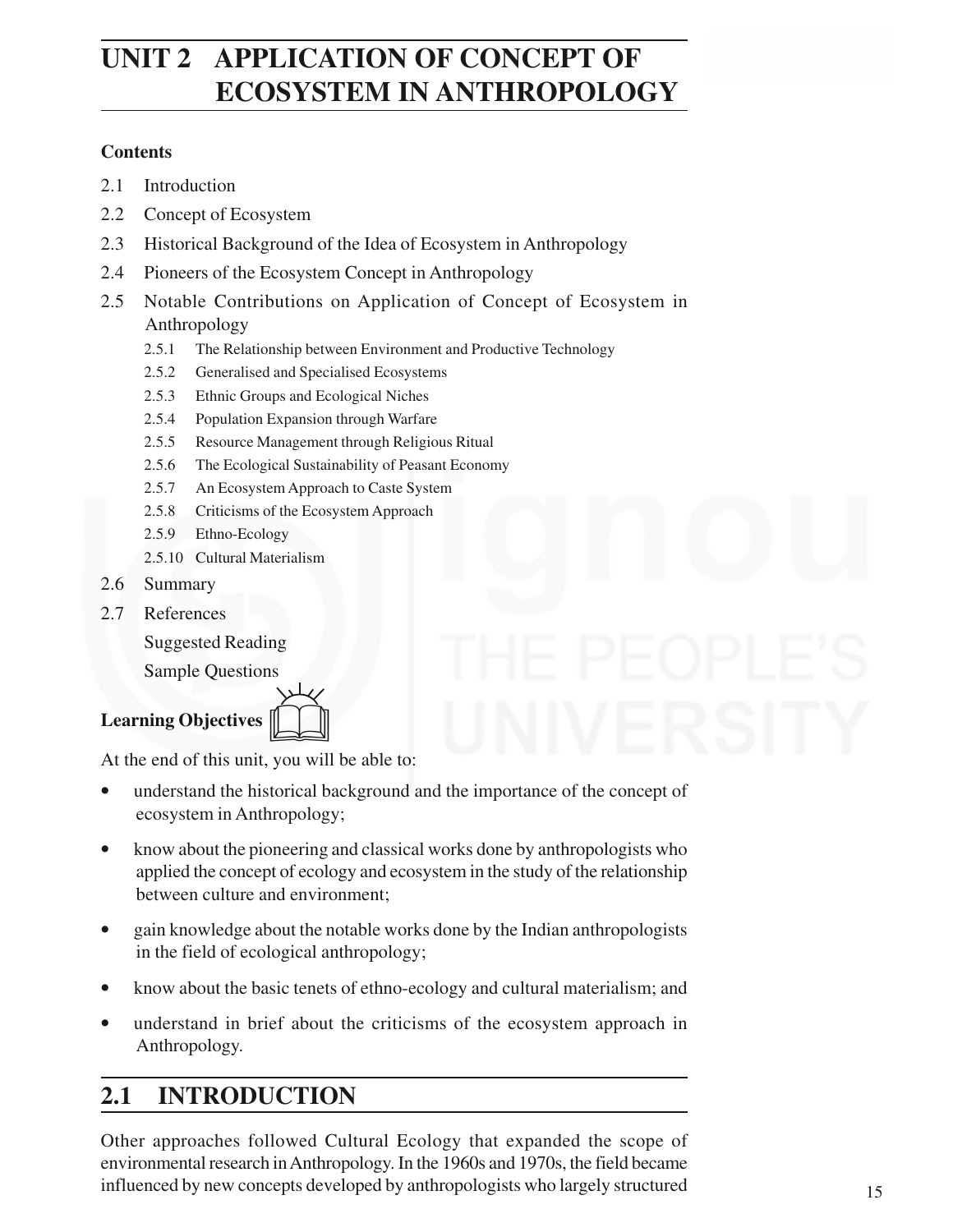# UNIT 2 APPLICATION OF CONCEPT OF ECOSYSTEM IN ANTHROPOLOGY

**Contents**

2.1 Introduction

2.2 Concept of Ecosystem

2.3 Historical Background of the Idea of Ecosystem in Anthropology

2.4 Pioneers of the Ecosystem Concept in Anthropology

2.5 Notable Contributions on Application of Concept of Ecosystem in Anthropology

- 2.5.1 The Relationship between Environment and Productive Technology
- 2.5.2 Generalised and Specialised Ecosystems
- 2.5.3 Ethnic Groups and Ecological Niches
- 2.5.4 Population Expansion through Warfare
- 2.5.5 Resource Management through Religious Ritual
- 2.5.6 The Ecological Sustainability of Peasant Economy
- 2.5.7 An Ecosystem Approach to Caste System
- 2.5.8 Criticisms of the Ecosystem Approach
- 2.5.9 Ethno-Ecology
- 2.5.10 Cultural Materialism

2.6 Summary

2.7 References

Suggested Reading

Sample Questions

**Learning Objectives**

At the end of this unit, you will be able to:

- understand the historical background and the importance of the concept of ecosystem in Anthropology;
- know about the pioneering and classical works done by anthropologists who applied the concept of ecology and ecosystem in the study of the relationship between culture and environment;
- gain knowledge about the notable works done by the Indian anthropologists in the field of ecological anthropology;
- know about the basic tenets of ethno-ecology and cultural materialism; and
- understand in brief about the criticisms of the ecosystem approach in Anthropology.

## 2.1 INTRODUCTION

Other approaches followed Cultural Ecology that expanded the scope of environmental research in Anthropology. In the 1960s and 1970s, the field became influenced by new concepts developed by anthropologists who largely structured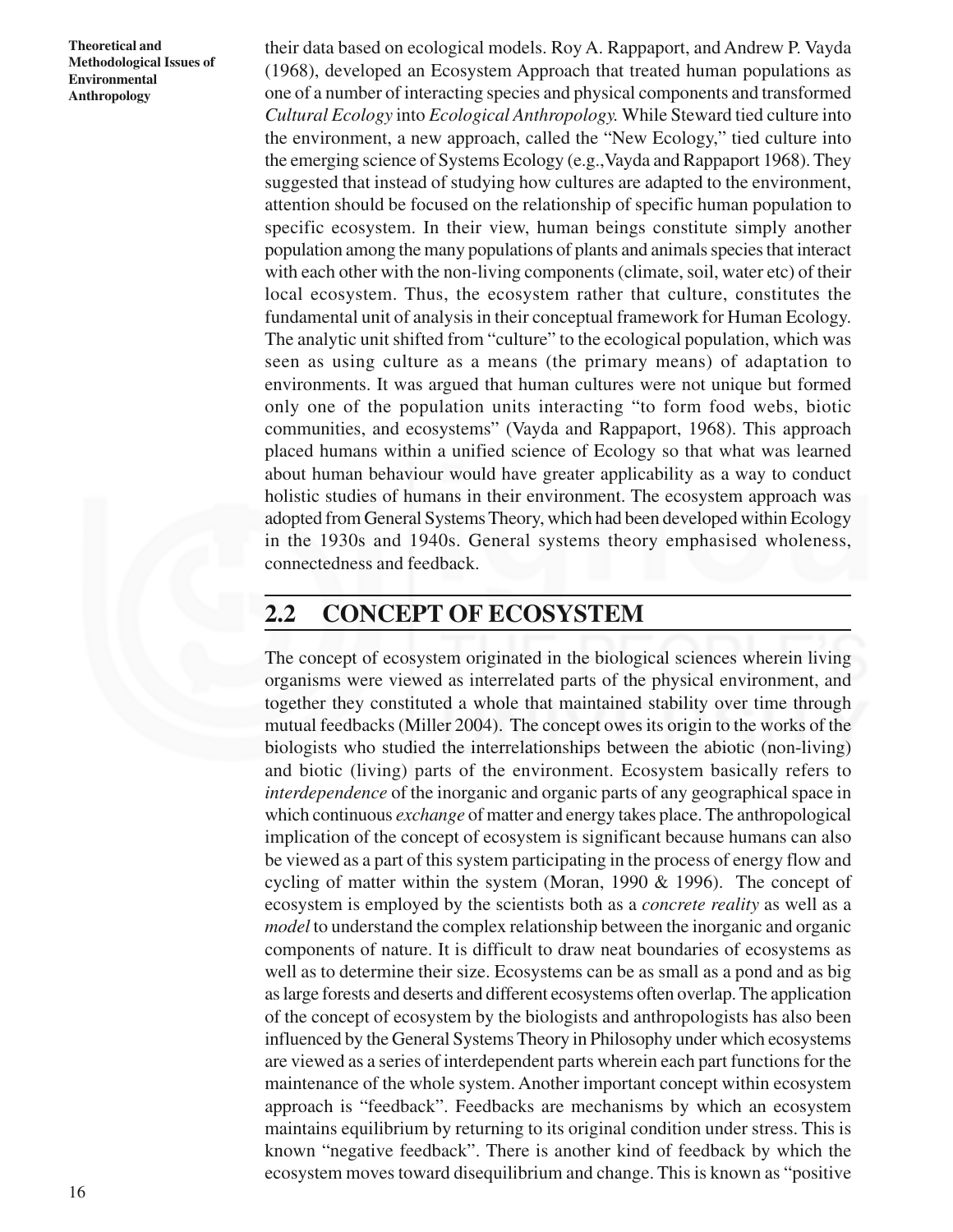their data based on ecological models. Roy A. Rappaport, and Andrew P. Vayda (1968), developed an Ecosystem Approach that treated human populations as one of a number of interacting species and physical components and transformed *Cultural Ecology* into *Ecological Anthropology.* While Steward tied culture into the environment, a new approach, called the "New Ecology," tied culture into the emerging science of Systems Ecology (e.g., Vayda and Rappaport 1968). They suggested that instead of studying how cultures are adapted to the environment, attention should be focused on the relationship of specific human population to specific ecosystem. In their view, human beings constitute simply another population among the many populations of plants and animals species that interact with each other with the non-living components (climate, soil, water etc) of their local ecosystem. Thus, the ecosystem rather that culture, constitutes the fundamental unit of analysis in their conceptual framework for Human Ecology. The analytic unit shifted from "culture" to the ecological population, which was seen as using culture as a means (the primary means) of adaptation to environments. It was argued that human cultures were not unique but formed only one of the population units interacting "to form food webs, biotic communities, and ecosystems" (Vayda and Rappaport, 1968). This approach placed humans within a unified science of Ecology so that what was learned about human behaviour would have greater applicability as a way to conduct holistic studies of humans in their environment. The ecosystem approach was adopted from General Systems Theory, which had been developed within Ecology in the 1930s and 1940s. General systems theory emphasised wholeness, connectedness and feedback.

## 2.2 CONCEPT OF ECOSYSTEM

The concept of ecosystem originated in the biological sciences wherein living organisms were viewed as interrelated parts of the physical environment, and together they constituted a whole that maintained stability over time through mutual feedbacks (Miller 2004). The concept owes its origin to the works of the biologists who studied the interrelationships between the abiotic (non-living) and biotic (living) parts of the environment. Ecosystem basically refers to *interdependence* of the inorganic and organic parts of any geographical space in which continuous *exchange* of matter and energy takes place. The anthropological implication of the concept of ecosystem is significant because humans can also be viewed as a part of this system participating in the process of energy flow and cycling of matter within the system (Moran, 1990 & 1996). The concept of ecosystem is employed by the scientists both as a *concrete reality* as well as a *model* to understand the complex relationship between the inorganic and organic components of nature. It is difficult to draw neat boundaries of ecosystems as well as to determine their size. Ecosystems can be as small as a pond and as big as large forests and deserts and different ecosystems often overlap. The application of the concept of ecosystem by the biologists and anthropologists has also been influenced by the General Systems Theory in Philosophy under which ecosystems are viewed as a series of interdependent parts wherein each part functions for the maintenance of the whole system. Another important concept within ecosystem approach is "feedback". Feedbacks are mechanisms by which an ecosystem maintains equilibrium by returning to its original condition under stress. This is known "negative feedback". There is another kind of feedback by which the ecosystem moves toward disequilibrium and change. This is known as "positive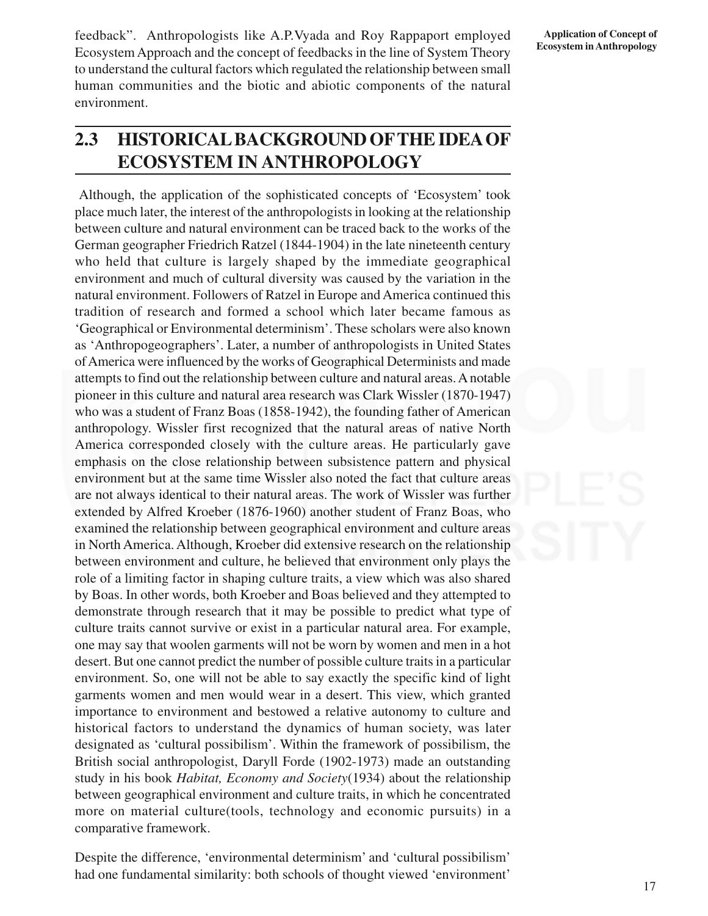feedback". Anthropologists like A.P.Vyada and Roy Rappaport employed Ecosystem Approach and the concept of feedbacks in the line of System Theory to understand the cultural factors which regulated the relationship between small human communities and the biotic and abiotic components of the natural environment.

## 2.3 HISTORICAL BACKGROUND OF THE IDEA OF ECOSYSTEM IN ANTHROPOLOGY

Although, the application of the sophisticated concepts of 'Ecosystem' took place much later, the interest of the anthropologists in looking at the relationship between culture and natural environment can be traced back to the works of the German geographer Friedrich Ratzel (1844-1904) in the late nineteenth century who held that culture is largely shaped by the immediate geographical environment and much of cultural diversity was caused by the variation in the natural environment. Followers of Ratzel in Europe and America continued this tradition of research and formed a school which later became famous as 'Geographical or Environmental determinism'. These scholars were also known as 'Anthropogeographers'. Later, a number of anthropologists in United States of America were influenced by the works of Geographical Determinists and made attempts to find out the relationship between culture and natural areas. A notable pioneer in this culture and natural area research was Clark Wissler (1870-1947) who was a student of Franz Boas (1858-1942), the founding father of American anthropology. Wissler first recognized that the natural areas of native North America corresponded closely with the culture areas. He particularly gave emphasis on the close relationship between subsistence pattern and physical environment but at the same time Wissler also noted the fact that culture areas are not always identical to their natural areas. The work of Wissler was further extended by Alfred Kroeber (1876-1960) another student of Franz Boas, who examined the relationship between geographical environment and culture areas in North America. Although, Kroeber did extensive research on the relationship between environment and culture, he believed that environment only plays the role of a limiting factor in shaping culture traits, a view which was also shared by Boas. In other words, both Kroeber and Boas believed and they attempted to demonstrate through research that it may be possible to predict what type of culture traits cannot survive or exist in a particular natural area. For example, one may say that woolen garments will not be worn by women and men in a hot desert. But one cannot predict the number of possible culture traits in a particular environment. So, one will not be able to say exactly the specific kind of light garments women and men would wear in a desert. This view, which granted importance to environment and bestowed a relative autonomy to culture and historical factors to understand the dynamics of human society, was later designated as 'cultural possibilism'. Within the framework of possibilism, the British social anthropologist, Daryll Forde (1902-1973) made an outstanding study in his book *Habitat, Economy and Society*(1934) about the relationship between geographical environment and culture traits, in which he concentrated more on material culture(tools, technology and economic pursuits) in a comparative framework.

Despite the difference, 'environmental determinism' and 'cultural possibilism' had one fundamental similarity: both schools of thought viewed 'environment'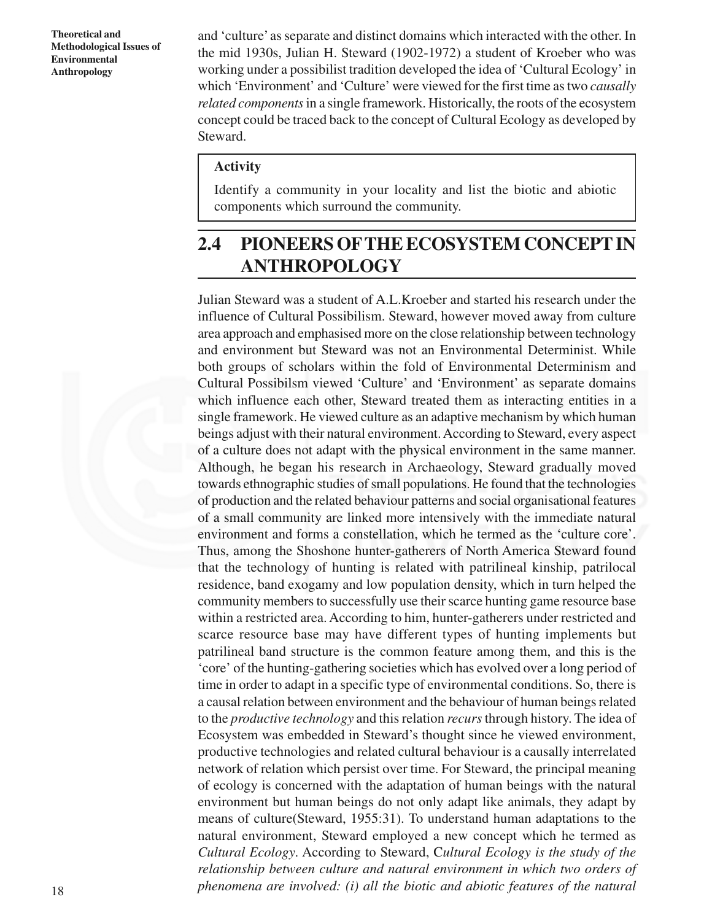and 'culture' as separate and distinct domains which interacted with the other. In the mid 1930s, Julian H. Steward (1902-1972) a student of Kroeber who was working under a possibilist tradition developed the idea of 'Cultural Ecology' in which 'Environment' and 'Culture' were viewed for the first time as two *causally related components* in a single framework. Historically, the roots of the ecosystem concept could be traced back to the concept of Cultural Ecology as developed by Steward.

> **Activity**
>
> Identify a community in your locality and list the biotic and abiotic components which surround the community.

## 2.4 PIONEERS OF THE ECOSYSTEM CONCEPT IN ANTHROPOLOGY

Julian Steward was a student of A.L.Kroeber and started his research under the influence of Cultural Possibilism. Steward, however moved away from culture area approach and emphasised more on the close relationship between technology and environment but Steward was not an Environmental Determinist. While both groups of scholars within the fold of Environmental Determinism and Cultural Possibilsm viewed 'Culture' and 'Environment' as separate domains which influence each other, Steward treated them as interacting entities in a single framework. He viewed culture as an adaptive mechanism by which human beings adjust with their natural environment. According to Steward, every aspect of a culture does not adapt with the physical environment in the same manner. Although, he began his research in Archaeology, Steward gradually moved towards ethnographic studies of small populations. He found that the technologies of production and the related behaviour patterns and social organisational features of a small community are linked more intensively with the immediate natural environment and forms a constellation, which he termed as the 'culture core'. Thus, among the Shoshone hunter-gatherers of North America Steward found that the technology of hunting is related with patrilineal kinship, patrilocal residence, band exogamy and low population density, which in turn helped the community members to successfully use their scarce hunting game resource base within a restricted area. According to him, hunter-gatherers under restricted and scarce resource base may have different types of hunting implements but patrilineal band structure is the common feature among them, and this is the 'core' of the hunting-gathering societies which has evolved over a long period of time in order to adapt in a specific type of environmental conditions. So, there is a causal relation between environment and the behaviour of human beings related to the *productive technology* and this relation *recurs* through history. The idea of Ecosystem was embedded in Steward's thought since he viewed environment, productive technologies and related cultural behaviour is a causally interrelated network of relation which persist over time. For Steward, the principal meaning of ecology is concerned with the adaptation of human beings with the natural environment but human beings do not only adapt like animals, they adapt by means of culture(Steward, 1955:31). To understand human adaptations to the natural environment, Steward employed a new concept which he termed as *Cultural Ecology*. According to Steward, C*ultural Ecology is the study of the relationship between culture and natural environment in which two orders of phenomena are involved: (i) all the biotic and abiotic features of the natural*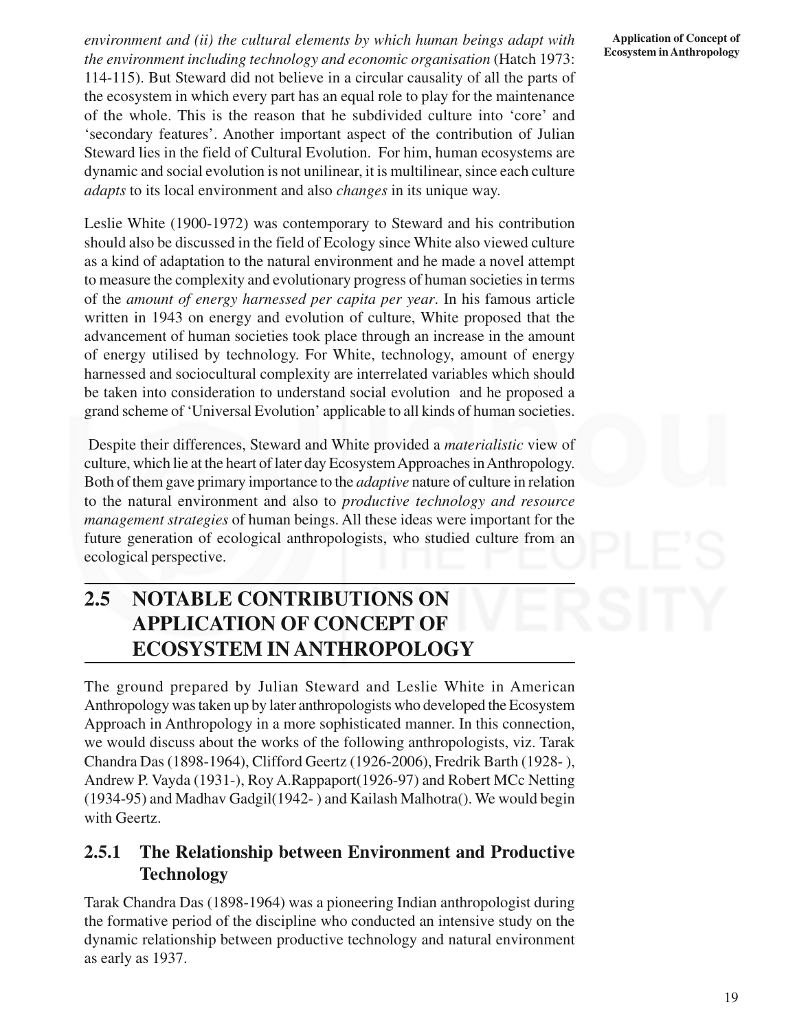*environment and (ii) the cultural elements by which human beings adapt with the environment including technology and economic organisation* (Hatch 1973: 114-115). But Steward did not believe in a circular causality of all the parts of the ecosystem in which every part has an equal role to play for the maintenance of the whole. This is the reason that he subdivided culture into 'core' and 'secondary features'. Another important aspect of the contribution of Julian Steward lies in the field of Cultural Evolution. For him, human ecosystems are dynamic and social evolution is not unilinear, it is multilinear, since each culture *adapts* to its local environment and also *changes* in its unique way.

Leslie White (1900-1972) was contemporary to Steward and his contribution should also be discussed in the field of Ecology since White also viewed culture as a kind of adaptation to the natural environment and he made a novel attempt to measure the complexity and evolutionary progress of human societies in terms of the *amount of energy harnessed per capita per year*. In his famous article written in 1943 on energy and evolution of culture, White proposed that the advancement of human societies took place through an increase in the amount of energy utilised by technology. For White, technology, amount of energy harnessed and sociocultural complexity are interrelated variables which should be taken into consideration to understand social evolution and he proposed a grand scheme of 'Universal Evolution' applicable to all kinds of human societies.

Despite their differences, Steward and White provided a *materialistic* view of culture, which lie at the heart of later day Ecosystem Approaches in Anthropology. Both of them gave primary importance to the *adaptive* nature of culture in relation to the natural environment and also to *productive technology and resource management strategies* of human beings. All these ideas were important for the future generation of ecological anthropologists, who studied culture from an ecological perspective.

## 2.5 NOTABLE CONTRIBUTIONS ON APPLICATION OF CONCEPT OF ECOSYSTEM IN ANTHROPOLOGY

The ground prepared by Julian Steward and Leslie White in American Anthropology was taken up by later anthropologists who developed the Ecosystem Approach in Anthropology in a more sophisticated manner. In this connection, we would discuss about the works of the following anthropologists, viz. Tarak Chandra Das (1898-1964), Clifford Geertz (1926-2006), Fredrik Barth (1928- ), Andrew P. Vayda (1931-), Roy A.Rappaport(1926-97) and Robert MCc Netting (1934-95) and Madhav Gadgil(1942- ) and Kailash Malhotra(). We would begin with Geertz.

### 2.5.1 The Relationship between Environment and Productive Technology

Tarak Chandra Das (1898-1964) was a pioneering Indian anthropologist during the formative period of the discipline who conducted an intensive study on the dynamic relationship between productive technology and natural environment as early as 1937.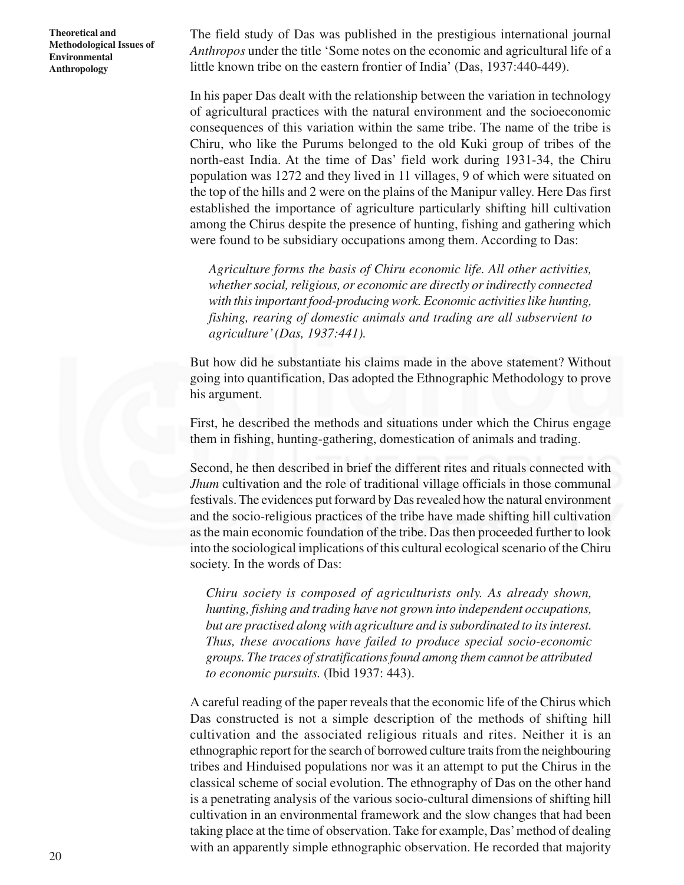The field study of Das was published in the prestigious international journal *Anthropos* under the title 'Some notes on the economic and agricultural life of a little known tribe on the eastern frontier of India' (Das, 1937:440-449).

In his paper Das dealt with the relationship between the variation in technology of agricultural practices with the natural environment and the socioeconomic consequences of this variation within the same tribe. The name of the tribe is Chiru, who like the Purums belonged to the old Kuki group of tribes of the north-east India. At the time of Das' field work during 1931-34, the Chiru population was 1272 and they lived in 11 villages, 9 of which were situated on the top of the hills and 2 were on the plains of the Manipur valley. Here Das first established the importance of agriculture particularly shifting hill cultivation among the Chirus despite the presence of hunting, fishing and gathering which were found to be subsidiary occupations among them. According to Das:

> *Agriculture forms the basis of Chiru economic life. All other activities, whether social, religious, or economic are directly or indirectly connected with this important food-producing work. Economic activities like hunting, fishing, rearing of domestic animals and trading are all subservient to agriculture' (Das, 1937:441).*

But how did he substantiate his claims made in the above statement? Without going into quantification, Das adopted the Ethnographic Methodology to prove his argument.

First, he described the methods and situations under which the Chirus engage them in fishing, hunting-gathering, domestication of animals and trading.

Second, he then described in brief the different rites and rituals connected with *Jhum* cultivation and the role of traditional village officials in those communal festivals. The evidences put forward by Das revealed how the natural environment and the socio-religious practices of the tribe have made shifting hill cultivation as the main economic foundation of the tribe. Das then proceeded further to look into the sociological implications of this cultural ecological scenario of the Chiru society. In the words of Das:

> *Chiru society is composed of agriculturists only. As already shown, hunting, fishing and trading have not grown into independent occupations, but are practised along with agriculture and is subordinated to its interest. Thus, these avocations have failed to produce special socio-economic groups. The traces of stratifications found among them cannot be attributed to economic pursuits.* (Ibid 1937: 443).

A careful reading of the paper reveals that the economic life of the Chirus which Das constructed is not a simple description of the methods of shifting hill cultivation and the associated religious rituals and rites. Neither it is an ethnographic report for the search of borrowed culture traits from the neighbouring tribes and Hinduised populations nor was it an attempt to put the Chirus in the classical scheme of social evolution. The ethnography of Das on the other hand is a penetrating analysis of the various socio-cultural dimensions of shifting hill cultivation in an environmental framework and the slow changes that had been taking place at the time of observation. Take for example, Das' method of dealing with an apparently simple ethnographic observation. He recorded that majority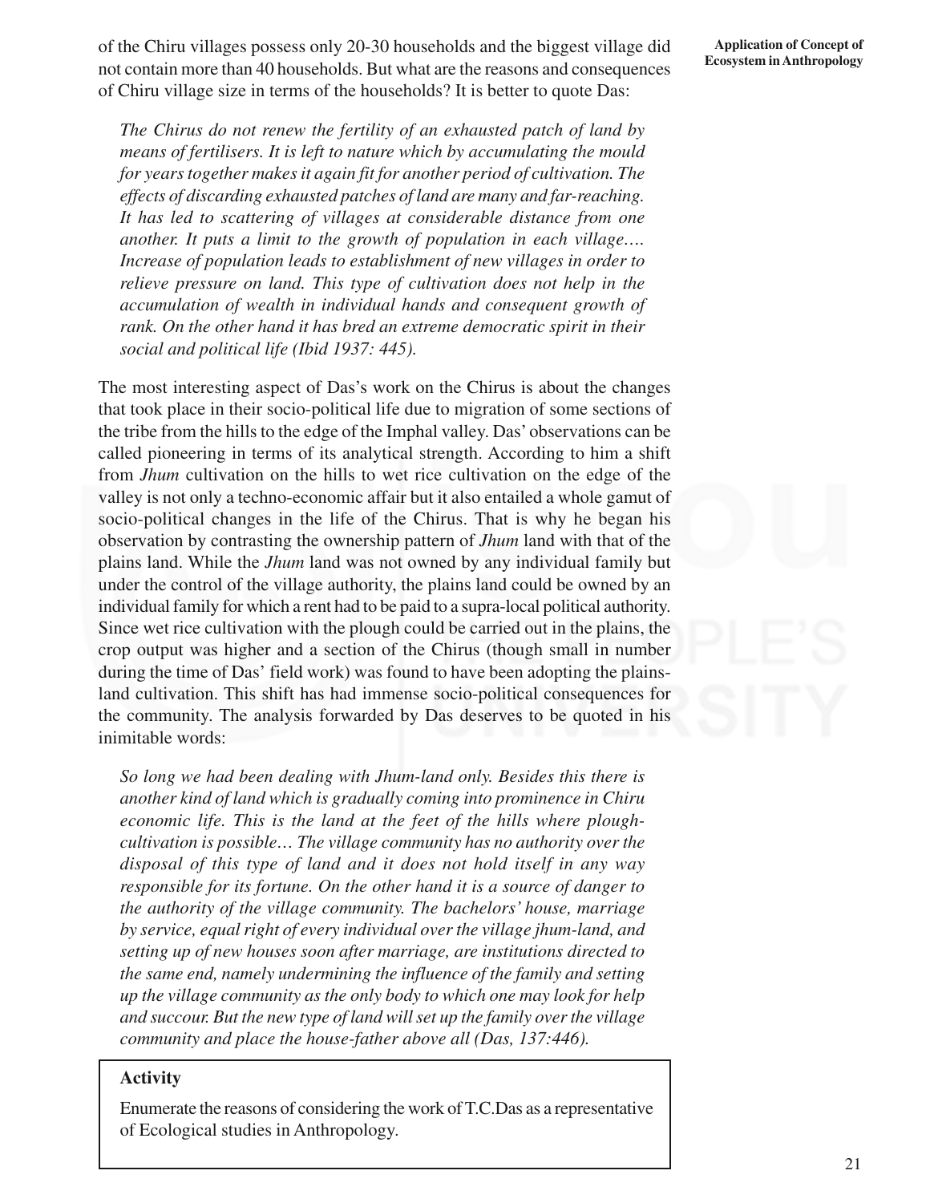of the Chiru villages possess only 20-30 households and the biggest village did not contain more than 40 households. But what are the reasons and consequences of Chiru village size in terms of the households? It is better to quote Das:

> *The Chirus do not renew the fertility of an exhausted patch of land by means of fertilisers. It is left to nature which by accumulating the mould for years together makes it again fit for another period of cultivation. The effects of discarding exhausted patches of land are many and far-reaching. It has led to scattering of villages at considerable distance from one another. It puts a limit to the growth of population in each village…. Increase of population leads to establishment of new villages in order to relieve pressure on land. This type of cultivation does not help in the accumulation of wealth in individual hands and consequent growth of rank. On the other hand it has bred an extreme democratic spirit in their social and political life (Ibid 1937: 445).*

The most interesting aspect of Das's work on the Chirus is about the changes that took place in their socio-political life due to migration of some sections of the tribe from the hills to the edge of the Imphal valley. Das' observations can be called pioneering in terms of its analytical strength. According to him a shift from *Jhum* cultivation on the hills to wet rice cultivation on the edge of the valley is not only a techno-economic affair but it also entailed a whole gamut of socio-political changes in the life of the Chirus. That is why he began his observation by contrasting the ownership pattern of *Jhum* land with that of the plains land. While the *Jhum* land was not owned by any individual family but under the control of the village authority, the plains land could be owned by an individual family for which a rent had to be paid to a supra-local political authority. Since wet rice cultivation with the plough could be carried out in the plains, the crop output was higher and a section of the Chirus (though small in number during the time of Das' field work) was found to have been adopting the plains-land cultivation. This shift has had immense socio-political consequences for the community. The analysis forwarded by Das deserves to be quoted in his inimitable words:

> *So long we had been dealing with Jhum-land only. Besides this there is another kind of land which is gradually coming into prominence in Chiru economic life. This is the land at the feet of the hills where plough-cultivation is possible… The village community has no authority over the disposal of this type of land and it does not hold itself in any way responsible for its fortune. On the other hand it is a source of danger to the authority of the village community. The bachelors' house, marriage by service, equal right of every individual over the village jhum-land, and setting up of new houses soon after marriage, are institutions directed to the same end, namely undermining the influence of the family and setting up the village community as the only body to which one may look for help and succour. But the new type of land will set up the family over the village community and place the house-father above all (Das, 137:446).*

**Activity**

Enumerate the reasons of considering the work of T.C.Das as a representative of Ecological studies in Anthropology.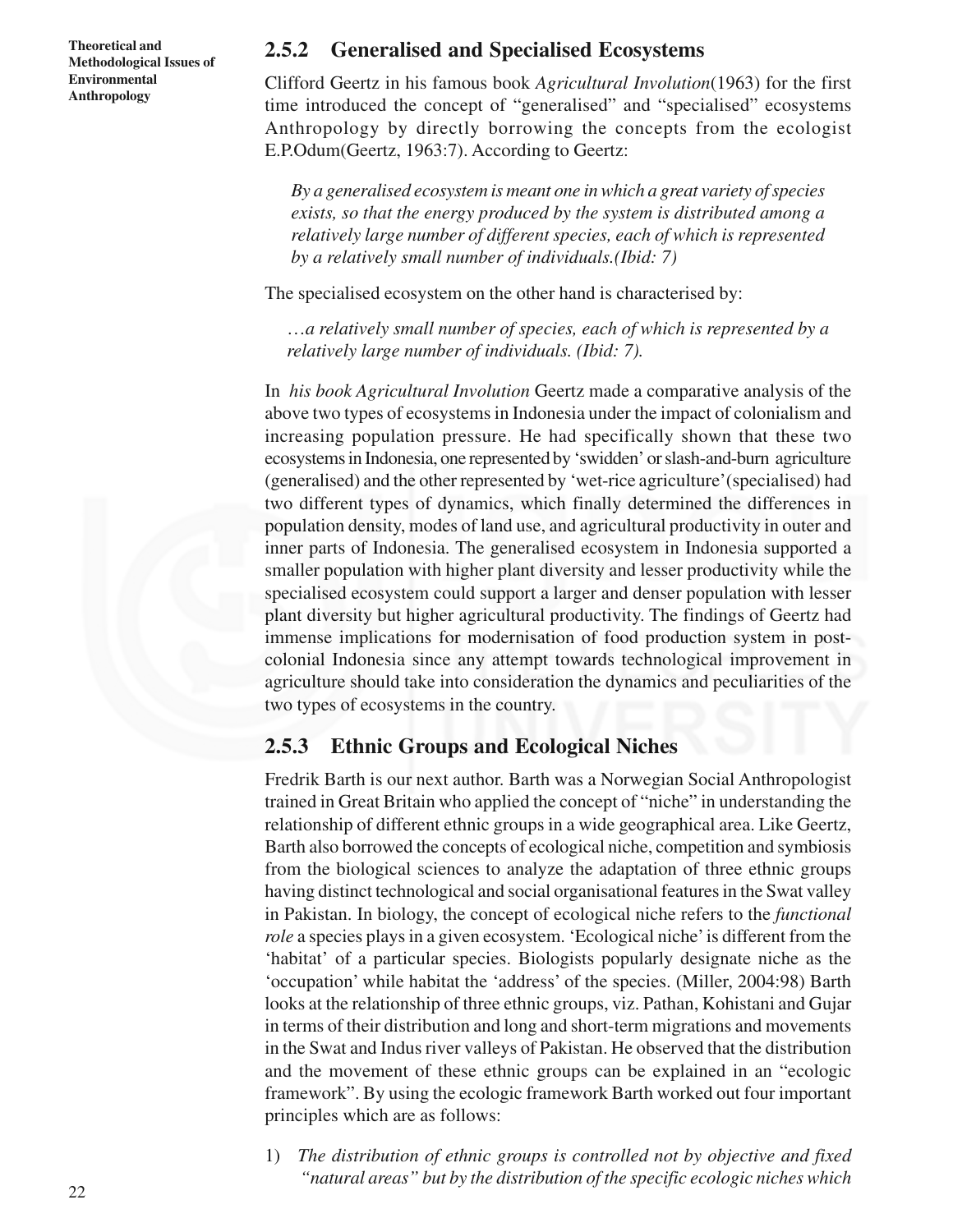### 2.5.2 Generalised and Specialised Ecosystems

Clifford Geertz in his famous book *Agricultural Involution*(1963) for the first time introduced the concept of "generalised" and "specialised" ecosystems Anthropology by directly borrowing the concepts from the ecologist E.P.Odum(Geertz, 1963:7). According to Geertz:

> *By a generalised ecosystem is meant one in which a great variety of species exists, so that the energy produced by the system is distributed among a relatively large number of different species, each of which is represented by a relatively small number of individuals.(Ibid: 7)*

The specialised ecosystem on the other hand is characterised by:

> *…a relatively small number of species, each of which is represented by a relatively large number of individuals. (Ibid: 7).*

In *his book Agricultural Involution* Geertz made a comparative analysis of the above two types of ecosystems in Indonesia under the impact of colonialism and increasing population pressure. He had specifically shown that these two ecosystems in Indonesia, one represented by 'swidden' or slash-and-burn agriculture (generalised) and the other represented by 'wet-rice agriculture'(specialised) had two different types of dynamics, which finally determined the differences in population density, modes of land use, and agricultural productivity in outer and inner parts of Indonesia. The generalised ecosystem in Indonesia supported a smaller population with higher plant diversity and lesser productivity while the specialised ecosystem could support a larger and denser population with lesser plant diversity but higher agricultural productivity. The findings of Geertz had immense implications for modernisation of food production system in post-colonial Indonesia since any attempt towards technological improvement in agriculture should take into consideration the dynamics and peculiarities of the two types of ecosystems in the country.

### 2.5.3 Ethnic Groups and Ecological Niches

Fredrik Barth is our next author. Barth was a Norwegian Social Anthropologist trained in Great Britain who applied the concept of "niche" in understanding the relationship of different ethnic groups in a wide geographical area. Like Geertz, Barth also borrowed the concepts of ecological niche, competition and symbiosis from the biological sciences to analyze the adaptation of three ethnic groups having distinct technological and social organisational features in the Swat valley in Pakistan. In biology, the concept of ecological niche refers to the *functional role* a species plays in a given ecosystem. 'Ecological niche' is different from the 'habitat' of a particular species. Biologists popularly designate niche as the 'occupation' while habitat the 'address' of the species. (Miller, 2004:98) Barth looks at the relationship of three ethnic groups, viz. Pathan, Kohistani and Gujar in terms of their distribution and long and short-term migrations and movements in the Swat and Indus river valleys of Pakistan. He observed that the distribution and the movement of these ethnic groups can be explained in an "ecologic framework". By using the ecologic framework Barth worked out four important principles which are as follows:

1) *The distribution of ethnic groups is controlled not by objective and fixed "natural areas" but by the distribution of the specific ecologic niches which*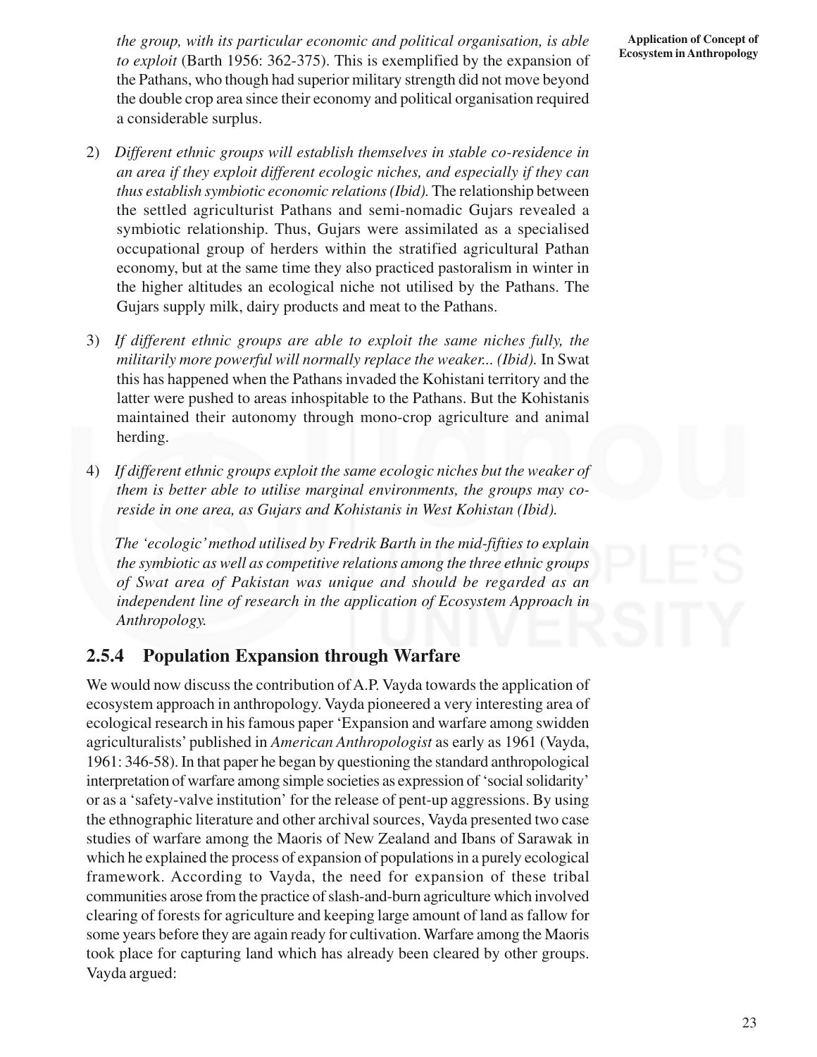*the group, with its particular economic and political organisation, is able to exploit* (Barth 1956: 362-375). This is exemplified by the expansion of the Pathans, who though had superior military strength did not move beyond the double crop area since their economy and political organisation required a considerable surplus.

2) *Different ethnic groups will establish themselves in stable co-residence in an area if they exploit different ecologic niches, and especially if they can thus establish symbiotic economic relations (Ibid).* The relationship between the settled agriculturist Pathans and semi-nomadic Gujars revealed a symbiotic relationship. Thus, Gujars were assimilated as a specialised occupational group of herders within the stratified agricultural Pathan economy, but at the same time they also practiced pastoralism in winter in the higher altitudes an ecological niche not utilised by the Pathans. The Gujars supply milk, dairy products and meat to the Pathans.

3) *If different ethnic groups are able to exploit the same niches fully, the militarily more powerful will normally replace the weaker... (Ibid).* In Swat this has happened when the Pathans invaded the Kohistani territory and the latter were pushed to areas inhospitable to the Pathans. But the Kohistanis maintained their autonomy through mono-crop agriculture and animal herding.

4) *If different ethnic groups exploit the same ecologic niches but the weaker of them is better able to utilise marginal environments, the groups may co-reside in one area, as Gujars and Kohistanis in West Kohistan (Ibid).*

*The 'ecologic' method utilised by Fredrik Barth in the mid-fifties to explain the symbiotic as well as competitive relations among the three ethnic groups of Swat area of Pakistan was unique and should be regarded as an independent line of research in the application of Ecosystem Approach in Anthropology.*

### 2.5.4 Population Expansion through Warfare

We would now discuss the contribution of A.P. Vayda towards the application of ecosystem approach in anthropology. Vayda pioneered a very interesting area of ecological research in his famous paper 'Expansion and warfare among swidden agriculturalists' published in *American Anthropologist* as early as 1961 (Vayda, 1961: 346-58). In that paper he began by questioning the standard anthropological interpretation of warfare among simple societies as expression of 'social solidarity' or as a 'safety-valve institution' for the release of pent-up aggressions. By using the ethnographic literature and other archival sources, Vayda presented two case studies of warfare among the Maoris of New Zealand and Ibans of Sarawak in which he explained the process of expansion of populations in a purely ecological framework. According to Vayda, the need for expansion of these tribal communities arose from the practice of slash-and-burn agriculture which involved clearing of forests for agriculture and keeping large amount of land as fallow for some years before they are again ready for cultivation. Warfare among the Maoris took place for capturing land which has already been cleared by other groups. Vayda argued: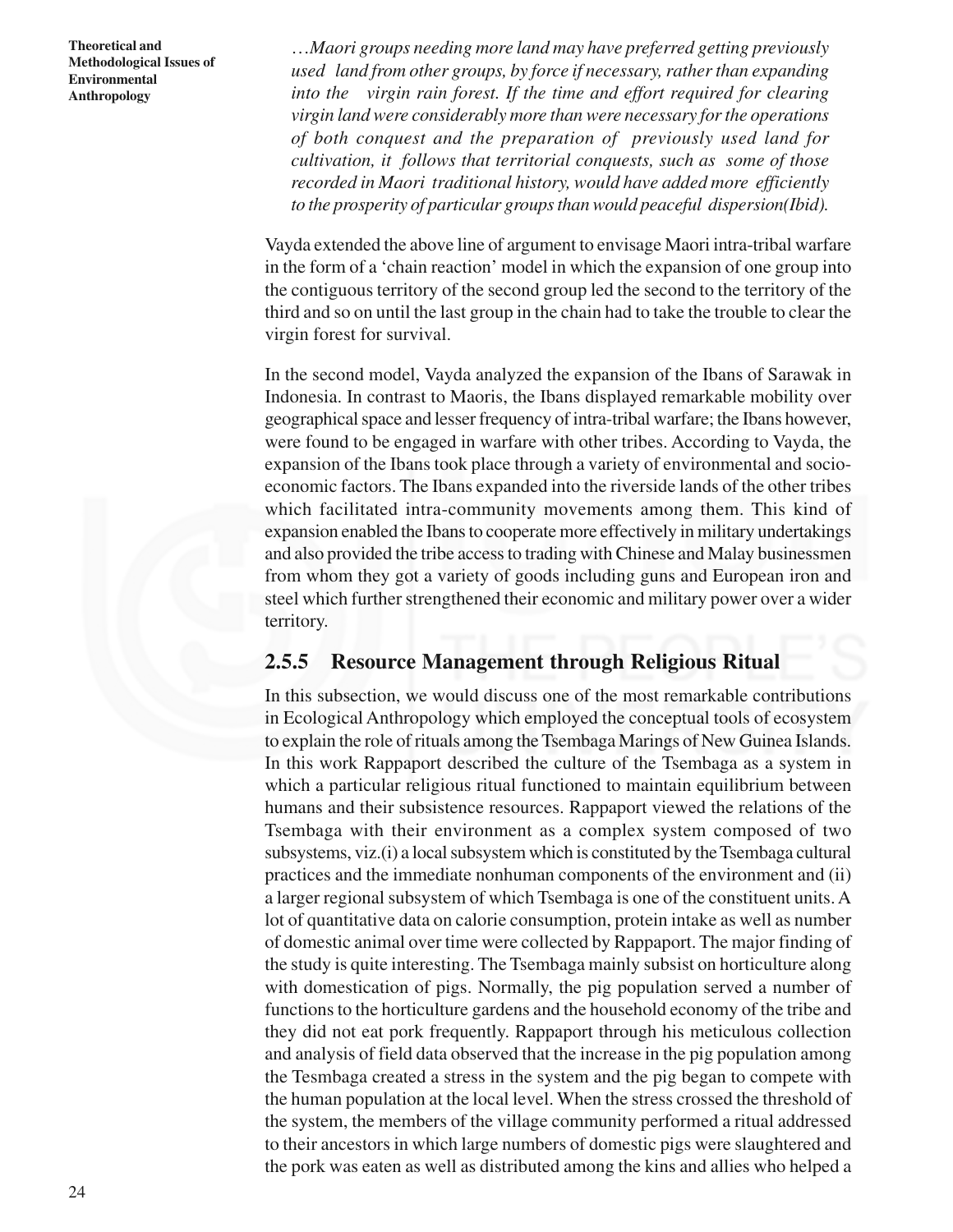*…Maori groups needing more land may have preferred getting previously used land from other groups, by force if necessary, rather than expanding into the virgin rain forest. If the time and effort required for clearing virgin land were considerably more than were necessary for the operations of both conquest and the preparation of previously used land for cultivation, it follows that territorial conquests, such as some of those recorded in Maori traditional history, would have added more efficiently to the prosperity of particular groups than would peaceful dispersion(Ibid).*

Vayda extended the above line of argument to envisage Maori intra-tribal warfare in the form of a 'chain reaction' model in which the expansion of one group into the contiguous territory of the second group led the second to the territory of the third and so on until the last group in the chain had to take the trouble to clear the virgin forest for survival.

In the second model, Vayda analyzed the expansion of the Ibans of Sarawak in Indonesia. In contrast to Maoris, the Ibans displayed remarkable mobility over geographical space and lesser frequency of intra-tribal warfare; the Ibans however, were found to be engaged in warfare with other tribes. According to Vayda, the expansion of the Ibans took place through a variety of environmental and socio-economic factors. The Ibans expanded into the riverside lands of the other tribes which facilitated intra-community movements among them. This kind of expansion enabled the Ibans to cooperate more effectively in military undertakings and also provided the tribe access to trading with Chinese and Malay businessmen from whom they got a variety of goods including guns and European iron and steel which further strengthened their economic and military power over a wider territory.

### 2.5.5 Resource Management through Religious Ritual

In this subsection, we would discuss one of the most remarkable contributions in Ecological Anthropology which employed the conceptual tools of ecosystem to explain the role of rituals among the Tsembaga Marings of New Guinea Islands. In this work Rappaport described the culture of the Tsembaga as a system in which a particular religious ritual functioned to maintain equilibrium between humans and their subsistence resources. Rappaport viewed the relations of the Tsembaga with their environment as a complex system composed of two subsystems, viz.(i) a local subsystem which is constituted by the Tsembaga cultural practices and the immediate nonhuman components of the environment and (ii) a larger regional subsystem of which Tsembaga is one of the constituent units. A lot of quantitative data on calorie consumption, protein intake as well as number of domestic animal over time were collected by Rappaport. The major finding of the study is quite interesting. The Tsembaga mainly subsist on horticulture along with domestication of pigs. Normally, the pig population served a number of functions to the horticulture gardens and the household economy of the tribe and they did not eat pork frequently. Rappaport through his meticulous collection and analysis of field data observed that the increase in the pig population among the Tesmbaga created a stress in the system and the pig began to compete with the human population at the local level. When the stress crossed the threshold of the system, the members of the village community performed a ritual addressed to their ancestors in which large numbers of domestic pigs were slaughtered and the pork was eaten as well as distributed among the kins and allies who helped a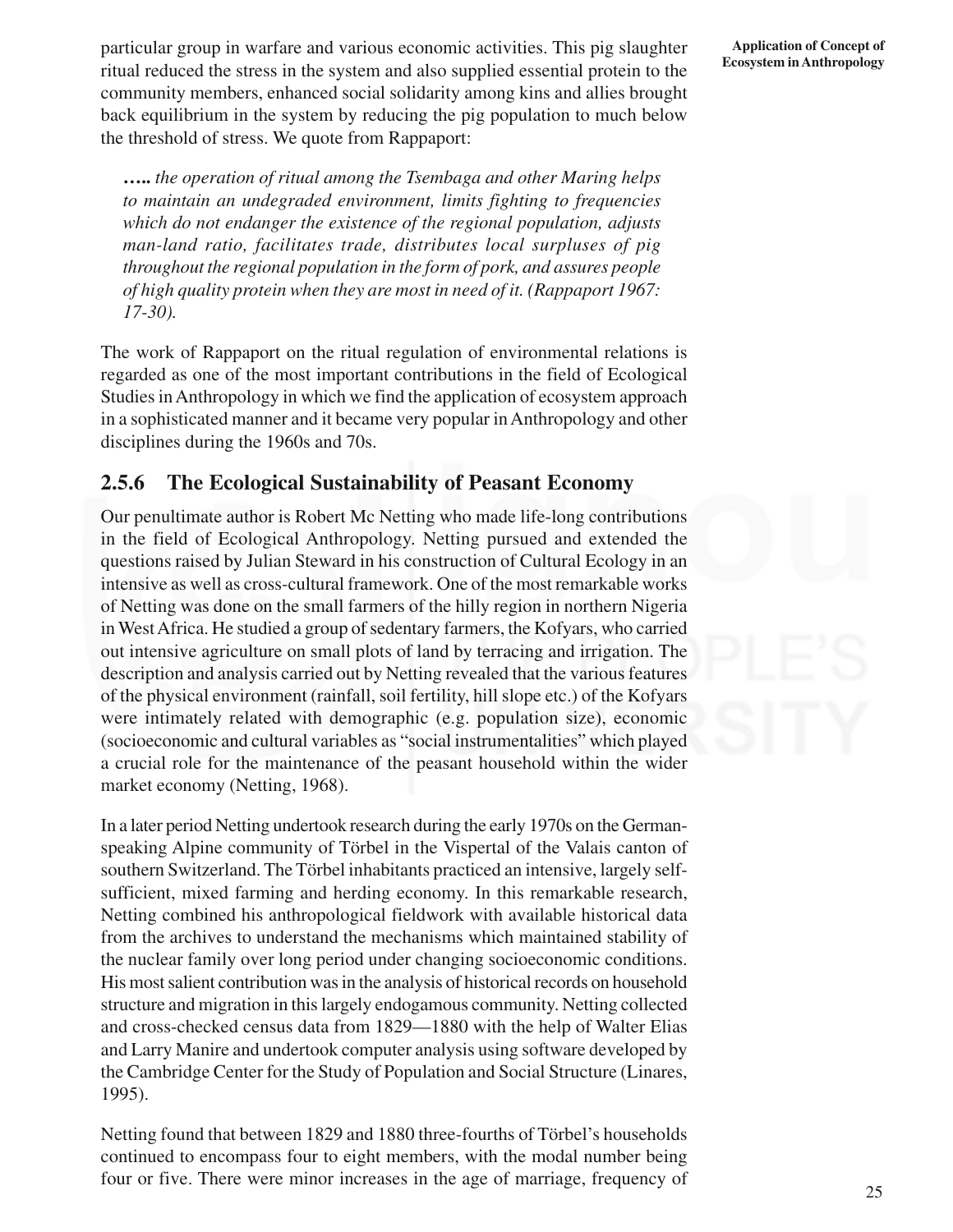particular group in warfare and various economic activities. This pig slaughter ritual reduced the stress in the system and also supplied essential protein to the community members, enhanced social solidarity among kins and allies brought back equilibrium in the system by reducing the pig population to much below the threshold of stress. We quote from Rappaport:

> **…..** *the operation of ritual among the Tsembaga and other Maring helps to maintain an undegraded environment, limits fighting to frequencies which do not endanger the existence of the regional population, adjusts man-land ratio, facilitates trade, distributes local surpluses of pig throughout the regional population in the form of pork, and assures people of high quality protein when they are most in need of it. (Rappaport 1967: 17-30).*

The work of Rappaport on the ritual regulation of environmental relations is regarded as one of the most important contributions in the field of Ecological Studies in Anthropology in which we find the application of ecosystem approach in a sophisticated manner and it became very popular in Anthropology and other disciplines during the 1960s and 70s.

### 2.5.6 The Ecological Sustainability of Peasant Economy

Our penultimate author is Robert Mc Netting who made life-long contributions in the field of Ecological Anthropology. Netting pursued and extended the questions raised by Julian Steward in his construction of Cultural Ecology in an intensive as well as cross-cultural framework. One of the most remarkable works of Netting was done on the small farmers of the hilly region in northern Nigeria in West Africa. He studied a group of sedentary farmers, the Kofyars, who carried out intensive agriculture on small plots of land by terracing and irrigation. The description and analysis carried out by Netting revealed that the various features of the physical environment (rainfall, soil fertility, hill slope etc.) of the Kofyars were intimately related with demographic (e.g. population size), economic (socioeconomic and cultural variables as "social instrumentalities" which played a crucial role for the maintenance of the peasant household within the wider market economy (Netting, 1968).

In a later period Netting undertook research during the early 1970s on the German-speaking Alpine community of Törbel in the Vispertal of the Valais canton of southern Switzerland. The Törbel inhabitants practiced an intensive, largely self-sufficient, mixed farming and herding economy. In this remarkable research, Netting combined his anthropological fieldwork with available historical data from the archives to understand the mechanisms which maintained stability of the nuclear family over long period under changing socioeconomic conditions. His most salient contribution was in the analysis of historical records on household structure and migration in this largely endogamous community. Netting collected and cross-checked census data from 1829—1880 with the help of Walter Elias and Larry Manire and undertook computer analysis using software developed by the Cambridge Center for the Study of Population and Social Structure (Linares, 1995).

Netting found that between 1829 and 1880 three-fourths of Törbel's households continued to encompass four to eight members, with the modal number being four or five. There were minor increases in the age of marriage, frequency of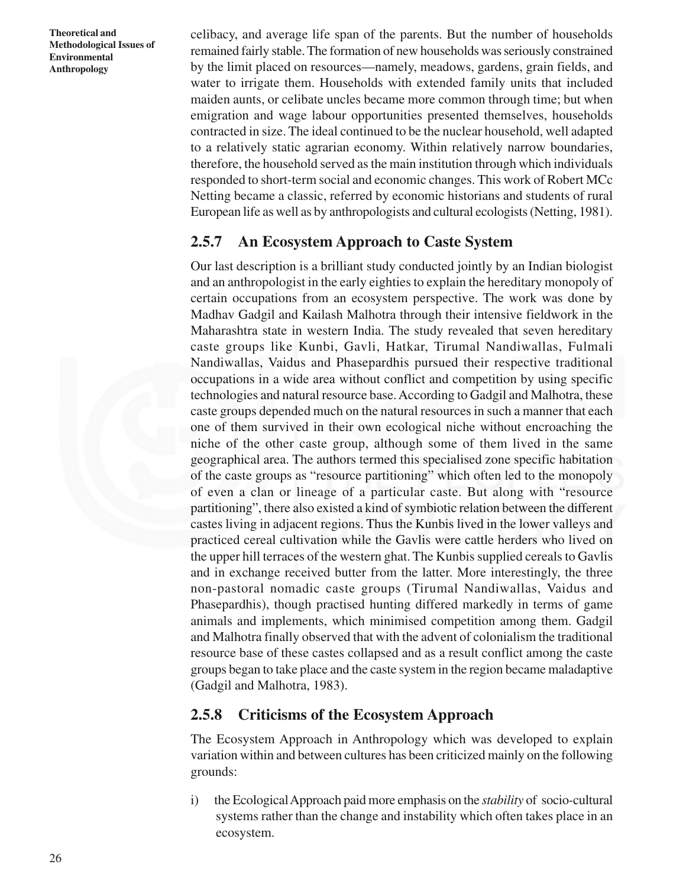celibacy, and average life span of the parents. But the number of households remained fairly stable. The formation of new households was seriously constrained by the limit placed on resources—namely, meadows, gardens, grain fields, and water to irrigate them. Households with extended family units that included maiden aunts, or celibate uncles became more common through time; but when emigration and wage labour opportunities presented themselves, households contracted in size. The ideal continued to be the nuclear household, well adapted to a relatively static agrarian economy. Within relatively narrow boundaries, therefore, the household served as the main institution through which individuals responded to short-term social and economic changes. This work of Robert MCc Netting became a classic, referred by economic historians and students of rural European life as well as by anthropologists and cultural ecologists (Netting, 1981).

### 2.5.7 An Ecosystem Approach to Caste System

Our last description is a brilliant study conducted jointly by an Indian biologist and an anthropologist in the early eighties to explain the hereditary monopoly of certain occupations from an ecosystem perspective. The work was done by Madhav Gadgil and Kailash Malhotra through their intensive fieldwork in the Maharashtra state in western India. The study revealed that seven hereditary caste groups like Kunbi, Gavli, Hatkar, Tirumal Nandiwallas, Fulmali Nandiwallas, Vaidus and Phasepardhis pursued their respective traditional occupations in a wide area without conflict and competition by using specific technologies and natural resource base. According to Gadgil and Malhotra, these caste groups depended much on the natural resources in such a manner that each one of them survived in their own ecological niche without encroaching the niche of the other caste group, although some of them lived in the same geographical area. The authors termed this specialised zone specific habitation of the caste groups as "resource partitioning" which often led to the monopoly of even a clan or lineage of a particular caste. But along with "resource partitioning", there also existed a kind of symbiotic relation between the different castes living in adjacent regions. Thus the Kunbis lived in the lower valleys and practiced cereal cultivation while the Gavlis were cattle herders who lived on the upper hill terraces of the western ghat. The Kunbis supplied cereals to Gavlis and in exchange received butter from the latter. More interestingly, the three non-pastoral nomadic caste groups (Tirumal Nandiwallas, Vaidus and Phasepardhis), though practised hunting differed markedly in terms of game animals and implements, which minimised competition among them. Gadgil and Malhotra finally observed that with the advent of colonialism the traditional resource base of these castes collapsed and as a result conflict among the caste groups began to take place and the caste system in the region became maladaptive (Gadgil and Malhotra, 1983).

### 2.5.8 Criticisms of the Ecosystem Approach

The Ecosystem Approach in Anthropology which was developed to explain variation within and between cultures has been criticized mainly on the following grounds:

i) the Ecological Approach paid more emphasis on the *stability* of socio-cultural systems rather than the change and instability which often takes place in an ecosystem.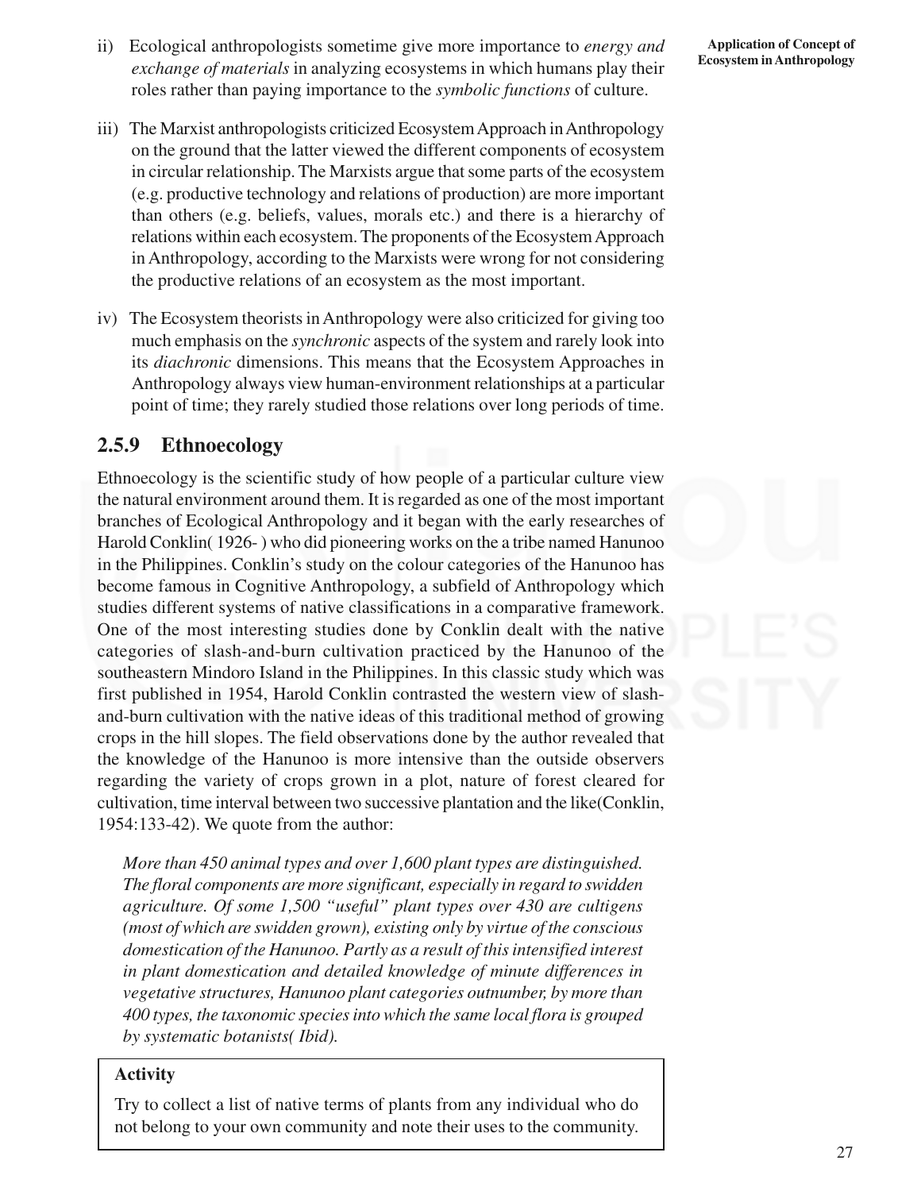ii) Ecological anthropologists sometime give more importance to *energy and exchange of materials* in analyzing ecosystems in which humans play their roles rather than paying importance to the *symbolic functions* of culture.

iii) The Marxist anthropologists criticized Ecosystem Approach in Anthropology on the ground that the latter viewed the different components of ecosystem in circular relationship. The Marxists argue that some parts of the ecosystem (e.g. productive technology and relations of production) are more important than others (e.g. beliefs, values, morals etc.) and there is a hierarchy of relations within each ecosystem. The proponents of the Ecosystem Approach in Anthropology, according to the Marxists were wrong for not considering the productive relations of an ecosystem as the most important.

iv) The Ecosystem theorists in Anthropology were also criticized for giving too much emphasis on the *synchronic* aspects of the system and rarely look into its *diachronic* dimensions. This means that the Ecosystem Approaches in Anthropology always view human-environment relationships at a particular point of time; they rarely studied those relations over long periods of time.

### 2.5.9 Ethnoecology

Ethnoecology is the scientific study of how people of a particular culture view the natural environment around them. It is regarded as one of the most important branches of Ecological Anthropology and it began with the early researches of Harold Conklin( 1926- ) who did pioneering works on the a tribe named Hanunoo in the Philippines. Conklin's study on the colour categories of the Hanunoo has become famous in Cognitive Anthropology, a subfield of Anthropology which studies different systems of native classifications in a comparative framework. One of the most interesting studies done by Conklin dealt with the native categories of slash-and-burn cultivation practiced by the Hanunoo of the southeastern Mindoro Island in the Philippines. In this classic study which was first published in 1954, Harold Conklin contrasted the western view of slash-and-burn cultivation with the native ideas of this traditional method of growing crops in the hill slopes. The field observations done by the author revealed that the knowledge of the Hanunoo is more intensive than the outside observers regarding the variety of crops grown in a plot, nature of forest cleared for cultivation, time interval between two successive plantation and the like(Conklin, 1954:133-42). We quote from the author:

> *More than 450 animal types and over 1,600 plant types are distinguished. The floral components are more significant, especially in regard to swidden agriculture. Of some 1,500 "useful" plant types over 430 are cultigens (most of which are swidden grown), existing only by virtue of the conscious domestication of the Hanunoo. Partly as a result of this intensified interest in plant domestication and detailed knowledge of minute differences in vegetative structures, Hanunoo plant categories outnumber, by more than 400 types, the taxonomic species into which the same local flora is grouped by systematic botanists( Ibid).*

**Activity**

Try to collect a list of native terms of plants from any individual who do not belong to your own community and note their uses to the community.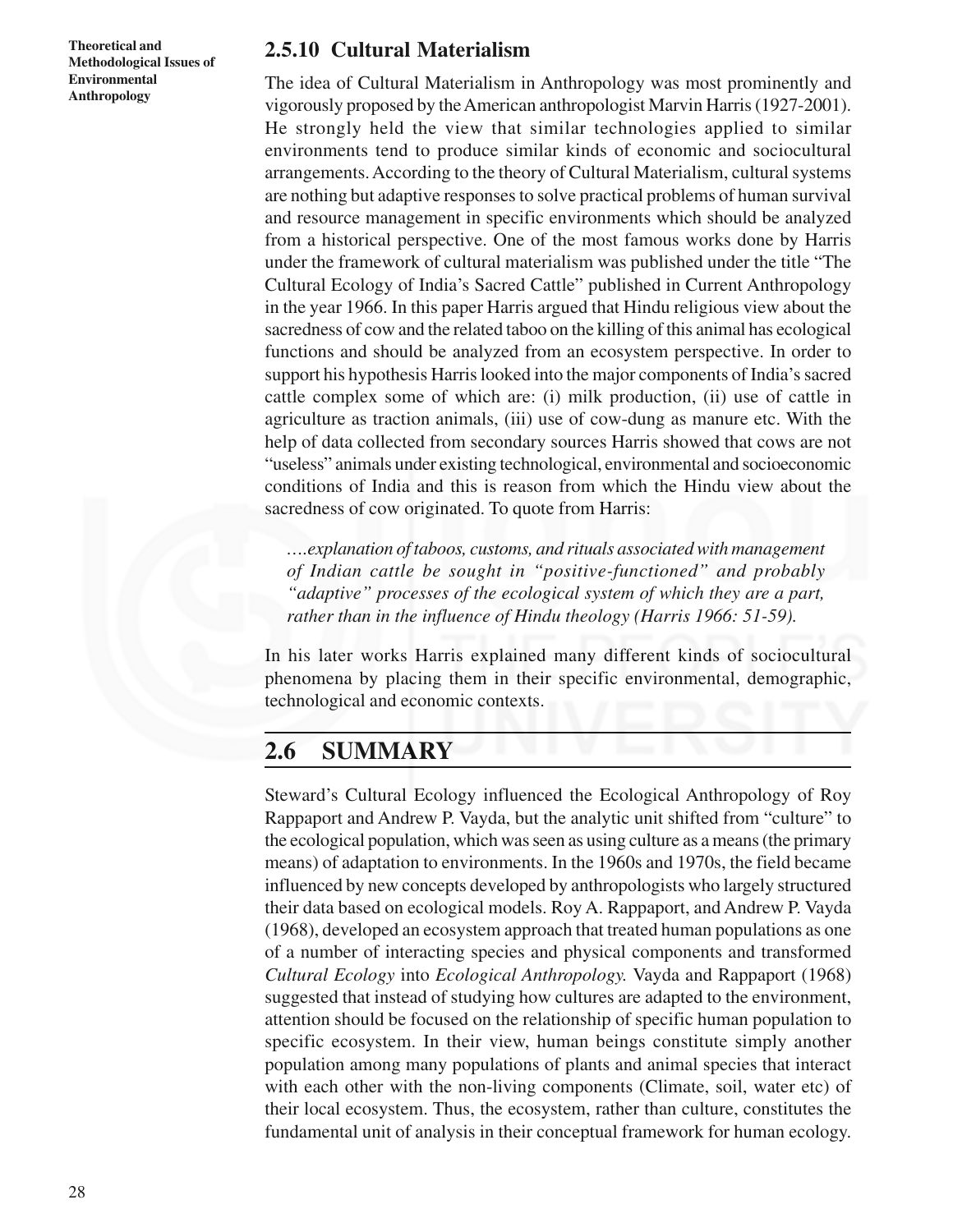### 2.5.10 Cultural Materialism

The idea of Cultural Materialism in Anthropology was most prominently and vigorously proposed by the American anthropologist Marvin Harris (1927-2001). He strongly held the view that similar technologies applied to similar environments tend to produce similar kinds of economic and sociocultural arrangements. According to the theory of Cultural Materialism, cultural systems are nothing but adaptive responses to solve practical problems of human survival and resource management in specific environments which should be analyzed from a historical perspective. One of the most famous works done by Harris under the framework of cultural materialism was published under the title "The Cultural Ecology of India's Sacred Cattle" published in Current Anthropology in the year 1966. In this paper Harris argued that Hindu religious view about the sacredness of cow and the related taboo on the killing of this animal has ecological functions and should be analyzed from an ecosystem perspective. In order to support his hypothesis Harris looked into the major components of India's sacred cattle complex some of which are: (i) milk production, (ii) use of cattle in agriculture as traction animals, (iii) use of cow-dung as manure etc. With the help of data collected from secondary sources Harris showed that cows are not "useless" animals under existing technological, environmental and socioeconomic conditions of India and this is reason from which the Hindu view about the sacredness of cow originated. To quote from Harris:

> *….explanation of taboos, customs, and rituals associated with management of Indian cattle be sought in "positive-functioned" and probably "adaptive" processes of the ecological system of which they are a part, rather than in the influence of Hindu theology (Harris 1966: 51-59).*

In his later works Harris explained many different kinds of sociocultural phenomena by placing them in their specific environmental, demographic, technological and economic contexts.

## 2.6 SUMMARY

Steward's Cultural Ecology influenced the Ecological Anthropology of Roy Rappaport and Andrew P. Vayda, but the analytic unit shifted from "culture" to the ecological population, which was seen as using culture as a means (the primary means) of adaptation to environments. In the 1960s and 1970s, the field became influenced by new concepts developed by anthropologists who largely structured their data based on ecological models. Roy A. Rappaport, and Andrew P. Vayda (1968), developed an ecosystem approach that treated human populations as one of a number of interacting species and physical components and transformed *Cultural Ecology* into *Ecological Anthropology.* Vayda and Rappaport (1968) suggested that instead of studying how cultures are adapted to the environment, attention should be focused on the relationship of specific human population to specific ecosystem. In their view, human beings constitute simply another population among many populations of plants and animal species that interact with each other with the non-living components (Climate, soil, water etc) of their local ecosystem. Thus, the ecosystem, rather than culture, constitutes the fundamental unit of analysis in their conceptual framework for human ecology.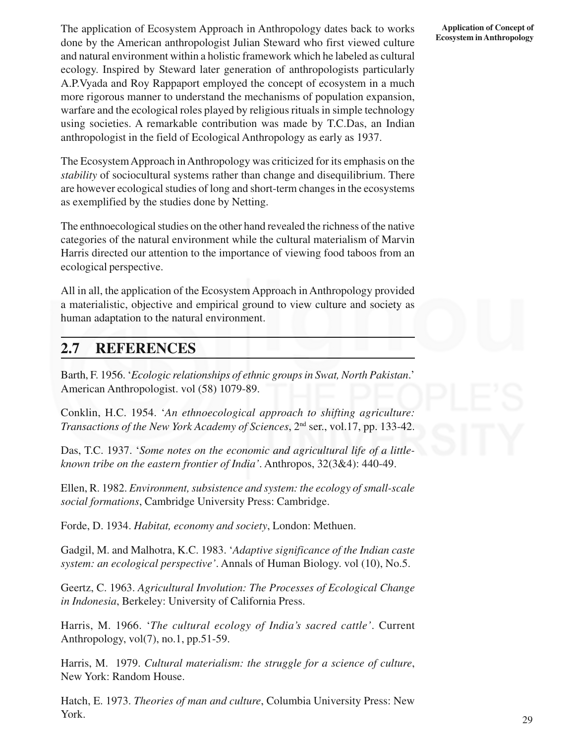The application of Ecosystem Approach in Anthropology dates back to works done by the American anthropologist Julian Steward who first viewed culture and natural environment within a holistic framework which he labeled as cultural ecology. Inspired by Steward later generation of anthropologists particularly A.P.Vyada and Roy Rappaport employed the concept of ecosystem in a much more rigorous manner to understand the mechanisms of population expansion, warfare and the ecological roles played by religious rituals in simple technology using societies. A remarkable contribution was made by T.C.Das, an Indian anthropologist in the field of Ecological Anthropology as early as 1937.

The Ecosystem Approach in Anthropology was criticized for its emphasis on the *stability* of sociocultural systems rather than change and disequilibrium. There are however ecological studies of long and short-term changes in the ecosystems as exemplified by the studies done by Netting.

The enthnoecological studies on the other hand revealed the richness of the native categories of the natural environment while the cultural materialism of Marvin Harris directed our attention to the importance of viewing food taboos from an ecological perspective.

All in all, the application of the Ecosystem Approach in Anthropology provided a materialistic, objective and empirical ground to view culture and society as human adaptation to the natural environment.

## 2.7 REFERENCES

Barth, F. 1956. '*Ecologic relationships of ethnic groups in Swat, North Pakistan*.' American Anthropologist. vol (58) 1079-89.

Conklin, H.C. 1954. '*An ethnoecological approach to shifting agriculture: Transactions of the New York Academy of Sciences*, 2nd ser., vol.17, pp. 133-42.

Das, T.C. 1937. '*Some notes on the economic and agricultural life of a little-known tribe on the eastern frontier of India'*. Anthropos, 32(3&4): 440-49.

Ellen, R. 1982. *Environment, subsistence and system: the ecology of small-scale social formations*, Cambridge University Press: Cambridge.

Forde, D. 1934. *Habitat, economy and society*, London: Methuen.

Gadgil, M. and Malhotra, K.C. 1983. '*Adaptive significance of the Indian caste system: an ecological perspective'*. Annals of Human Biology. vol (10), No.5.

Geertz, C. 1963. *Agricultural Involution: The Processes of Ecological Change in Indonesia*, Berkeley: University of California Press.

Harris, M. 1966. '*The cultural ecology of India's sacred cattle'*. Current Anthropology, vol(7), no.1, pp.51-59.

Harris, M. 1979. *Cultural materialism: the struggle for a science of culture*, New York: Random House.

Hatch, E. 1973. *Theories of man and culture*, Columbia University Press: New York.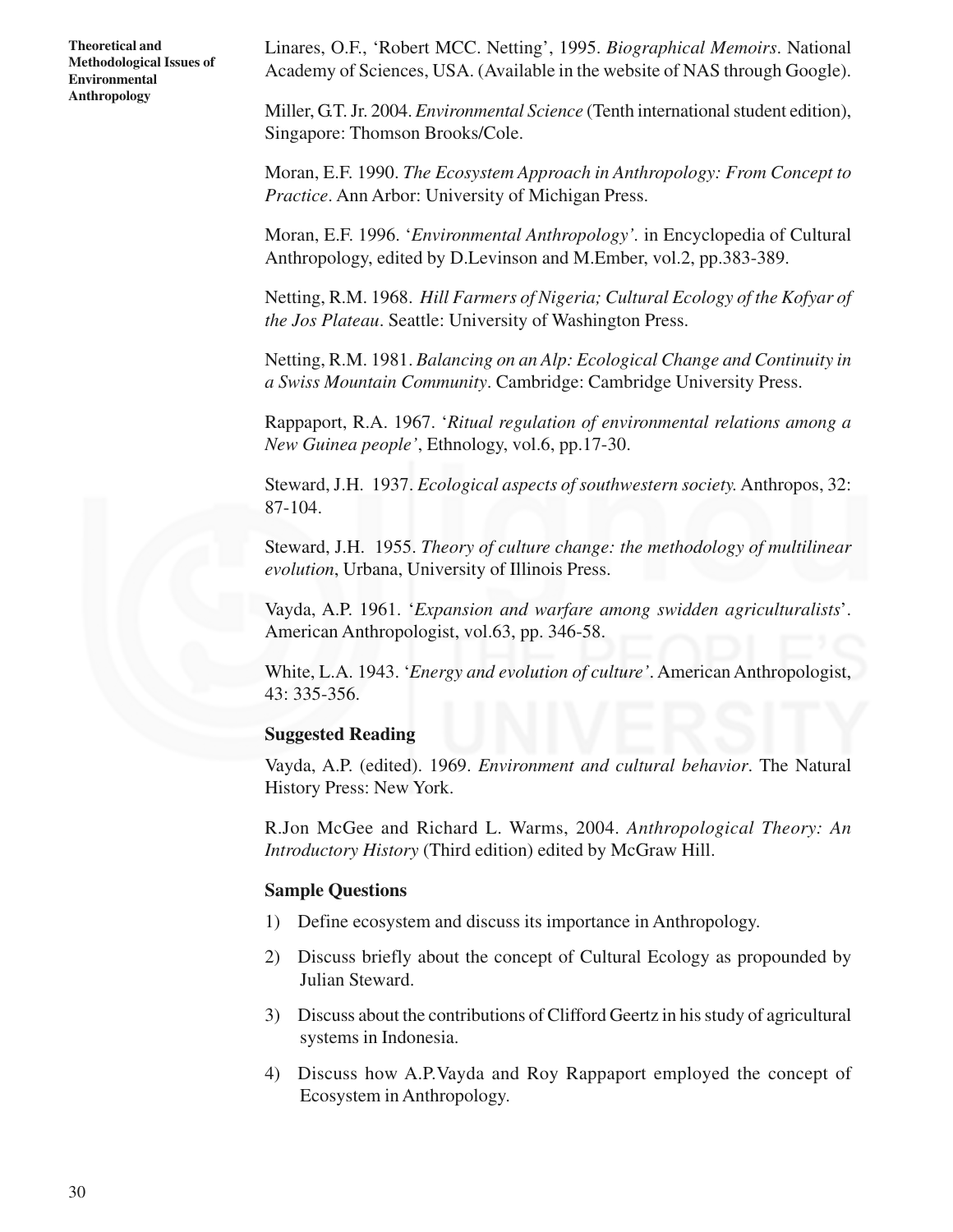Linares, O.F., 'Robert MCC. Netting', 1995. *Biographical Memoirs*. National Academy of Sciences, USA. (Available in the website of NAS through Google).

Miller, G.T. Jr. 2004. *Environmental Science* (Tenth international student edition), Singapore: Thomson Brooks/Cole.

Moran, E.F. 1990. *The Ecosystem Approach in Anthropology: From Concept to Practice*. Ann Arbor: University of Michigan Press.

Moran, E.F. 1996. '*Environmental Anthropology'.* in Encyclopedia of Cultural Anthropology, edited by D.Levinson and M.Ember, vol.2, pp.383-389.

Netting, R.M. 1968. *Hill Farmers of Nigeria; Cultural Ecology of the Kofyar of the Jos Plateau*. Seattle: University of Washington Press.

Netting, R.M. 1981. *Balancing on an Alp: Ecological Change and Continuity in a Swiss Mountain Community*. Cambridge: Cambridge University Press.

Rappaport, R.A. 1967. '*Ritual regulation of environmental relations among a New Guinea people'*, Ethnology, vol.6, pp.17-30.

Steward, J.H. 1937. *Ecological aspects of southwestern society.* Anthropos, 32: 87-104.

Steward, J.H. 1955. *Theory of culture change: the methodology of multilinear evolution*, Urbana, University of Illinois Press.

Vayda, A.P. 1961. '*Expansion and warfare among swidden agriculturalists*'. American Anthropologist, vol.63, pp. 346-58.

White, L.A. 1943. '*Energy and evolution of culture'*. American Anthropologist, 43: 335-356.

### Suggested Reading

Vayda, A.P. (edited). 1969. *Environment and cultural behavior*. The Natural History Press: New York.

R.Jon McGee and Richard L. Warms, 2004. *Anthropological Theory: An Introductory History* (Third edition) edited by McGraw Hill.

### Sample Questions

1) Define ecosystem and discuss its importance in Anthropology.
2) Discuss briefly about the concept of Cultural Ecology as propounded by Julian Steward.
3) Discuss about the contributions of Clifford Geertz in his study of agricultural systems in Indonesia.
4) Discuss how A.P.Vayda and Roy Rappaport employed the concept of Ecosystem in Anthropology.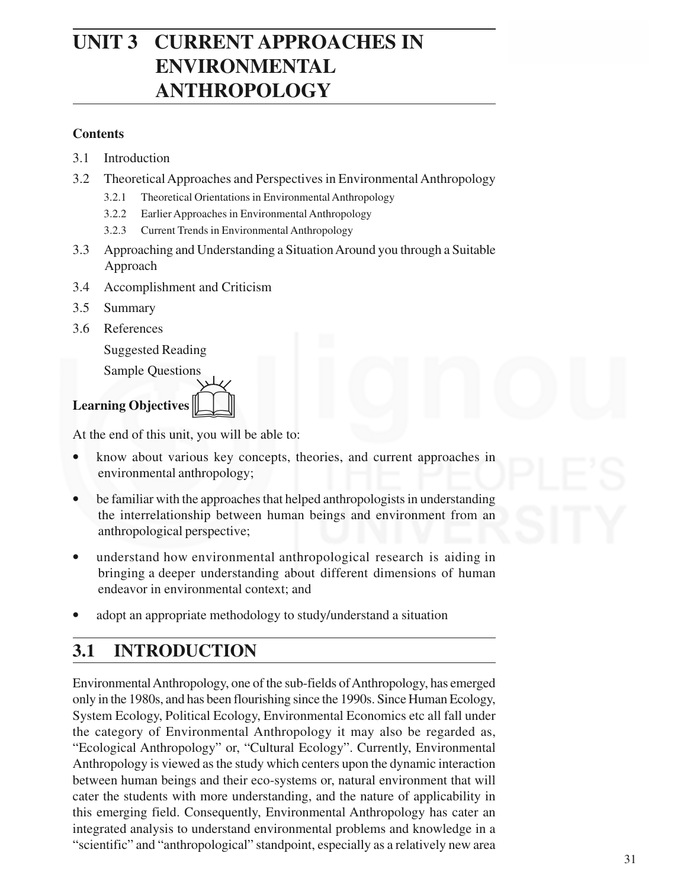# UNIT 3 CURRENT APPROACHES IN ENVIRONMENTAL ANTHROPOLOGY

**Contents**

3.1 Introduction

3.2 Theoretical Approaches and Perspectives in Environmental Anthropology

- 3.2.1 Theoretical Orientations in Environmental Anthropology
- 3.2.2 Earlier Approaches in Environmental Anthropology
- 3.2.3 Current Trends in Environmental Anthropology

3.3 Approaching and Understanding a Situation Around you through a Suitable Approach

3.4 Accomplishment and Criticism

3.5 Summary

3.6 References

Suggested Reading

Sample Questions

**Learning Objectives**

At the end of this unit, you will be able to:

- know about various key concepts, theories, and current approaches in environmental anthropology;
- be familiar with the approaches that helped anthropologists in understanding the interrelationship between human beings and environment from an anthropological perspective;
- understand how environmental anthropological research is aiding in bringing a deeper understanding about different dimensions of human endeavor in environmental context; and
- adopt an appropriate methodology to study/understand a situation

## 3.1 INTRODUCTION

Environmental Anthropology, one of the sub-fields of Anthropology, has emerged only in the 1980s, and has been flourishing since the 1990s. Since Human Ecology, System Ecology, Political Ecology, Environmental Economics etc all fall under the category of Environmental Anthropology it may also be regarded as, "Ecological Anthropology" or, "Cultural Ecology". Currently, Environmental Anthropology is viewed as the study which centers upon the dynamic interaction between human beings and their eco-systems or, natural environment that will cater the students with more understanding, and the nature of applicability in this emerging field. Consequently, Environmental Anthropology has cater an integrated analysis to understand environmental problems and knowledge in a "scientific" and "anthropological" standpoint, especially as a relatively new area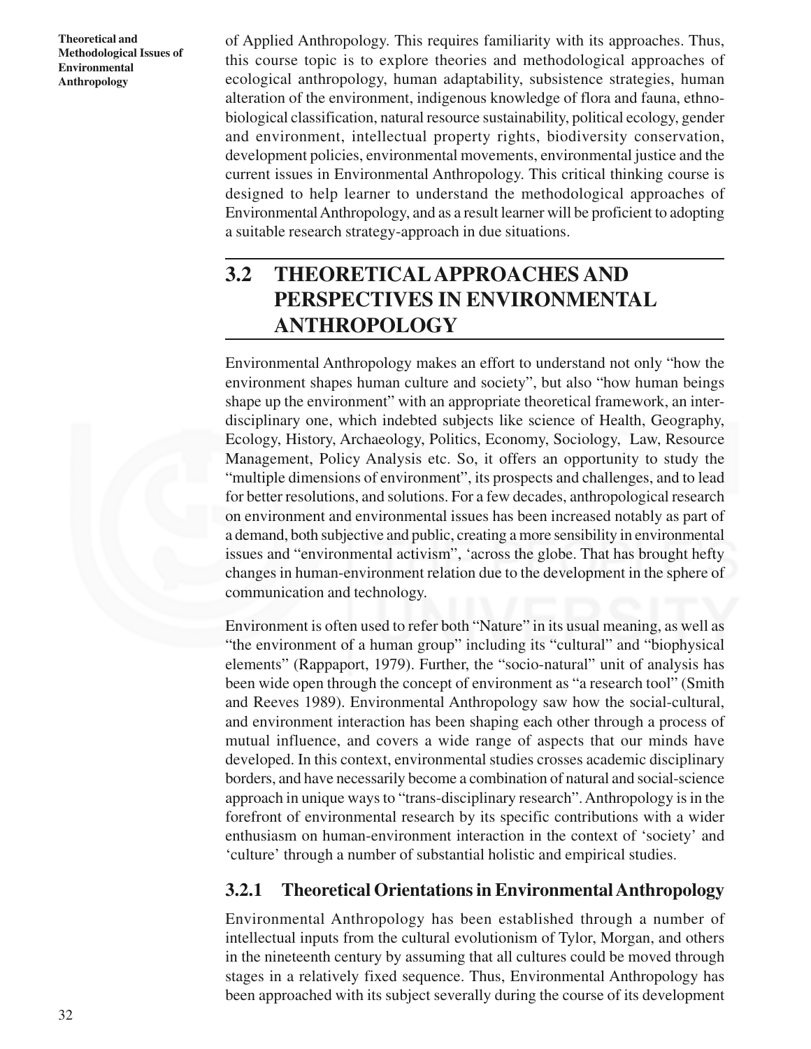of Applied Anthropology. This requires familiarity with its approaches. Thus, this course topic is to explore theories and methodological approaches of ecological anthropology, human adaptability, subsistence strategies, human alteration of the environment, indigenous knowledge of flora and fauna, ethno-biological classification, natural resource sustainability, political ecology, gender and environment, intellectual property rights, biodiversity conservation, development policies, environmental movements, environmental justice and the current issues in Environmental Anthropology. This critical thinking course is designed to help learner to understand the methodological approaches of Environmental Anthropology, and as a result learner will be proficient to adopting a suitable research strategy-approach in due situations.

## 3.2 THEORETICAL APPROACHES AND PERSPECTIVES IN ENVIRONMENTAL ANTHROPOLOGY

Environmental Anthropology makes an effort to understand not only "how the environment shapes human culture and society", but also "how human beings shape up the environment" with an appropriate theoretical framework, an inter-disciplinary one, which indebted subjects like science of Health, Geography, Ecology, History, Archaeology, Politics, Economy, Sociology, Law, Resource Management, Policy Analysis etc. So, it offers an opportunity to study the "multiple dimensions of environment", its prospects and challenges, and to lead for better resolutions, and solutions. For a few decades, anthropological research on environment and environmental issues has been increased notably as part of a demand, both subjective and public, creating a more sensibility in environmental issues and "environmental activism", 'across the globe. That has brought hefty changes in human-environment relation due to the development in the sphere of communication and technology.

Environment is often used to refer both "Nature" in its usual meaning, as well as "the environment of a human group" including its "cultural" and "biophysical elements" (Rappaport, 1979). Further, the "socio-natural" unit of analysis has been wide open through the concept of environment as "a research tool" (Smith and Reeves 1989). Environmental Anthropology saw how the social-cultural, and environment interaction has been shaping each other through a process of mutual influence, and covers a wide range of aspects that our minds have developed. In this context, environmental studies crosses academic disciplinary borders, and have necessarily become a combination of natural and social-science approach in unique ways to "trans-disciplinary research". Anthropology is in the forefront of environmental research by its specific contributions with a wider enthusiasm on human-environment interaction in the context of 'society' and 'culture' through a number of substantial holistic and empirical studies.

### 3.2.1 Theoretical Orientations in Environmental Anthropology

Environmental Anthropology has been established through a number of intellectual inputs from the cultural evolutionism of Tylor, Morgan, and others in the nineteenth century by assuming that all cultures could be moved through stages in a relatively fixed sequence. Thus, Environmental Anthropology has been approached with its subject severally during the course of its development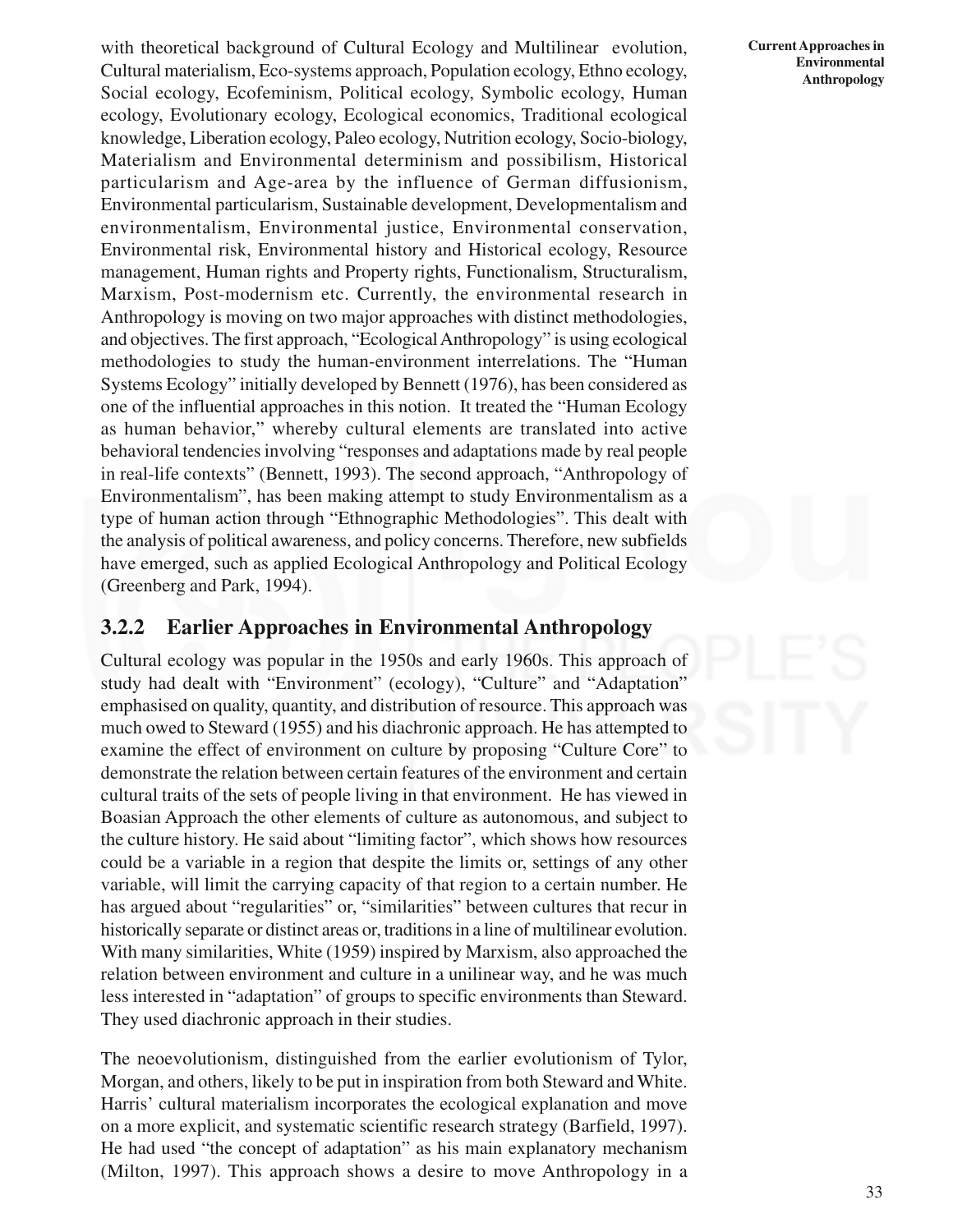with theoretical background of Cultural Ecology and Multilinear evolution, Cultural materialism, Eco-systems approach, Population ecology, Ethno ecology, Social ecology, Ecofeminism, Political ecology, Symbolic ecology, Human ecology, Evolutionary ecology, Ecological economics, Traditional ecological knowledge, Liberation ecology, Paleo ecology, Nutrition ecology, Socio-biology, Materialism and Environmental determinism and possibilism, Historical particularism and Age-area by the influence of German diffusionism, Environmental particularism, Sustainable development, Developmentalism and environmentalism, Environmental justice, Environmental conservation, Environmental risk, Environmental history and Historical ecology, Resource management, Human rights and Property rights, Functionalism, Structuralism, Marxism, Post-modernism etc. Currently, the environmental research in Anthropology is moving on two major approaches with distinct methodologies, and objectives. The first approach, "Ecological Anthropology" is using ecological methodologies to study the human-environment interrelations. The "Human Systems Ecology" initially developed by Bennett (1976), has been considered as one of the influential approaches in this notion. It treated the "Human Ecology as human behavior," whereby cultural elements are translated into active behavioral tendencies involving "responses and adaptations made by real people in real-life contexts" (Bennett, 1993). The second approach, "Anthropology of Environmentalism", has been making attempt to study Environmentalism as a type of human action through "Ethnographic Methodologies". This dealt with the analysis of political awareness, and policy concerns. Therefore, new subfields have emerged, such as applied Ecological Anthropology and Political Ecology (Greenberg and Park, 1994).

### 3.2.2 Earlier Approaches in Environmental Anthropology

Cultural ecology was popular in the 1950s and early 1960s. This approach of study had dealt with "Environment" (ecology), "Culture" and "Adaptation" emphasised on quality, quantity, and distribution of resource. This approach was much owed to Steward (1955) and his diachronic approach. He has attempted to examine the effect of environment on culture by proposing "Culture Core" to demonstrate the relation between certain features of the environment and certain cultural traits of the sets of people living in that environment. He has viewed in Boasian Approach the other elements of culture as autonomous, and subject to the culture history. He said about "limiting factor", which shows how resources could be a variable in a region that despite the limits or, settings of any other variable, will limit the carrying capacity of that region to a certain number. He has argued about "regularities" or, "similarities" between cultures that recur in historically separate or distinct areas or, traditions in a line of multilinear evolution. With many similarities, White (1959) inspired by Marxism, also approached the relation between environment and culture in a unilinear way, and he was much less interested in "adaptation" of groups to specific environments than Steward. They used diachronic approach in their studies.

The neoevolutionism, distinguished from the earlier evolutionism of Tylor, Morgan, and others, likely to be put in inspiration from both Steward and White. Harris' cultural materialism incorporates the ecological explanation and move on a more explicit, and systematic scientific research strategy (Barfield, 1997). He had used "the concept of adaptation" as his main explanatory mechanism (Milton, 1997). This approach shows a desire to move Anthropology in a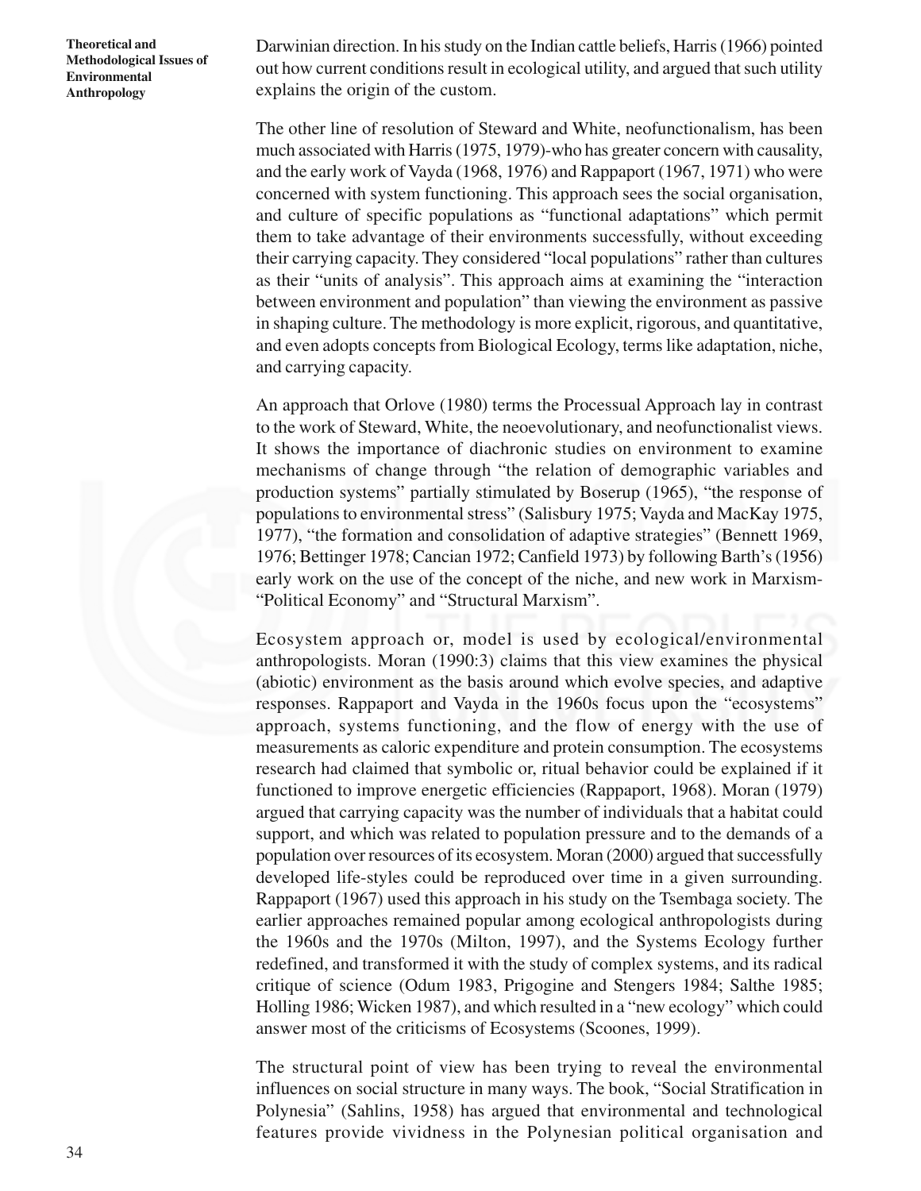Darwinian direction. In his study on the Indian cattle beliefs, Harris (1966) pointed out how current conditions result in ecological utility, and argued that such utility explains the origin of the custom.

The other line of resolution of Steward and White, neofunctionalism, has been much associated with Harris (1975, 1979)-who has greater concern with causality, and the early work of Vayda (1968, 1976) and Rappaport (1967, 1971) who were concerned with system functioning. This approach sees the social organisation, and culture of specific populations as "functional adaptations" which permit them to take advantage of their environments successfully, without exceeding their carrying capacity. They considered "local populations" rather than cultures as their "units of analysis". This approach aims at examining the "interaction between environment and population" than viewing the environment as passive in shaping culture. The methodology is more explicit, rigorous, and quantitative, and even adopts concepts from Biological Ecology, terms like adaptation, niche, and carrying capacity.

An approach that Orlove (1980) terms the Processual Approach lay in contrast to the work of Steward, White, the neoevolutionary, and neofunctionalist views. It shows the importance of diachronic studies on environment to examine mechanisms of change through "the relation of demographic variables and production systems" partially stimulated by Boserup (1965), "the response of populations to environmental stress" (Salisbury 1975; Vayda and MacKay 1975, 1977), "the formation and consolidation of adaptive strategies" (Bennett 1969, 1976; Bettinger 1978; Cancian 1972; Canfield 1973) by following Barth's (1956) early work on the use of the concept of the niche, and new work in Marxism- "Political Economy" and "Structural Marxism".

Ecosystem approach or, model is used by ecological/environmental anthropologists. Moran (1990:3) claims that this view examines the physical (abiotic) environment as the basis around which evolve species, and adaptive responses. Rappaport and Vayda in the 1960s focus upon the "ecosystems" approach, systems functioning, and the flow of energy with the use of measurements as caloric expenditure and protein consumption. The ecosystems research had claimed that symbolic or, ritual behavior could be explained if it functioned to improve energetic efficiencies (Rappaport, 1968). Moran (1979) argued that carrying capacity was the number of individuals that a habitat could support, and which was related to population pressure and to the demands of a population over resources of its ecosystem. Moran (2000) argued that successfully developed life-styles could be reproduced over time in a given surrounding. Rappaport (1967) used this approach in his study on the Tsembaga society. The earlier approaches remained popular among ecological anthropologists during the 1960s and the 1970s (Milton, 1997), and the Systems Ecology further redefined, and transformed it with the study of complex systems, and its radical critique of science (Odum 1983, Prigogine and Stengers 1984; Salthe 1985; Holling 1986; Wicken 1987), and which resulted in a "new ecology" which could answer most of the criticisms of Ecosystems (Scoones, 1999).

The structural point of view has been trying to reveal the environmental influences on social structure in many ways. The book, "Social Stratification in Polynesia" (Sahlins, 1958) has argued that environmental and technological features provide vividness in the Polynesian political organisation and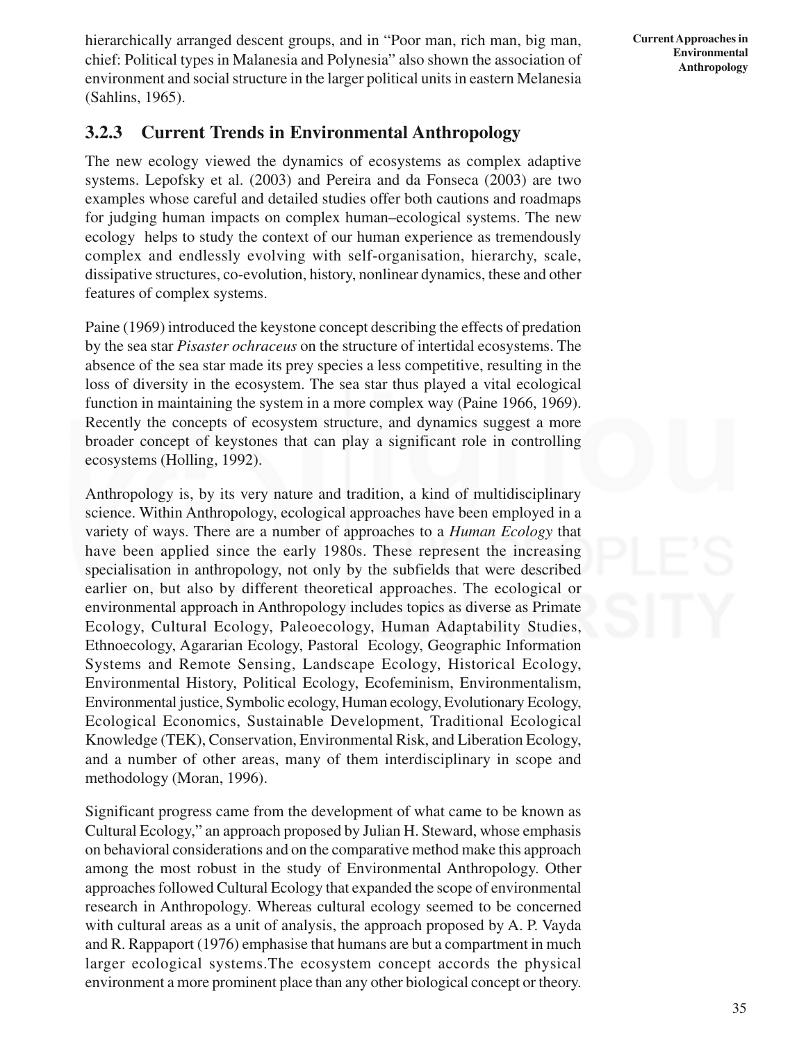hierarchically arranged descent groups, and in "Poor man, rich man, big man, chief: Political types in Malanesia and Polynesia" also shown the association of environment and social structure in the larger political units in eastern Melanesia (Sahlins, 1965).

### 3.2.3 Current Trends in Environmental Anthropology

The new ecology viewed the dynamics of ecosystems as complex adaptive systems. Lepofsky et al. (2003) and Pereira and da Fonseca (2003) are two examples whose careful and detailed studies offer both cautions and roadmaps for judging human impacts on complex human–ecological systems. The new ecology helps to study the context of our human experience as tremendously complex and endlessly evolving with self-organisation, hierarchy, scale, dissipative structures, co-evolution, history, nonlinear dynamics, these and other features of complex systems.

Paine (1969) introduced the keystone concept describing the effects of predation by the sea star *Pisaster ochraceus* on the structure of intertidal ecosystems. The absence of the sea star made its prey species a less competitive, resulting in the loss of diversity in the ecosystem. The sea star thus played a vital ecological function in maintaining the system in a more complex way (Paine 1966, 1969). Recently the concepts of ecosystem structure, and dynamics suggest a more broader concept of keystones that can play a significant role in controlling ecosystems (Holling, 1992).

Anthropology is, by its very nature and tradition, a kind of multidisciplinary science. Within Anthropology, ecological approaches have been employed in a variety of ways. There are a number of approaches to a *Human Ecology* that have been applied since the early 1980s. These represent the increasing specialisation in anthropology, not only by the subfields that were described earlier on, but also by different theoretical approaches. The ecological or environmental approach in Anthropology includes topics as diverse as Primate Ecology, Cultural Ecology, Paleoecology, Human Adaptability Studies, Ethnoecology, Agararian Ecology, Pastoral Ecology, Geographic Information Systems and Remote Sensing, Landscape Ecology, Historical Ecology, Environmental History, Political Ecology, Ecofeminism, Environmentalism, Environmental justice, Symbolic ecology, Human ecology, Evolutionary Ecology, Ecological Economics, Sustainable Development, Traditional Ecological Knowledge (TEK), Conservation, Environmental Risk, and Liberation Ecology, and a number of other areas, many of them interdisciplinary in scope and methodology (Moran, 1996).

Significant progress came from the development of what came to be known as Cultural Ecology," an approach proposed by Julian H. Steward, whose emphasis on behavioral considerations and on the comparative method make this approach among the most robust in the study of Environmental Anthropology. Other approaches followed Cultural Ecology that expanded the scope of environmental research in Anthropology. Whereas cultural ecology seemed to be concerned with cultural areas as a unit of analysis, the approach proposed by A. P. Vayda and R. Rappaport (1976) emphasise that humans are but a compartment in much larger ecological systems.The ecosystem concept accords the physical environment a more prominent place than any other biological concept or theory.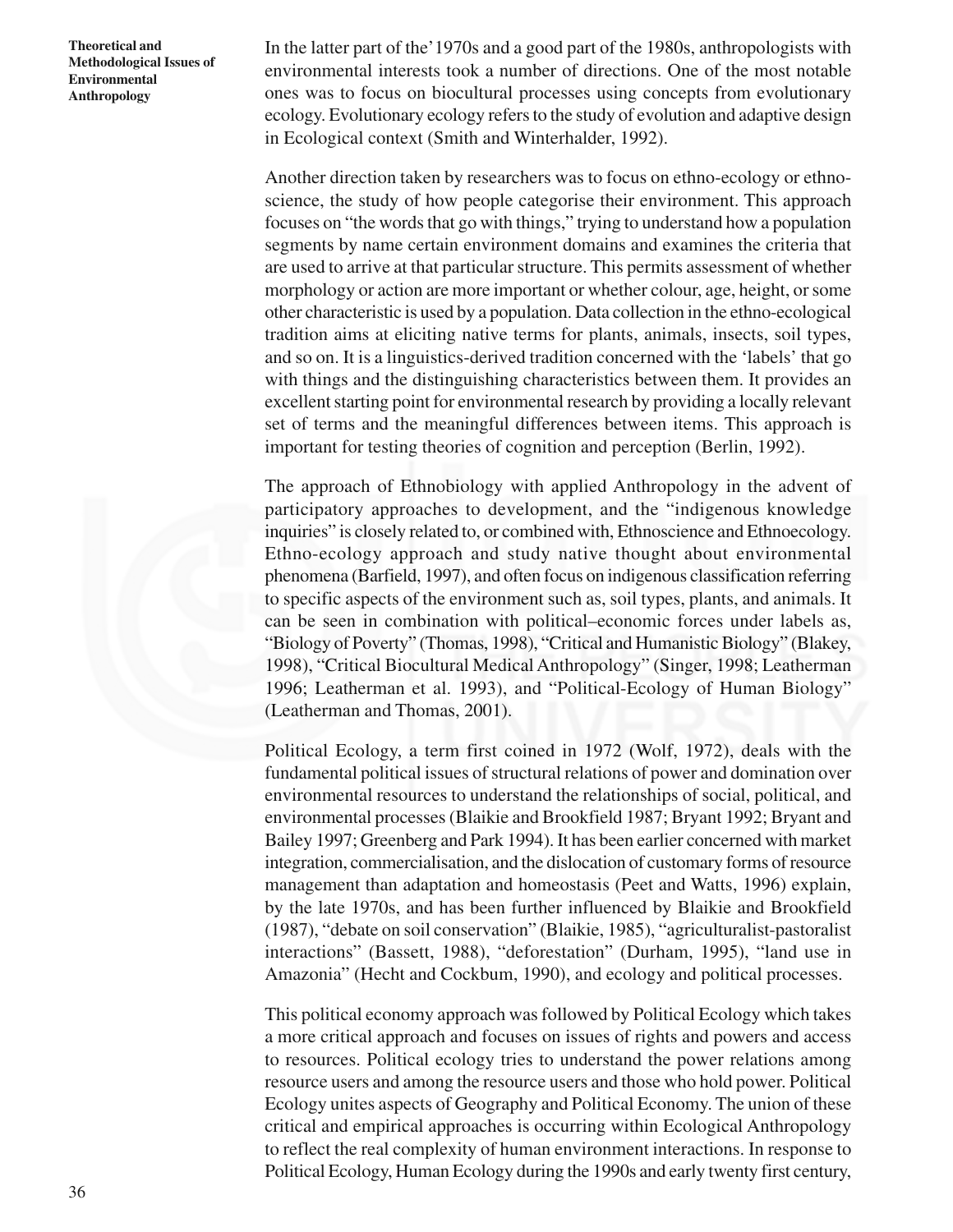In the latter part of the'1970s and a good part of the 1980s, anthropologists with environmental interests took a number of directions. One of the most notable ones was to focus on biocultural processes using concepts from evolutionary ecology. Evolutionary ecology refers to the study of evolution and adaptive design in Ecological context (Smith and Winterhalder, 1992).

Another direction taken by researchers was to focus on ethno-ecology or ethno-science, the study of how people categorise their environment. This approach focuses on "the words that go with things," trying to understand how a population segments by name certain environment domains and examines the criteria that are used to arrive at that particular structure. This permits assessment of whether morphology or action are more important or whether colour, age, height, or some other characteristic is used by a population. Data collection in the ethno-ecological tradition aims at eliciting native terms for plants, animals, insects, soil types, and so on. It is a linguistics-derived tradition concerned with the 'labels' that go with things and the distinguishing characteristics between them. It provides an excellent starting point for environmental research by providing a locally relevant set of terms and the meaningful differences between items. This approach is important for testing theories of cognition and perception (Berlin, 1992).

The approach of Ethnobiology with applied Anthropology in the advent of participatory approaches to development, and the "indigenous knowledge inquiries" is closely related to, or combined with, Ethnoscience and Ethnoecology. Ethno-ecology approach and study native thought about environmental phenomena (Barfield, 1997), and often focus on indigenous classification referring to specific aspects of the environment such as, soil types, plants, and animals. It can be seen in combination with political–economic forces under labels as, "Biology of Poverty" (Thomas, 1998), "Critical and Humanistic Biology" (Blakey, 1998), "Critical Biocultural Medical Anthropology" (Singer, 1998; Leatherman 1996; Leatherman et al. 1993), and "Political-Ecology of Human Biology" (Leatherman and Thomas, 2001).

Political Ecology, a term first coined in 1972 (Wolf, 1972), deals with the fundamental political issues of structural relations of power and domination over environmental resources to understand the relationships of social, political, and environmental processes (Blaikie and Brookfield 1987; Bryant 1992; Bryant and Bailey 1997; Greenberg and Park 1994). It has been earlier concerned with market integration, commercialisation, and the dislocation of customary forms of resource management than adaptation and homeostasis (Peet and Watts, 1996) explain, by the late 1970s, and has been further influenced by Blaikie and Brookfield (1987), "debate on soil conservation" (Blaikie, 1985), "agriculturalist-pastoralist interactions" (Bassett, 1988), "deforestation" (Durham, 1995), "land use in Amazonia" (Hecht and Cockbum, 1990), and ecology and political processes.

This political economy approach was followed by Political Ecology which takes a more critical approach and focuses on issues of rights and powers and access to resources. Political ecology tries to understand the power relations among resource users and among the resource users and those who hold power. Political Ecology unites aspects of Geography and Political Economy. The union of these critical and empirical approaches is occurring within Ecological Anthropology to reflect the real complexity of human environment interactions. In response to Political Ecology, Human Ecology during the 1990s and early twenty first century,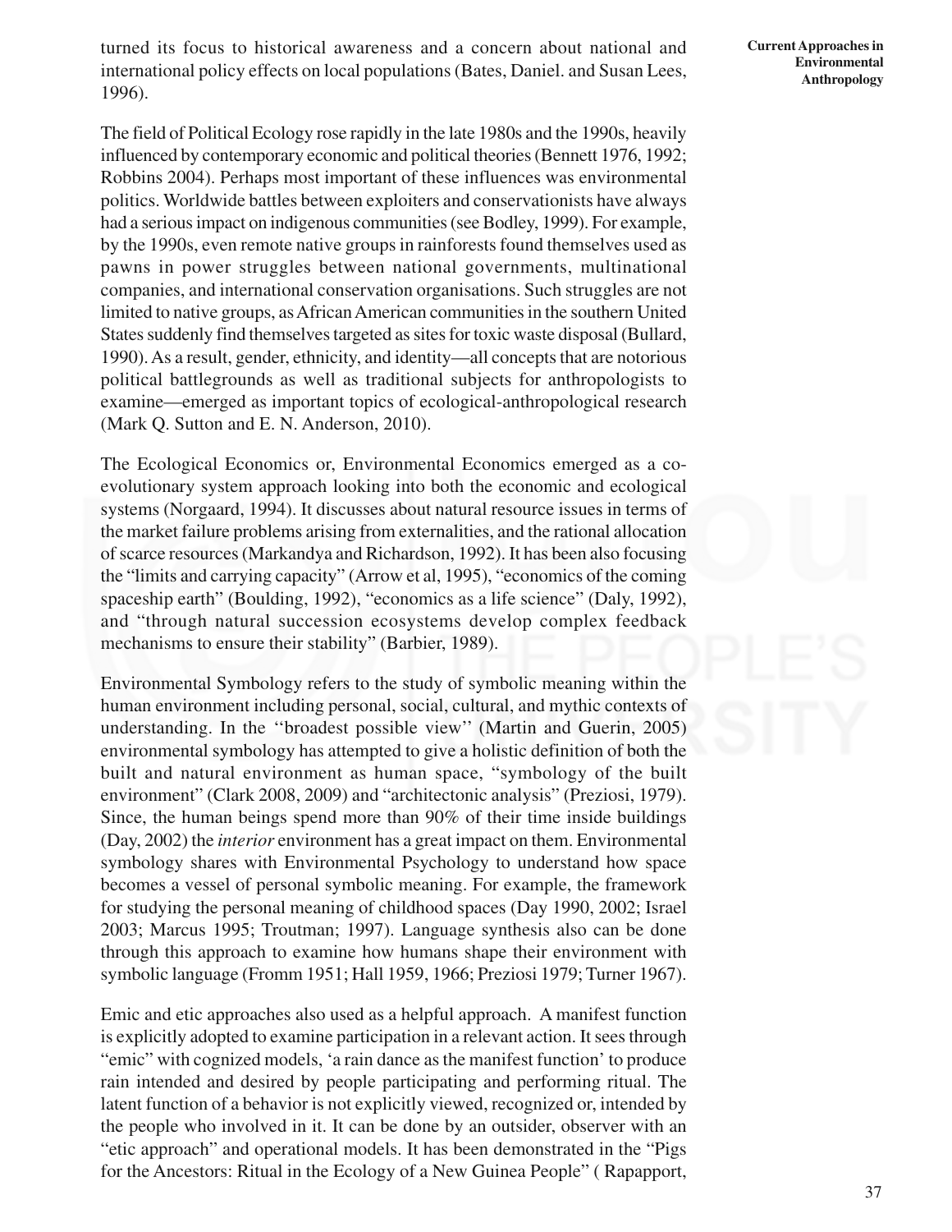turned its focus to historical awareness and a concern about national and international policy effects on local populations (Bates, Daniel. and Susan Lees, 1996).

The field of Political Ecology rose rapidly in the late 1980s and the 1990s, heavily influenced by contemporary economic and political theories (Bennett 1976, 1992; Robbins 2004). Perhaps most important of these influences was environmental politics. Worldwide battles between exploiters and conservationists have always had a serious impact on indigenous communities (see Bodley, 1999). For example, by the 1990s, even remote native groups in rainforests found themselves used as pawns in power struggles between national governments, multinational companies, and international conservation organisations. Such struggles are not limited to native groups, as African American communities in the southern United States suddenly find themselves targeted as sites for toxic waste disposal (Bullard, 1990). As a result, gender, ethnicity, and identity—all concepts that are notorious political battlegrounds as well as traditional subjects for anthropologists to examine—emerged as important topics of ecological-anthropological research (Mark Q. Sutton and E. N. Anderson, 2010).

The Ecological Economics or, Environmental Economics emerged as a co-evolutionary system approach looking into both the economic and ecological systems (Norgaard, 1994). It discusses about natural resource issues in terms of the market failure problems arising from externalities, and the rational allocation of scarce resources (Markandya and Richardson, 1992). It has been also focusing the "limits and carrying capacity" (Arrow et al, 1995), "economics of the coming spaceship earth" (Boulding, 1992), "economics as a life science" (Daly, 1992), and "through natural succession ecosystems develop complex feedback mechanisms to ensure their stability" (Barbier, 1989).

Environmental Symbology refers to the study of symbolic meaning within the human environment including personal, social, cultural, and mythic contexts of understanding. In the ''broadest possible view'' (Martin and Guerin, 2005) environmental symbology has attempted to give a holistic definition of both the built and natural environment as human space, "symbology of the built environment" (Clark 2008, 2009) and "architectonic analysis" (Preziosi, 1979). Since, the human beings spend more than 90% of their time inside buildings (Day, 2002) the *interior* environment has a great impact on them. Environmental symbology shares with Environmental Psychology to understand how space becomes a vessel of personal symbolic meaning. For example, the framework for studying the personal meaning of childhood spaces (Day 1990, 2002; Israel 2003; Marcus 1995; Troutman; 1997). Language synthesis also can be done through this approach to examine how humans shape their environment with symbolic language (Fromm 1951; Hall 1959, 1966; Preziosi 1979; Turner 1967).

Emic and etic approaches also used as a helpful approach. A manifest function is explicitly adopted to examine participation in a relevant action. It sees through "emic" with cognized models, 'a rain dance as the manifest function' to produce rain intended and desired by people participating and performing ritual. The latent function of a behavior is not explicitly viewed, recognized or, intended by the people who involved in it. It can be done by an outsider, observer with an "etic approach" and operational models. It has been demonstrated in the "Pigs for the Ancestors: Ritual in the Ecology of a New Guinea People" ( Rapapport,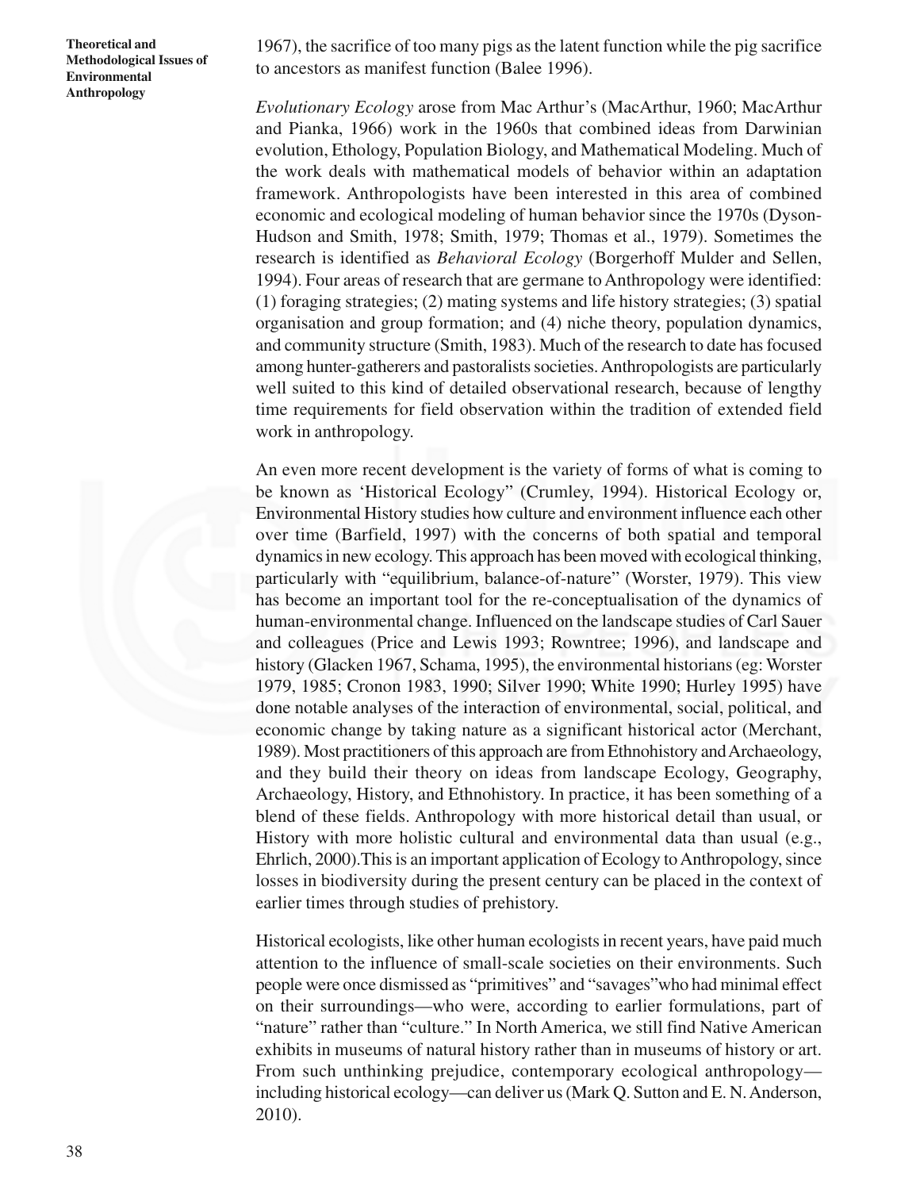1967), the sacrifice of too many pigs as the latent function while the pig sacrifice to ancestors as manifest function (Balee 1996).

*Evolutionary Ecology* arose from Mac Arthur's (MacArthur, 1960; MacArthur and Pianka, 1966) work in the 1960s that combined ideas from Darwinian evolution, Ethology, Population Biology, and Mathematical Modeling. Much of the work deals with mathematical models of behavior within an adaptation framework. Anthropologists have been interested in this area of combined economic and ecological modeling of human behavior since the 1970s (Dyson-Hudson and Smith, 1978; Smith, 1979; Thomas et al., 1979). Sometimes the research is identified as *Behavioral Ecology* (Borgerhoff Mulder and Sellen, 1994). Four areas of research that are germane to Anthropology were identified: (1) foraging strategies; (2) mating systems and life history strategies; (3) spatial organisation and group formation; and (4) niche theory, population dynamics, and community structure (Smith, 1983). Much of the research to date has focused among hunter-gatherers and pastoralists societies. Anthropologists are particularly well suited to this kind of detailed observational research, because of lengthy time requirements for field observation within the tradition of extended field work in anthropology.

An even more recent development is the variety of forms of what is coming to be known as 'Historical Ecology" (Crumley, 1994). Historical Ecology or, Environmental History studies how culture and environment influence each other over time (Barfield, 1997) with the concerns of both spatial and temporal dynamics in new ecology. This approach has been moved with ecological thinking, particularly with "equilibrium, balance-of-nature" (Worster, 1979). This view has become an important tool for the re-conceptualisation of the dynamics of human-environmental change. Influenced on the landscape studies of Carl Sauer and colleagues (Price and Lewis 1993; Rowntree; 1996), and landscape and history (Glacken 1967, Schama, 1995), the environmental historians (eg: Worster 1979, 1985; Cronon 1983, 1990; Silver 1990; White 1990; Hurley 1995) have done notable analyses of the interaction of environmental, social, political, and economic change by taking nature as a significant historical actor (Merchant, 1989). Most practitioners of this approach are from Ethnohistory and Archaeology, and they build their theory on ideas from landscape Ecology, Geography, Archaeology, History, and Ethnohistory. In practice, it has been something of a blend of these fields. Anthropology with more historical detail than usual, or History with more holistic cultural and environmental data than usual (e.g., Ehrlich, 2000).This is an important application of Ecology to Anthropology, since losses in biodiversity during the present century can be placed in the context of earlier times through studies of prehistory.

Historical ecologists, like other human ecologists in recent years, have paid much attention to the influence of small-scale societies on their environments. Such people were once dismissed as "primitives" and "savages"who had minimal effect on their surroundings—who were, according to earlier formulations, part of "nature" rather than "culture." In North America, we still find Native American exhibits in museums of natural history rather than in museums of history or art. From such unthinking prejudice, contemporary ecological anthropology—including historical ecology—can deliver us (Mark Q. Sutton and E. N. Anderson, 2010).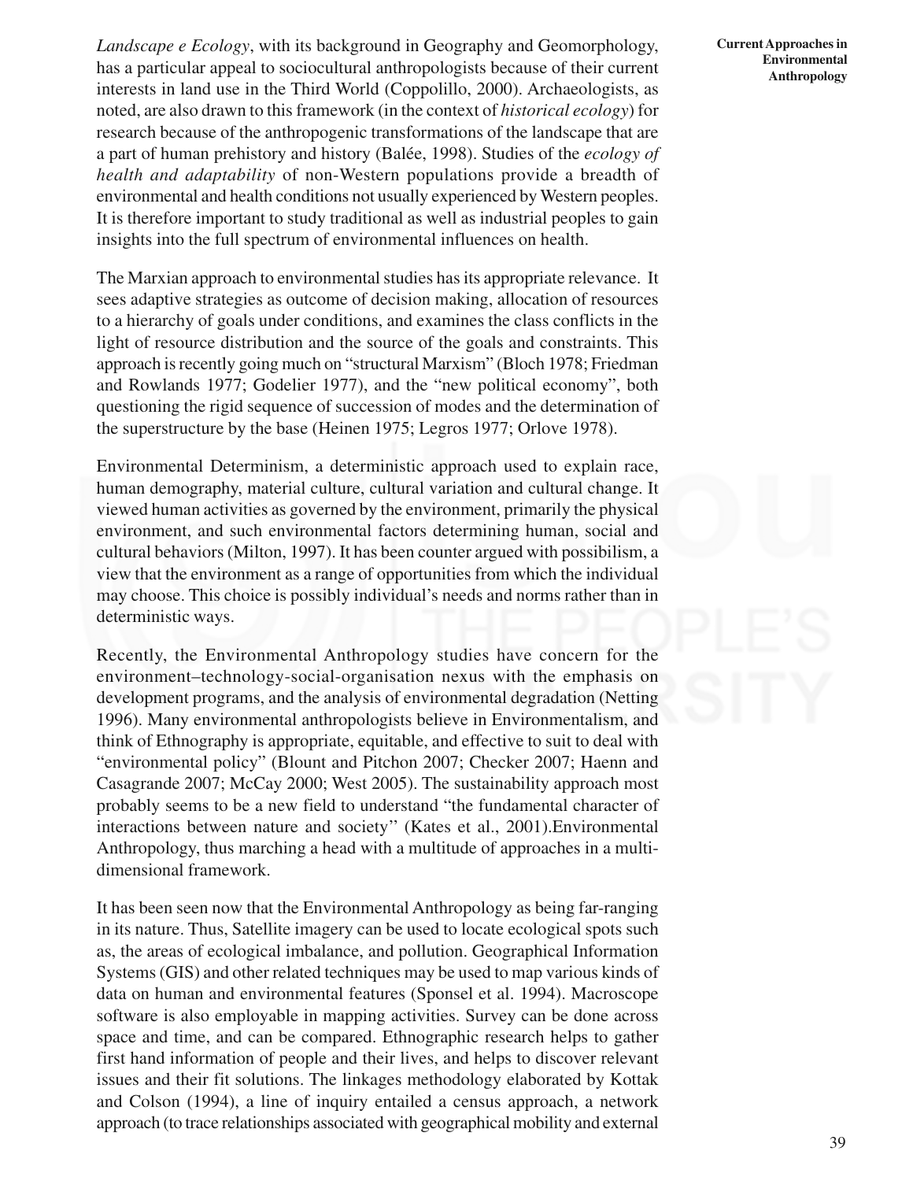*Landscape e Ecology*, with its background in Geography and Geomorphology, has a particular appeal to sociocultural anthropologists because of their current interests in land use in the Third World (Coppolillo, 2000). Archaeologists, as noted, are also drawn to this framework (in the context of *historical ecology*) for research because of the anthropogenic transformations of the landscape that are a part of human prehistory and history (Balée, 1998). Studies of the *ecology of health and adaptability* of non-Western populations provide a breadth of environmental and health conditions not usually experienced by Western peoples. It is therefore important to study traditional as well as industrial peoples to gain insights into the full spectrum of environmental influences on health.

The Marxian approach to environmental studies has its appropriate relevance. It sees adaptive strategies as outcome of decision making, allocation of resources to a hierarchy of goals under conditions, and examines the class conflicts in the light of resource distribution and the source of the goals and constraints. This approach is recently going much on "structural Marxism" (Bloch 1978; Friedman and Rowlands 1977; Godelier 1977), and the "new political economy", both questioning the rigid sequence of succession of modes and the determination of the superstructure by the base (Heinen 1975; Legros 1977; Orlove 1978).

Environmental Determinism, a deterministic approach used to explain race, human demography, material culture, cultural variation and cultural change. It viewed human activities as governed by the environment, primarily the physical environment, and such environmental factors determining human, social and cultural behaviors (Milton, 1997). It has been counter argued with possibilism, a view that the environment as a range of opportunities from which the individual may choose. This choice is possibly individual's needs and norms rather than in deterministic ways.

Recently, the Environmental Anthropology studies have concern for the environment–technology-social-organisation nexus with the emphasis on development programs, and the analysis of environmental degradation (Netting 1996). Many environmental anthropologists believe in Environmentalism, and think of Ethnography is appropriate, equitable, and effective to suit to deal with "environmental policy" (Blount and Pitchon 2007; Checker 2007; Haenn and Casagrande 2007; McCay 2000; West 2005). The sustainability approach most probably seems to be a new field to understand "the fundamental character of interactions between nature and society'' (Kates et al., 2001).Environmental Anthropology, thus marching a head with a multitude of approaches in a multi-dimensional framework.

It has been seen now that the Environmental Anthropology as being far-ranging in its nature. Thus, Satellite imagery can be used to locate ecological spots such as, the areas of ecological imbalance, and pollution. Geographical Information Systems (GIS) and other related techniques may be used to map various kinds of data on human and environmental features (Sponsel et al. 1994). Macroscope software is also employable in mapping activities. Survey can be done across space and time, and can be compared. Ethnographic research helps to gather first hand information of people and their lives, and helps to discover relevant issues and their fit solutions. The linkages methodology elaborated by Kottak and Colson (1994), a line of inquiry entailed a census approach, a network approach (to trace relationships associated with geographical mobility and external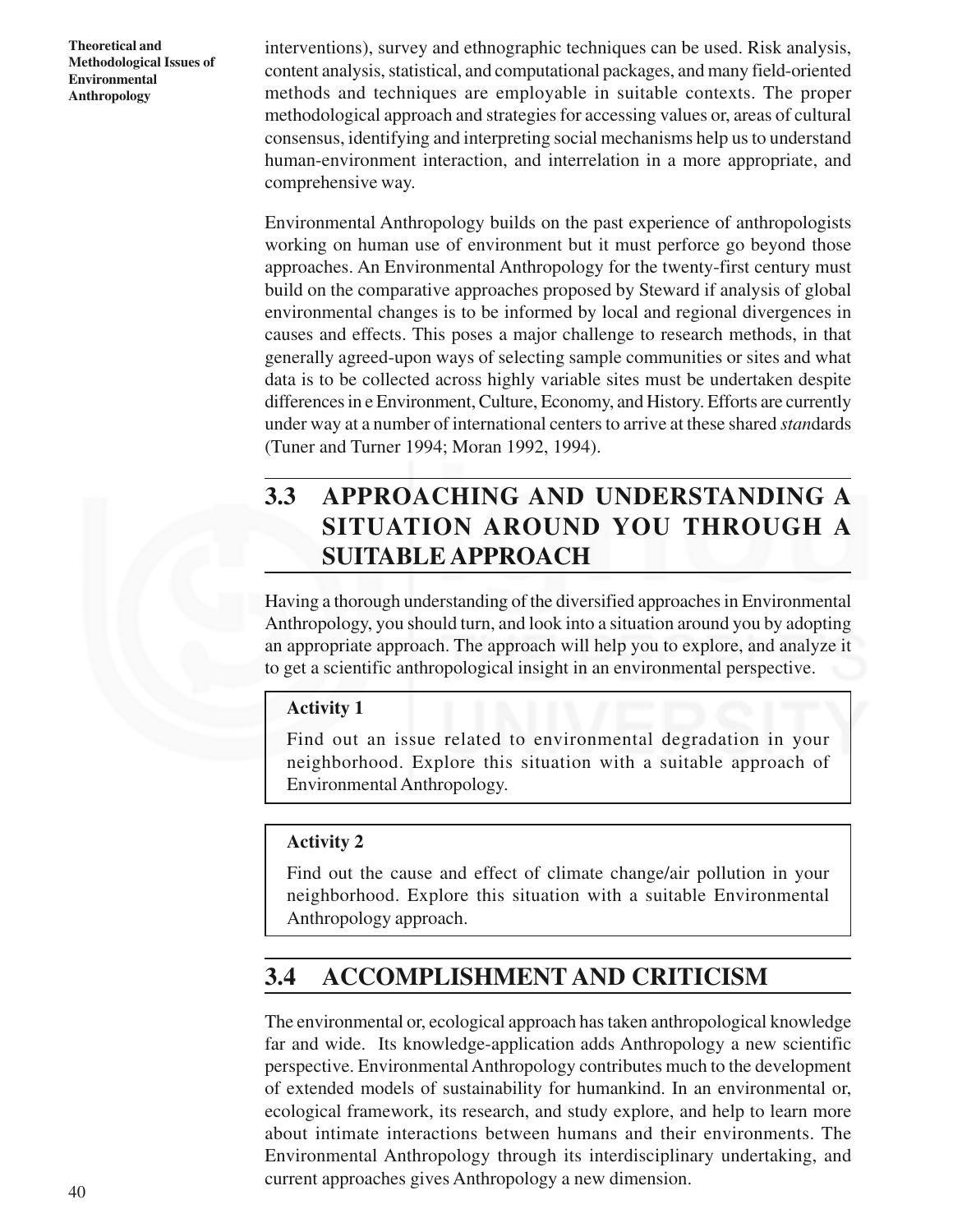interventions), survey and ethnographic techniques can be used. Risk analysis, content analysis, statistical, and computational packages, and many field-oriented methods and techniques are employable in suitable contexts. The proper methodological approach and strategies for accessing values or, areas of cultural consensus, identifying and interpreting social mechanisms help us to understand human-environment interaction, and interrelation in a more appropriate, and comprehensive way.

Environmental Anthropology builds on the past experience of anthropologists working on human use of environment but it must perforce go beyond those approaches. An Environmental Anthropology for the twenty-first century must build on the comparative approaches proposed by Steward if analysis of global environmental changes is to be informed by local and regional divergences in causes and effects. This poses a major challenge to research methods, in that generally agreed-upon ways of selecting sample communities or sites and what data is to be collected across highly variable sites must be undertaken despite differences in e Environment, Culture, Economy, and History. Efforts are currently under way at a number of international centers to arrive at these shared *stan*dards (Tuner and Turner 1994; Moran 1992, 1994).

## 3.3 APPROACHING AND UNDERSTANDING A SITUATION AROUND YOU THROUGH A SUITABLE APPROACH

Having a thorough understanding of the diversified approaches in Environmental Anthropology, you should turn, and look into a situation around you by adopting an appropriate approach. The approach will help you to explore, and analyze it to get a scientific anthropological insight in an environmental perspective.

**Activity 1**

Find out an issue related to environmental degradation in your neighborhood. Explore this situation with a suitable approach of Environmental Anthropology.

**Activity 2**

Find out the cause and effect of climate change/air pollution in your neighborhood. Explore this situation with a suitable Environmental Anthropology approach.

## 3.4 ACCOMPLISHMENT AND CRITICISM

The environmental or, ecological approach has taken anthropological knowledge far and wide. Its knowledge-application adds Anthropology a new scientific perspective. Environmental Anthropology contributes much to the development of extended models of sustainability for humankind. In an environmental or, ecological framework, its research, and study explore, and help to learn more about intimate interactions between humans and their environments. The Environmental Anthropology through its interdisciplinary undertaking, and current approaches gives Anthropology a new dimension.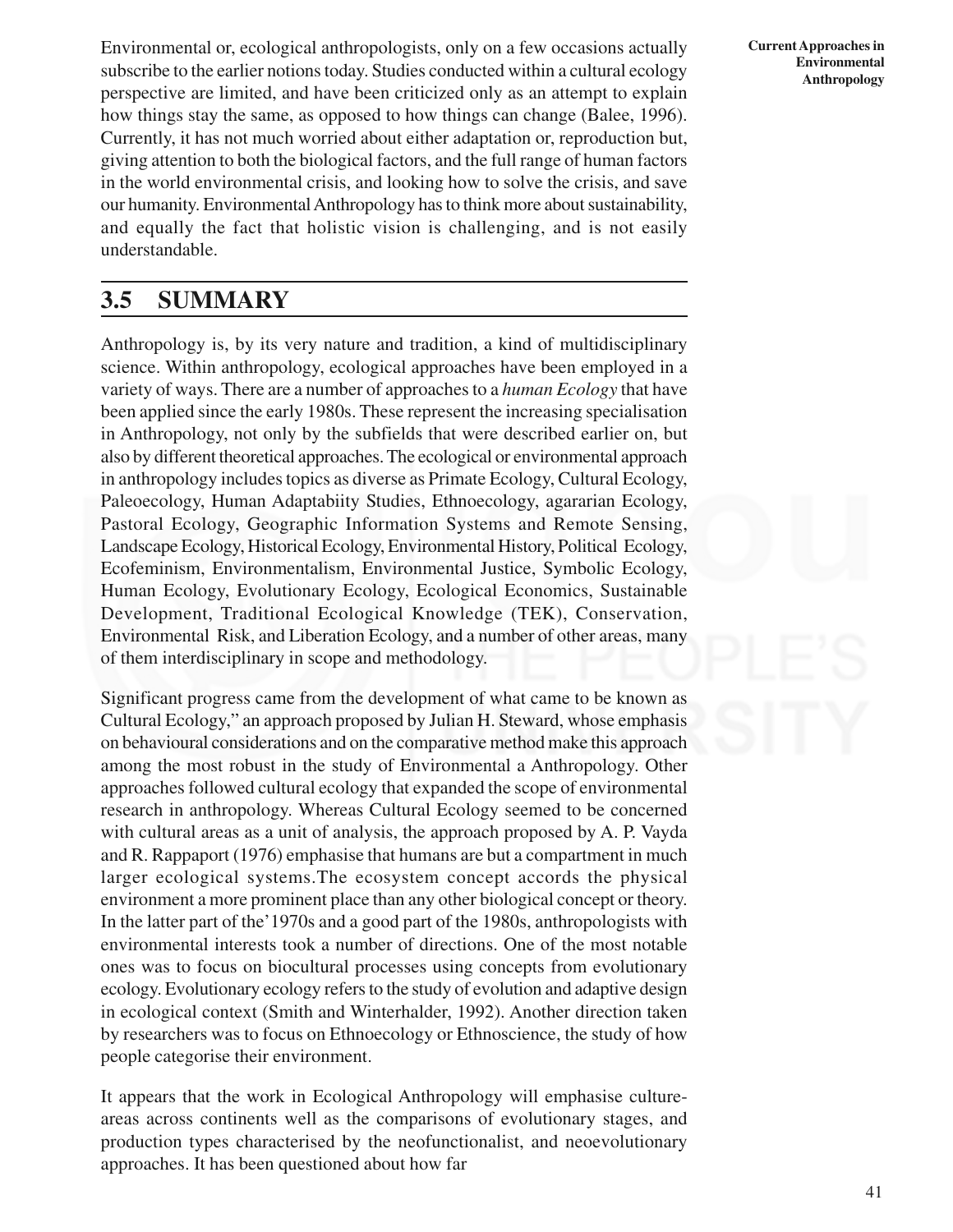Environmental or, ecological anthropologists, only on a few occasions actually subscribe to the earlier notions today. Studies conducted within a cultural ecology perspective are limited, and have been criticized only as an attempt to explain how things stay the same, as opposed to how things can change (Balee, 1996). Currently, it has not much worried about either adaptation or, reproduction but, giving attention to both the biological factors, and the full range of human factors in the world environmental crisis, and looking how to solve the crisis, and save our humanity. Environmental Anthropology has to think more about sustainability, and equally the fact that holistic vision is challenging, and is not easily understandable.

## 3.5 SUMMARY

Anthropology is, by its very nature and tradition, a kind of multidisciplinary science. Within anthropology, ecological approaches have been employed in a variety of ways. There are a number of approaches to a *human Ecology* that have been applied since the early 1980s. These represent the increasing specialisation in Anthropology, not only by the subfields that were described earlier on, but also by different theoretical approaches. The ecological or environmental approach in anthropology includes topics as diverse as Primate Ecology, Cultural Ecology, Paleoecology, Human Adaptabiity Studies, Ethnoecology, agararian Ecology, Pastoral Ecology, Geographic Information Systems and Remote Sensing, Landscape Ecology, Historical Ecology, Environmental History, Political Ecology, Ecofeminism, Environmentalism, Environmental Justice, Symbolic Ecology, Human Ecology, Evolutionary Ecology, Ecological Economics, Sustainable Development, Traditional Ecological Knowledge (TEK), Conservation, Environmental Risk, and Liberation Ecology, and a number of other areas, many of them interdisciplinary in scope and methodology.

Significant progress came from the development of what came to be known as Cultural Ecology," an approach proposed by Julian H. Steward, whose emphasis on behavioural considerations and on the comparative method make this approach among the most robust in the study of Environmental a Anthropology. Other approaches followed cultural ecology that expanded the scope of environmental research in anthropology. Whereas Cultural Ecology seemed to be concerned with cultural areas as a unit of analysis, the approach proposed by A. P. Vayda and R. Rappaport (1976) emphasise that humans are but a compartment in much larger ecological systems.The ecosystem concept accords the physical environment a more prominent place than any other biological concept or theory. In the latter part of the'1970s and a good part of the 1980s, anthropologists with environmental interests took a number of directions. One of the most notable ones was to focus on biocultural processes using concepts from evolutionary ecology. Evolutionary ecology refers to the study of evolution and adaptive design in ecological context (Smith and Winterhalder, 1992). Another direction taken by researchers was to focus on Ethnoecology or Ethnoscience, the study of how people categorise their environment.

It appears that the work in Ecological Anthropology will emphasise culture-areas across continents well as the comparisons of evolutionary stages, and production types characterised by the neofunctionalist, and neoevolutionary approaches. It has been questioned about how far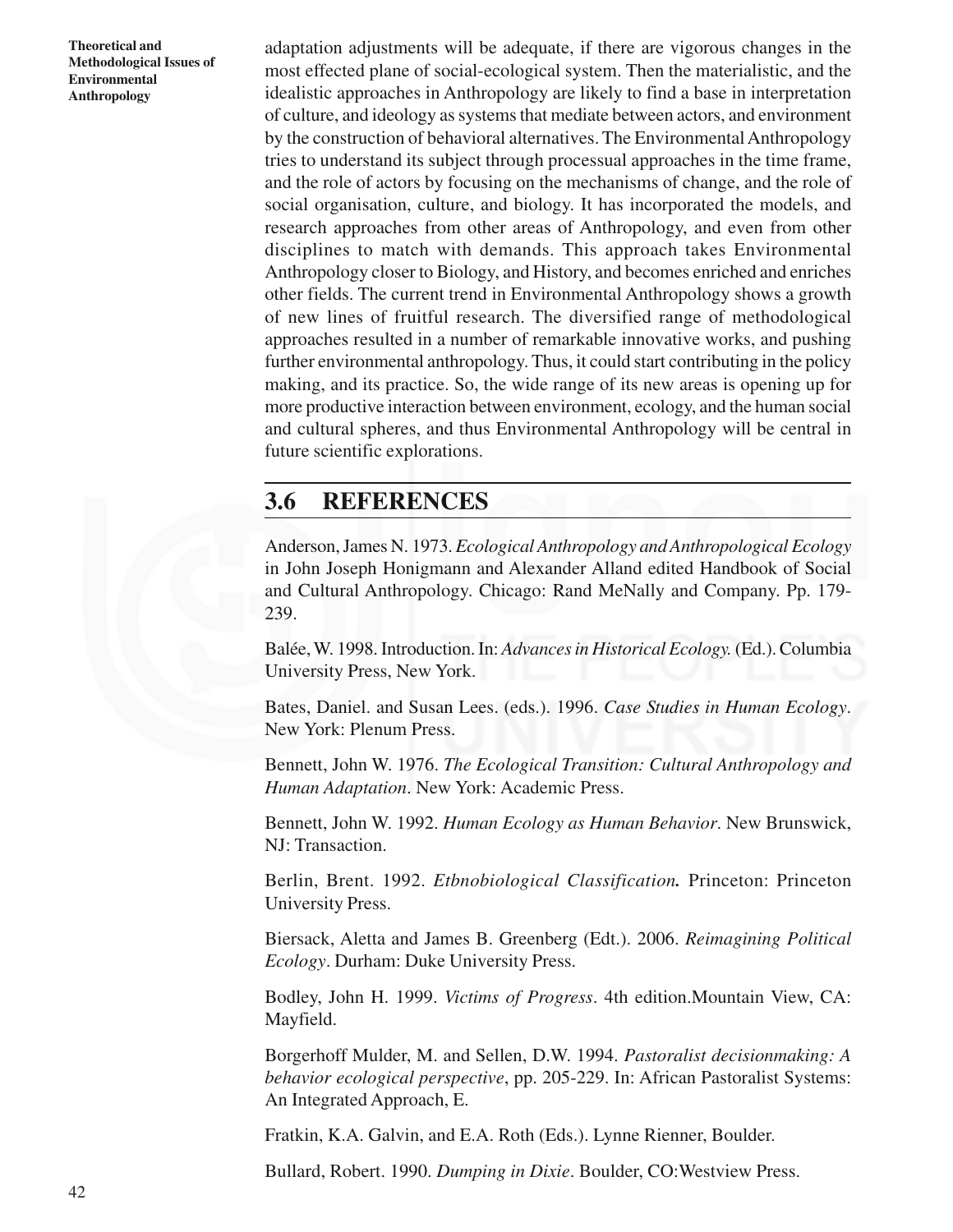adaptation adjustments will be adequate, if there are vigorous changes in the most effected plane of social-ecological system. Then the materialistic, and the idealistic approaches in Anthropology are likely to find a base in interpretation of culture, and ideology as systems that mediate between actors, and environment by the construction of behavioral alternatives. The Environmental Anthropology tries to understand its subject through processual approaches in the time frame, and the role of actors by focusing on the mechanisms of change, and the role of social organisation, culture, and biology. It has incorporated the models, and research approaches from other areas of Anthropology, and even from other disciplines to match with demands. This approach takes Environmental Anthropology closer to Biology, and History, and becomes enriched and enriches other fields. The current trend in Environmental Anthropology shows a growth of new lines of fruitful research. The diversified range of methodological approaches resulted in a number of remarkable innovative works, and pushing further environmental anthropology. Thus, it could start contributing in the policy making, and its practice. So, the wide range of its new areas is opening up for more productive interaction between environment, ecology, and the human social and cultural spheres, and thus Environmental Anthropology will be central in future scientific explorations.

## 3.6 REFERENCES

Anderson, James N. 1973. *Ecological Anthropology and Anthropological Ecology* in John Joseph Honigmann and Alexander Alland edited Handbook of Social and Cultural Anthropology. Chicago: Rand MeNally and Company. Pp. 179-239.

Balée, W. 1998. Introduction. In: *Advances in Historical Ecology.* (Ed.). Columbia University Press, New York.

Bates, Daniel. and Susan Lees. (eds.). 1996. *Case Studies in Human Ecology*. New York: Plenum Press.

Bennett, John W. 1976. *The Ecological Transition: Cultural Anthropology and Human Adaptation*. New York: Academic Press.

Bennett, John W. 1992. *Human Ecology as Human Behavior*. New Brunswick, NJ: Transaction.

Berlin, Brent. 1992. *Etbnobiological Classification.* Princeton: Princeton University Press.

Biersack, Aletta and James B. Greenberg (Edt.). 2006. *Reimagining Political Ecology*. Durham: Duke University Press.

Bodley, John H. 1999. *Victims of Progress*. 4th edition.Mountain View, CA: Mayfield.

Borgerhoff Mulder, M. and Sellen, D.W. 1994. *Pastoralist decisionmaking: A behavior ecological perspective*, pp. 205-229. In: African Pastoralist Systems: An Integrated Approach, E.

Fratkin, K.A. Galvin, and E.A. Roth (Eds.). Lynne Rienner, Boulder.

Bullard, Robert. 1990. *Dumping in Dixie*. Boulder, CO:Westview Press.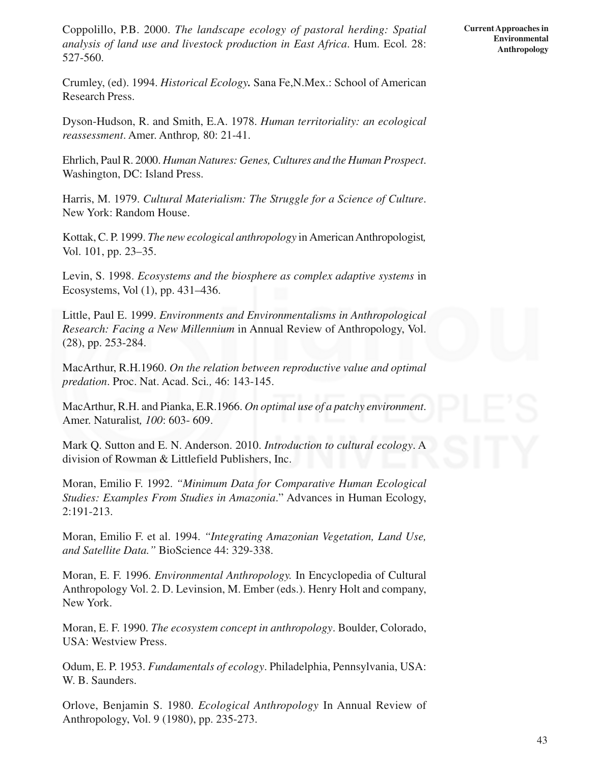Coppolillo, P.B. 2000. *The landscape ecology of pastoral herding: Spatial analysis of land use and livestock production in East Africa*. Hum. Ecol. 28: 527-560.

Crumley, (ed). 1994. ***Historical Ecology.*** Sana Fe,N.Mex.: School of American Research Press.

Dyson-Hudson, R. and Smith, E.A. 1978. *Human territoriality: an ecological reassessment*. Amer. Anthrop*,* 80: 21-41.

Ehrlich, Paul R. 2000. *Human Natures: Genes, Cultures and the Human Prospect*. Washington, DC: Island Press.

Harris, M. 1979. *Cultural Materialism: The Struggle for a Science of Culture*. New York: Random House.

Kottak, C. P. 1999. *The new ecological anthropology* in American Anthropologist*,* Vol. 101, pp. 23–35.

Levin, S. 1998. *Ecosystems and the biosphere as complex adaptive systems* in Ecosystems, Vol (1), pp. 431–436.

Little, Paul E. 1999. *Environments and Environmentalisms in Anthropological Research: Facing a New Millennium* in Annual Review of Anthropology, Vol. (28), pp. 253-284.

MacArthur, R.H.1960. *On the relation between reproductive value and optimal predation*. Proc. Nat. Acad. Sci.*,* 46: 143-145.

MacArthur, R.H. and Pianka, E.R.1966. *On optimal use of a patchy environment*. Amer. Naturalist*, 100*: 603- 609.

Mark Q. Sutton and E. N. Anderson. 2010. *Introduction to cultural ecology*. A division of Rowman & Littlefield Publishers, Inc.

Moran, Emilio F. 1992. *"Minimum Data for Comparative Human Ecological Studies: Examples From Studies in Amazonia*." Advances in Human Ecology, 2:191-213.

Moran, Emilio F. et al. 1994. *"Integrating Amazonian Vegetation, Land Use, and Satellite Data."* BioScience 44: 329-338.

Moran, E. F. 1996. *Environmental Anthropology.* In Encyclopedia of Cultural Anthropology Vol. 2. D. Levinsion, M. Ember (eds.). Henry Holt and company, New York.

Moran, E. F. 1990. *The ecosystem concept in anthropology*. Boulder, Colorado, USA: Westview Press.

Odum, E. P. 1953. *Fundamentals of ecology*. Philadelphia, Pennsylvania, USA: W. B. Saunders.

Orlove, Benjamin S. 1980. *Ecological Anthropology* In Annual Review of Anthropology, Vol. 9 (1980), pp. 235-273.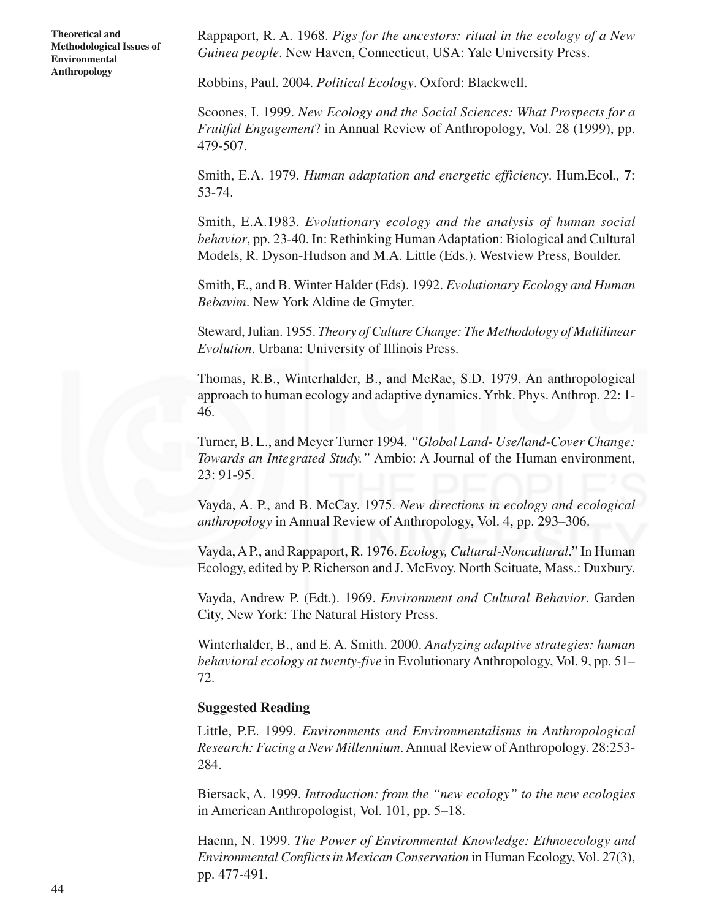Rappaport, R. A. 1968. *Pigs for the ancestors: ritual in the ecology of a New Guinea people*. New Haven, Connecticut, USA: Yale University Press.

Robbins, Paul. 2004. *Political Ecology*. Oxford: Blackwell.

Scoones, I. 1999. *New Ecology and the Social Sciences: What Prospects for a Fruitful Engagement*? in Annual Review of Anthropology, Vol. 28 (1999), pp. 479-507.

Smith, E.A. 1979. *Human adaptation and energetic efficiency*. Hum.Ecol., **7**: 53-74.

Smith, E.A.1983. *Evolutionary ecology and the analysis of human social behavior*, pp. 23-40. In: Rethinking Human Adaptation: Biological and Cultural Models, R. Dyson-Hudson and M.A. Little (Eds.). Westview Press, Boulder.

Smith, E., and B. Winter Halder (Eds). 1992. *Evolutionary Ecology and Human Bebavim*. New York Aldine de Gmyter.

Steward, Julian. 1955. *Theory of Culture Change: The Methodology of Multilinear Evolution*. Urbana: University of Illinois Press.

Thomas, R.B., Winterhalder, B., and McRae, S.D. 1979. An anthropological approach to human ecology and adaptive dynamics. Yrbk. Phys. Anthrop. 22: 1-46.

Turner, B. L., and Meyer Turner 1994. *"Global Land- Use/land-Cover Change: Towards an Integrated Study."* Ambio: A Journal of the Human environment, 23: 91-95.

Vayda, A. P., and B. McCay. 1975. *New directions in ecology and ecological anthropology* in Annual Review of Anthropology, Vol. 4, pp. 293–306.

Vayda, A P., and Rappaport, R. 1976. *Ecology, Cultural-Noncultural*." In Human Ecology, edited by P. Richerson and J. McEvoy. North Scituate, Mass.: Duxbury.

Vayda, Andrew P. (Edt.). 1969. *Environment and Cultural Behavior*. Garden City, New York: The Natural History Press.

Winterhalder, B., and E. A. Smith. 2000. *Analyzing adaptive strategies: human behavioral ecology at twenty-five* in Evolutionary Anthropology, Vol. 9, pp. 51–72.

### Suggested Reading

Little, P.E. 1999. *Environments and Environmentalisms in Anthropological Research: Facing a New Millennium*. Annual Review of Anthropology. 28:253-284.

Biersack, A. 1999. *Introduction: from the "new ecology" to the new ecologies* in American Anthropologist, Vol. 101, pp. 5–18.

Haenn, N. 1999. *The Power of Environmental Knowledge: Ethnoecology and Environmental Conflicts in Mexican Conservation* in Human Ecology, Vol. 27(3), pp. 477-491.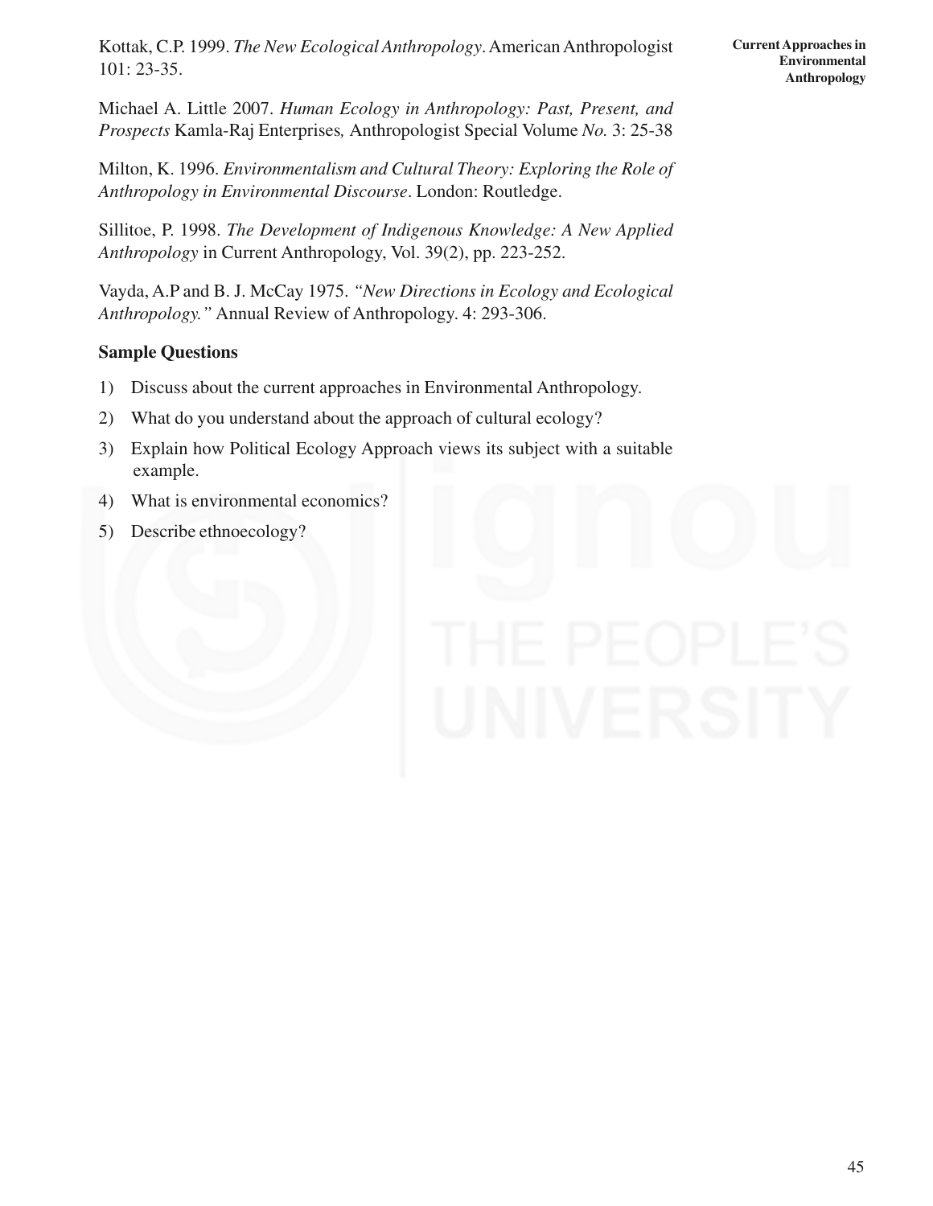Kottak, C.P. 1999. *The New Ecological Anthropology*. American Anthropologist 101: 23-35.

Michael A. Little 2007. *Human Ecology in Anthropology: Past, Present, and Prospects* Kamla-Raj Enterprises*,* Anthropologist Special Volume *No.* 3: 25-38

Milton, K. 1996. *Environmentalism and Cultural Theory: Exploring the Role of Anthropology in Environmental Discourse*. London: Routledge.

Sillitoe, P. 1998. *The Development of Indigenous Knowledge: A New Applied Anthropology* in Current Anthropology, Vol. 39(2), pp. 223-252.

Vayda, A.P and B. J. McCay 1975. *"New Directions in Ecology and Ecological Anthropology."* Annual Review of Anthropology. 4: 293-306.

**Sample Questions**

1) Discuss about the current approaches in Environmental Anthropology.
2) What do you understand about the approach of cultural ecology?
3) Explain how Political Ecology Approach views its subject with a suitable example.
4) What is environmental economics?
5) Describe ethnoecology?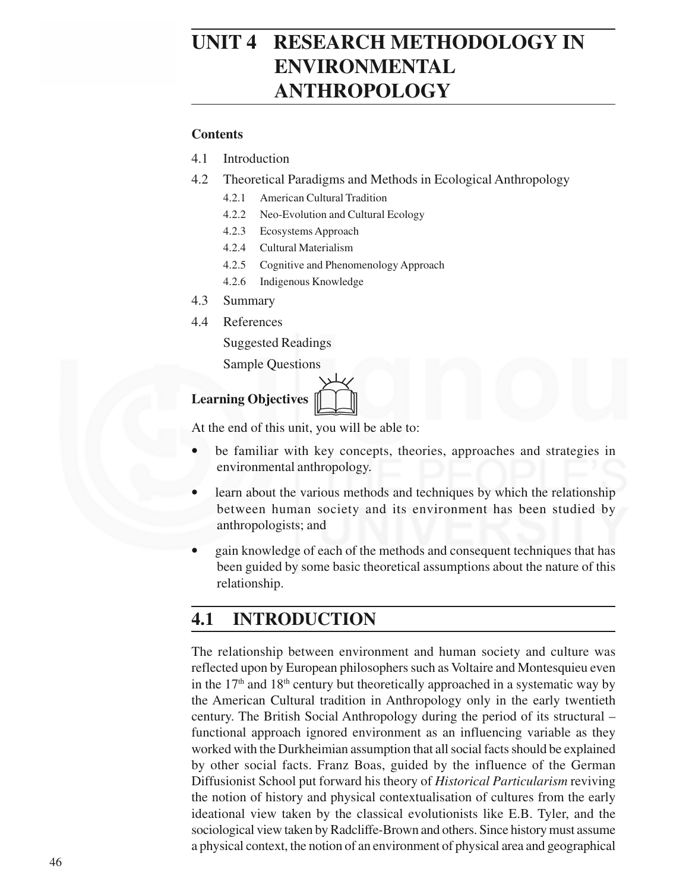# UNIT 4 RESEARCH METHODOLOGY IN ENVIRONMENTAL ANTHROPOLOGY

**Contents**

4.1 Introduction

4.2 Theoretical Paradigms and Methods in Ecological Anthropology

- 4.2.1 American Cultural Tradition
- 4.2.2 Neo-Evolution and Cultural Ecology
- 4.2.3 Ecosystems Approach
- 4.2.4 Cultural Materialism
- 4.2.5 Cognitive and Phenomenology Approach
- 4.2.6 Indigenous Knowledge

4.3 Summary

4.4 References

Suggested Readings

Sample Questions

**Learning Objectives**

At the end of this unit, you will be able to:

- be familiar with key concepts, theories, approaches and strategies in environmental anthropology.
- learn about the various methods and techniques by which the relationship between human society and its environment has been studied by anthropologists; and
- gain knowledge of each of the methods and consequent techniques that has been guided by some basic theoretical assumptions about the nature of this relationship.

## 4.1 INTRODUCTION

The relationship between environment and human society and culture was reflected upon by European philosophers such as Voltaire and Montesquieu even in the 17th and 18th century but theoretically approached in a systematic way by the American Cultural tradition in Anthropology only in the early twentieth century. The British Social Anthropology during the period of its structural – functional approach ignored environment as an influencing variable as they worked with the Durkheimian assumption that all social facts should be explained by other social facts. Franz Boas, guided by the influence of the German Diffusionist School put forward his theory of *Historical Particularism* reviving the notion of history and physical contextualisation of cultures from the early ideational view taken by the classical evolutionists like E.B. Tyler, and the sociological view taken by Radcliffe-Brown and others. Since history must assume a physical context, the notion of an environment of physical area and geographical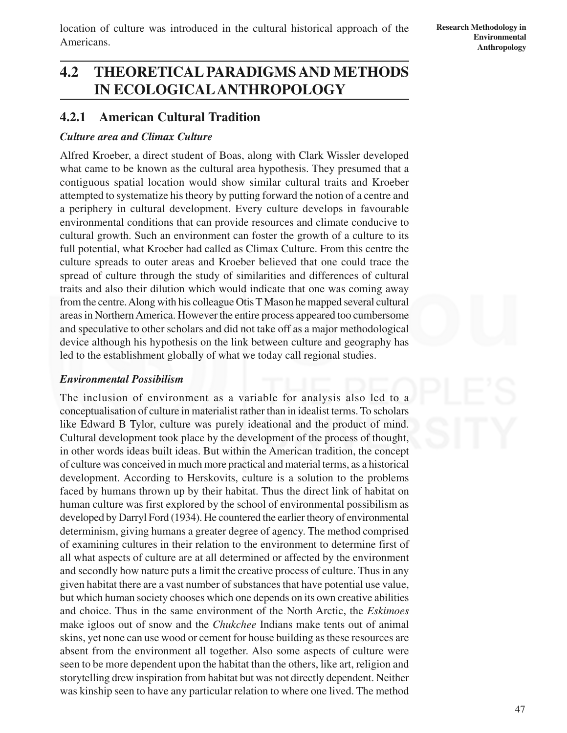location of culture was introduced in the cultural historical approach of the Americans.

## 4.2 THEORETICAL PARADIGMS AND METHODS IN ECOLOGICAL ANTHROPOLOGY

### 4.2.1 American Cultural Tradition

***Culture area and Climax Culture***

Alfred Kroeber, a direct student of Boas, along with Clark Wissler developed what came to be known as the cultural area hypothesis. They presumed that a contiguous spatial location would show similar cultural traits and Kroeber attempted to systematize his theory by putting forward the notion of a centre and a periphery in cultural development. Every culture develops in favourable environmental conditions that can provide resources and climate conducive to cultural growth. Such an environment can foster the growth of a culture to its full potential, what Kroeber had called as Climax Culture. From this centre the culture spreads to outer areas and Kroeber believed that one could trace the spread of culture through the study of similarities and differences of cultural traits and also their dilution which would indicate that one was coming away from the centre. Along with his colleague Otis T Mason he mapped several cultural areas in Northern America. However the entire process appeared too cumbersome and speculative to other scholars and did not take off as a major methodological device although his hypothesis on the link between culture and geography has led to the establishment globally of what we today call regional studies.

***Environmental Possibilism***

The inclusion of environment as a variable for analysis also led to a conceptualisation of culture in materialist rather than in idealist terms. To scholars like Edward B Tylor, culture was purely ideational and the product of mind. Cultural development took place by the development of the process of thought, in other words ideas built ideas. But within the American tradition, the concept of culture was conceived in much more practical and material terms, as a historical development. According to Herskovits, culture is a solution to the problems faced by humans thrown up by their habitat. Thus the direct link of habitat on human culture was first explored by the school of environmental possibilism as developed by Darryl Ford (1934). He countered the earlier theory of environmental determinism, giving humans a greater degree of agency. The method comprised of examining cultures in their relation to the environment to determine first of all what aspects of culture are at all determined or affected by the environment and secondly how nature puts a limit the creative process of culture. Thus in any given habitat there are a vast number of substances that have potential use value, but which human society chooses which one depends on its own creative abilities and choice. Thus in the same environment of the North Arctic, the *Eskimoes* make igloos out of snow and the *Chukchee* Indians make tents out of animal skins, yet none can use wood or cement for house building as these resources are absent from the environment all together. Also some aspects of culture were seen to be more dependent upon the habitat than the others, like art, religion and storytelling drew inspiration from habitat but was not directly dependent. Neither was kinship seen to have any particular relation to where one lived. The method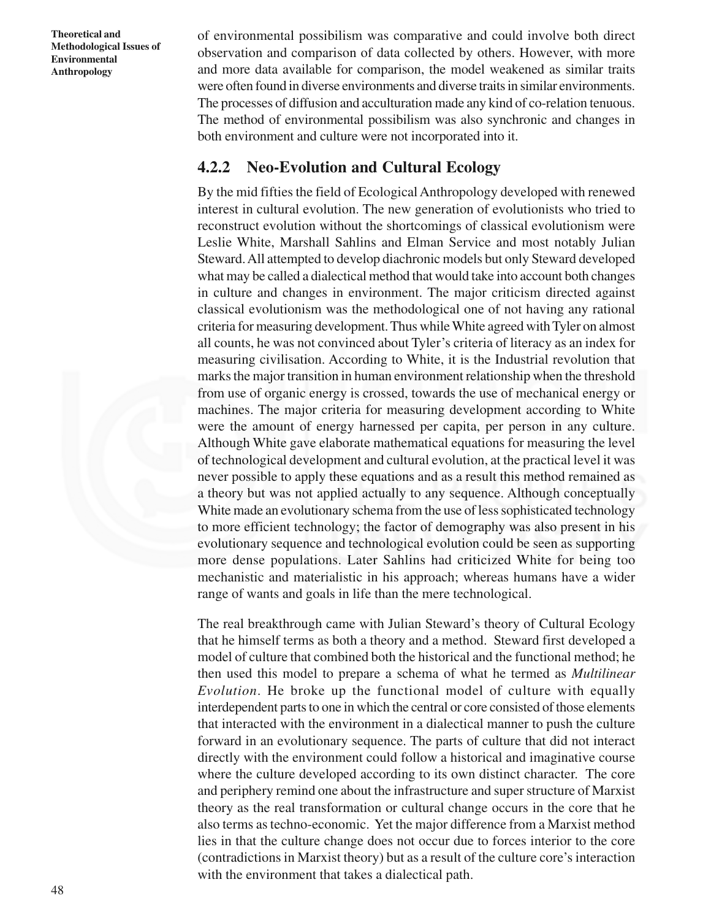of environmental possibilism was comparative and could involve both direct observation and comparison of data collected by others. However, with more and more data available for comparison, the model weakened as similar traits were often found in diverse environments and diverse traits in similar environments. The processes of diffusion and acculturation made any kind of co-relation tenuous. The method of environmental possibilism was also synchronic and changes in both environment and culture were not incorporated into it.

### 4.2.2 Neo-Evolution and Cultural Ecology

By the mid fifties the field of Ecological Anthropology developed with renewed interest in cultural evolution. The new generation of evolutionists who tried to reconstruct evolution without the shortcomings of classical evolutionism were Leslie White, Marshall Sahlins and Elman Service and most notably Julian Steward. All attempted to develop diachronic models but only Steward developed what may be called a dialectical method that would take into account both changes in culture and changes in environment. The major criticism directed against classical evolutionism was the methodological one of not having any rational criteria for measuring development. Thus while White agreed with Tyler on almost all counts, he was not convinced about Tyler's criteria of literacy as an index for measuring civilisation. According to White, it is the Industrial revolution that marks the major transition in human environment relationship when the threshold from use of organic energy is crossed, towards the use of mechanical energy or machines. The major criteria for measuring development according to White were the amount of energy harnessed per capita, per person in any culture. Although White gave elaborate mathematical equations for measuring the level of technological development and cultural evolution, at the practical level it was never possible to apply these equations and as a result this method remained as a theory but was not applied actually to any sequence. Although conceptually White made an evolutionary schema from the use of less sophisticated technology to more efficient technology; the factor of demography was also present in his evolutionary sequence and technological evolution could be seen as supporting more dense populations. Later Sahlins had criticized White for being too mechanistic and materialistic in his approach; whereas humans have a wider range of wants and goals in life than the mere technological.

The real breakthrough came with Julian Steward's theory of Cultural Ecology that he himself terms as both a theory and a method. Steward first developed a model of culture that combined both the historical and the functional method; he then used this model to prepare a schema of what he termed as *Multilinear Evolution*. He broke up the functional model of culture with equally interdependent parts to one in which the central or core consisted of those elements that interacted with the environment in a dialectical manner to push the culture forward in an evolutionary sequence. The parts of culture that did not interact directly with the environment could follow a historical and imaginative course where the culture developed according to its own distinct character. The core and periphery remind one about the infrastructure and super structure of Marxist theory as the real transformation or cultural change occurs in the core that he also terms as techno-economic. Yet the major difference from a Marxist method lies in that the culture change does not occur due to forces interior to the core (contradictions in Marxist theory) but as a result of the culture core's interaction with the environment that takes a dialectical path.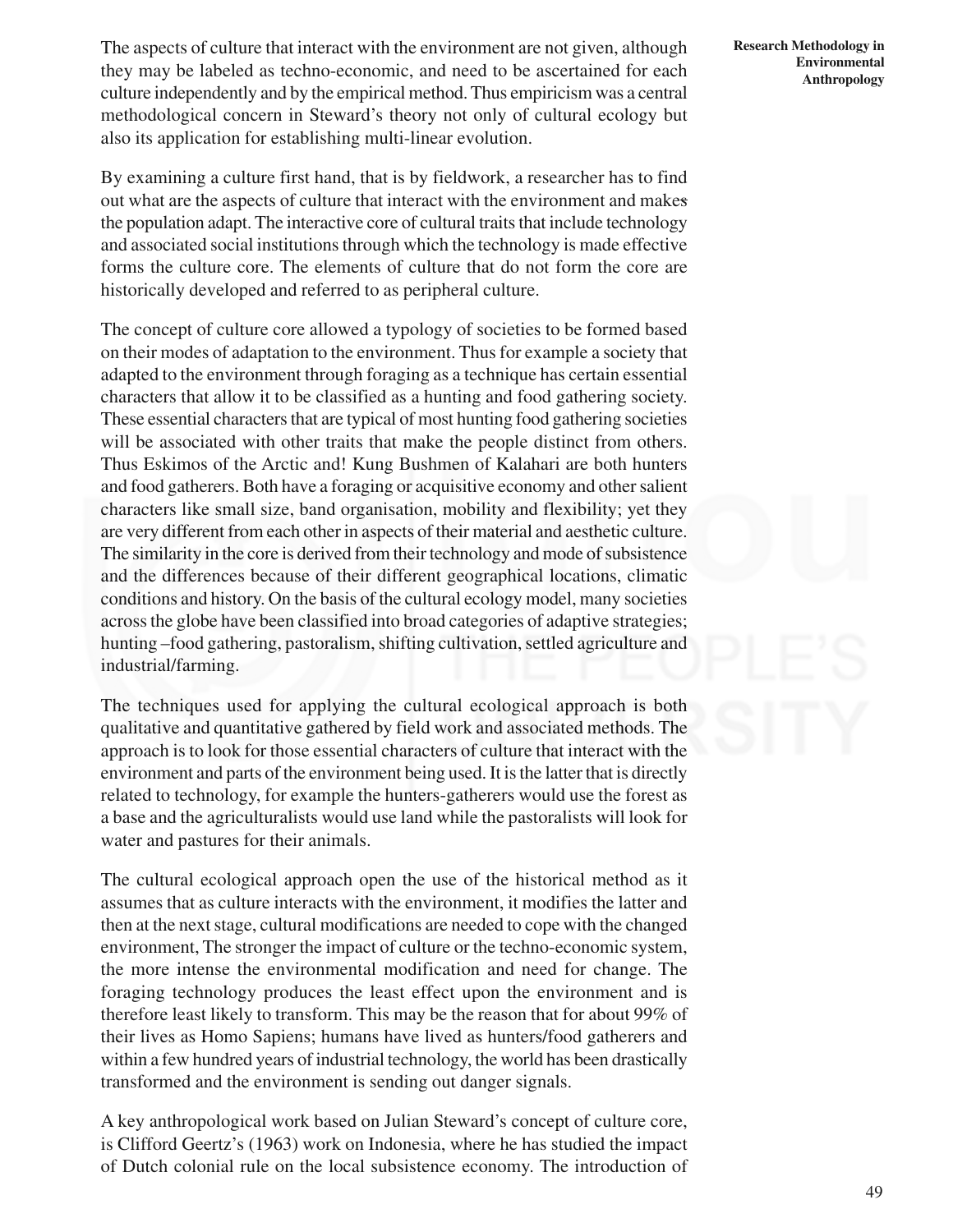The aspects of culture that interact with the environment are not given, although they may be labeled as techno-economic, and need to be ascertained for each culture independently and by the empirical method. Thus empiricism was a central methodological concern in Steward's theory not only of cultural ecology but also its application for establishing multi-linear evolution.

By examining a culture first hand, that is by fieldwork, a researcher has to find out what are the aspects of culture that interact with the environment and makes the population adapt. The interactive core of cultural traits that include technology and associated social institutions through which the technology is made effective forms the culture core. The elements of culture that do not form the core are historically developed and referred to as peripheral culture.

The concept of culture core allowed a typology of societies to be formed based on their modes of adaptation to the environment. Thus for example a society that adapted to the environment through foraging as a technique has certain essential characters that allow it to be classified as a hunting and food gathering society. These essential characters that are typical of most hunting food gathering societies will be associated with other traits that make the people distinct from others. Thus Eskimos of the Arctic and! Kung Bushmen of Kalahari are both hunters and food gatherers. Both have a foraging or acquisitive economy and other salient characters like small size, band organisation, mobility and flexibility; yet they are very different from each other in aspects of their material and aesthetic culture. The similarity in the core is derived from their technology and mode of subsistence and the differences because of their different geographical locations, climatic conditions and history. On the basis of the cultural ecology model, many societies across the globe have been classified into broad categories of adaptive strategies; hunting –food gathering, pastoralism, shifting cultivation, settled agriculture and industrial/farming.

The techniques used for applying the cultural ecological approach is both qualitative and quantitative gathered by field work and associated methods. The approach is to look for those essential characters of culture that interact with the environment and parts of the environment being used. It is the latter that is directly related to technology, for example the hunters-gatherers would use the forest as a base and the agriculturalists would use land while the pastoralists will look for water and pastures for their animals.

The cultural ecological approach open the use of the historical method as it assumes that as culture interacts with the environment, it modifies the latter and then at the next stage, cultural modifications are needed to cope with the changed environment, The stronger the impact of culture or the techno-economic system, the more intense the environmental modification and need for change. The foraging technology produces the least effect upon the environment and is therefore least likely to transform. This may be the reason that for about 99% of their lives as Homo Sapiens; humans have lived as hunters/food gatherers and within a few hundred years of industrial technology, the world has been drastically transformed and the environment is sending out danger signals.

A key anthropological work based on Julian Steward's concept of culture core, is Clifford Geertz's (1963) work on Indonesia, where he has studied the impact of Dutch colonial rule on the local subsistence economy. The introduction of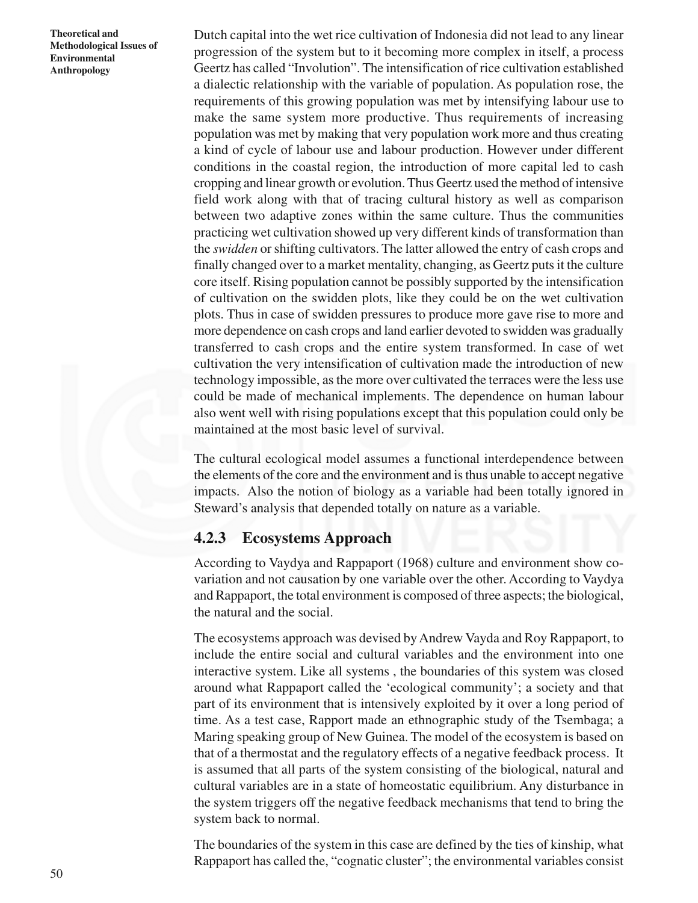Dutch capital into the wet rice cultivation of Indonesia did not lead to any linear progression of the system but to it becoming more complex in itself, a process Geertz has called "Involution". The intensification of rice cultivation established a dialectic relationship with the variable of population. As population rose, the requirements of this growing population was met by intensifying labour use to make the same system more productive. Thus requirements of increasing population was met by making that very population work more and thus creating a kind of cycle of labour use and labour production. However under different conditions in the coastal region, the introduction of more capital led to cash cropping and linear growth or evolution. Thus Geertz used the method of intensive field work along with that of tracing cultural history as well as comparison between two adaptive zones within the same culture. Thus the communities practicing wet cultivation showed up very different kinds of transformation than the *swidden* or shifting cultivators. The latter allowed the entry of cash crops and finally changed over to a market mentality, changing, as Geertz puts it the culture core itself. Rising population cannot be possibly supported by the intensification of cultivation on the swidden plots, like they could be on the wet cultivation plots. Thus in case of swidden pressures to produce more gave rise to more and more dependence on cash crops and land earlier devoted to swidden was gradually transferred to cash crops and the entire system transformed. In case of wet cultivation the very intensification of cultivation made the introduction of new technology impossible, as the more over cultivated the terraces were the less use could be made of mechanical implements. The dependence on human labour also went well with rising populations except that this population could only be maintained at the most basic level of survival.

The cultural ecological model assumes a functional interdependence between the elements of the core and the environment and is thus unable to accept negative impacts. Also the notion of biology as a variable had been totally ignored in Steward's analysis that depended totally on nature as a variable.

### 4.2.3 Ecosystems Approach

According to Vaydya and Rappaport (1968) culture and environment show co-variation and not causation by one variable over the other. According to Vaydya and Rappaport, the total environment is composed of three aspects; the biological, the natural and the social.

The ecosystems approach was devised by Andrew Vayda and Roy Rappaport, to include the entire social and cultural variables and the environment into one interactive system. Like all systems , the boundaries of this system was closed around what Rappaport called the 'ecological community'; a society and that part of its environment that is intensively exploited by it over a long period of time. As a test case, Rapport made an ethnographic study of the Tsembaga; a Maring speaking group of New Guinea. The model of the ecosystem is based on that of a thermostat and the regulatory effects of a negative feedback process. It is assumed that all parts of the system consisting of the biological, natural and cultural variables are in a state of homeostatic equilibrium. Any disturbance in the system triggers off the negative feedback mechanisms that tend to bring the system back to normal.

The boundaries of the system in this case are defined by the ties of kinship, what Rappaport has called the, "cognatic cluster"; the environmental variables consist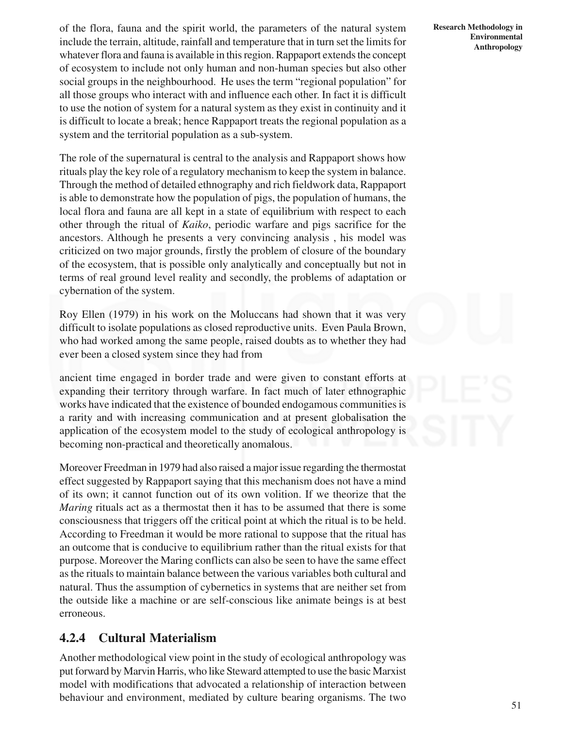of the flora, fauna and the spirit world, the parameters of the natural system include the terrain, altitude, rainfall and temperature that in turn set the limits for whatever flora and fauna is available in this region. Rappaport extends the concept of ecosystem to include not only human and non-human species but also other social groups in the neighbourhood. He uses the term "regional population" for all those groups who interact with and influence each other. In fact it is difficult to use the notion of system for a natural system as they exist in continuity and it is difficult to locate a break; hence Rappaport treats the regional population as a system and the territorial population as a sub-system.

The role of the supernatural is central to the analysis and Rappaport shows how rituals play the key role of a regulatory mechanism to keep the system in balance. Through the method of detailed ethnography and rich fieldwork data, Rappaport is able to demonstrate how the population of pigs, the population of humans, the local flora and fauna are all kept in a state of equilibrium with respect to each other through the ritual of *Kaiko*, periodic warfare and pigs sacrifice for the ancestors. Although he presents a very convincing analysis , his model was criticized on two major grounds, firstly the problem of closure of the boundary of the ecosystem, that is possible only analytically and conceptually but not in terms of real ground level reality and secondly, the problems of adaptation or cybernation of the system.

Roy Ellen (1979) in his work on the Moluccans had shown that it was very difficult to isolate populations as closed reproductive units. Even Paula Brown, who had worked among the same people, raised doubts as to whether they had ever been a closed system since they had from ancient time engaged in border trade and were given to constant efforts at expanding their territory through warfare. In fact much of later ethnographic works have indicated that the existence of bounded endogamous communities is a rarity and with increasing communication and at present globalisation the application of the ecosystem model to the study of ecological anthropology is becoming non-practical and theoretically anomalous.

Moreover Freedman in 1979 had also raised a major issue regarding the thermostat effect suggested by Rappaport saying that this mechanism does not have a mind of its own; it cannot function out of its own volition. If we theorize that the *Maring* rituals act as a thermostat then it has to be assumed that there is some consciousness that triggers off the critical point at which the ritual is to be held. According to Freedman it would be more rational to suppose that the ritual has an outcome that is conducive to equilibrium rather than the ritual exists for that purpose. Moreover the Maring conflicts can also be seen to have the same effect as the rituals to maintain balance between the various variables both cultural and natural. Thus the assumption of cybernetics in systems that are neither set from the outside like a machine or are self-conscious like animate beings is at best erroneous.

### 4.2.4 Cultural Materialism

Another methodological view point in the study of ecological anthropology was put forward by Marvin Harris, who like Steward attempted to use the basic Marxist model with modifications that advocated a relationship of interaction between behaviour and environment, mediated by culture bearing organisms. The two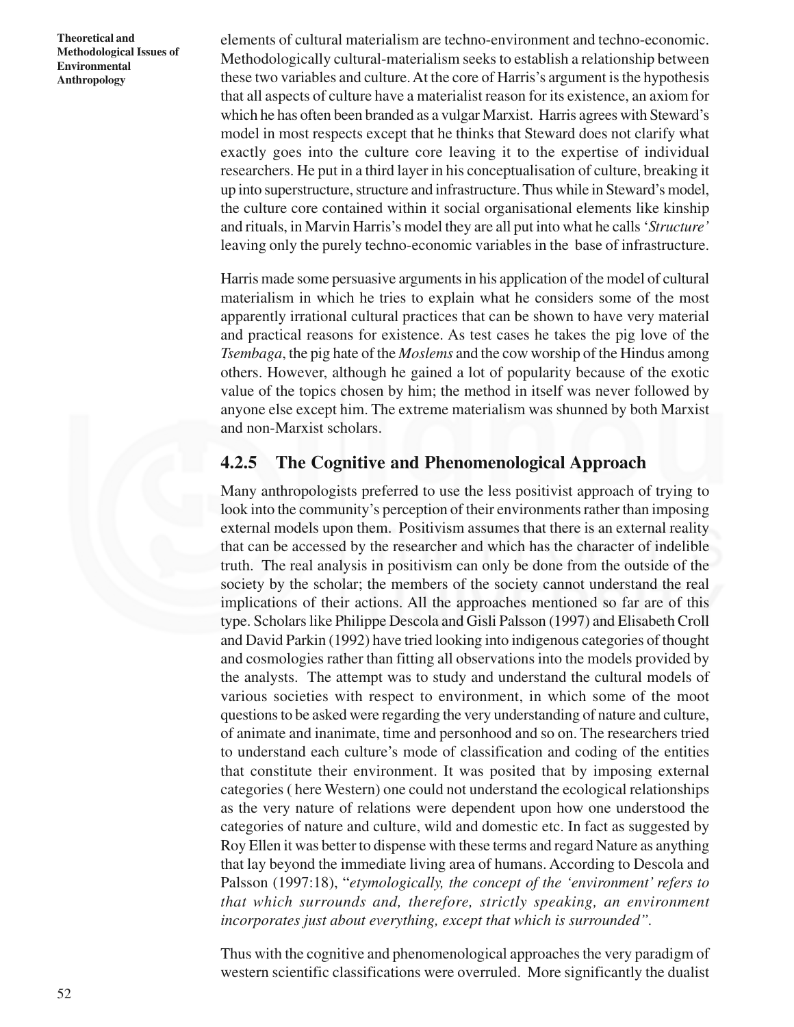elements of cultural materialism are techno-environment and techno-economic. Methodologically cultural-materialism seeks to establish a relationship between these two variables and culture. At the core of Harris's argument is the hypothesis that all aspects of culture have a materialist reason for its existence, an axiom for which he has often been branded as a vulgar Marxist. Harris agrees with Steward's model in most respects except that he thinks that Steward does not clarify what exactly goes into the culture core leaving it to the expertise of individual researchers. He put in a third layer in his conceptualisation of culture, breaking it up into superstructure, structure and infrastructure. Thus while in Steward's model, the culture core contained within it social organisational elements like kinship and rituals, in Marvin Harris's model they are all put into what he calls '*Structure'* leaving only the purely techno-economic variables in the base of infrastructure.

Harris made some persuasive arguments in his application of the model of cultural materialism in which he tries to explain what he considers some of the most apparently irrational cultural practices that can be shown to have very material and practical reasons for existence. As test cases he takes the pig love of the *Tsembaga*, the pig hate of the *Moslems* and the cow worship of the Hindus among others. However, although he gained a lot of popularity because of the exotic value of the topics chosen by him; the method in itself was never followed by anyone else except him. The extreme materialism was shunned by both Marxist and non-Marxist scholars.

### 4.2.5 The Cognitive and Phenomenological Approach

Many anthropologists preferred to use the less positivist approach of trying to look into the community's perception of their environments rather than imposing external models upon them. Positivism assumes that there is an external reality that can be accessed by the researcher and which has the character of indelible truth. The real analysis in positivism can only be done from the outside of the society by the scholar; the members of the society cannot understand the real implications of their actions. All the approaches mentioned so far are of this type. Scholars like Philippe Descola and Gisli Palsson (1997) and Elisabeth Croll and David Parkin (1992) have tried looking into indigenous categories of thought and cosmologies rather than fitting all observations into the models provided by the analysts. The attempt was to study and understand the cultural models of various societies with respect to environment, in which some of the moot questions to be asked were regarding the very understanding of nature and culture, of animate and inanimate, time and personhood and so on. The researchers tried to understand each culture's mode of classification and coding of the entities that constitute their environment. It was posited that by imposing external categories ( here Western) one could not understand the ecological relationships as the very nature of relations were dependent upon how one understood the categories of nature and culture, wild and domestic etc. In fact as suggested by Roy Ellen it was better to dispense with these terms and regard Nature as anything that lay beyond the immediate living area of humans. According to Descola and Palsson (1997:18), "*etymologically, the concept of the 'environment' refers to that which surrounds and, therefore, strictly speaking, an environment incorporates just about everything, except that which is surrounded"*.

Thus with the cognitive and phenomenological approaches the very paradigm of western scientific classifications were overruled. More significantly the dualist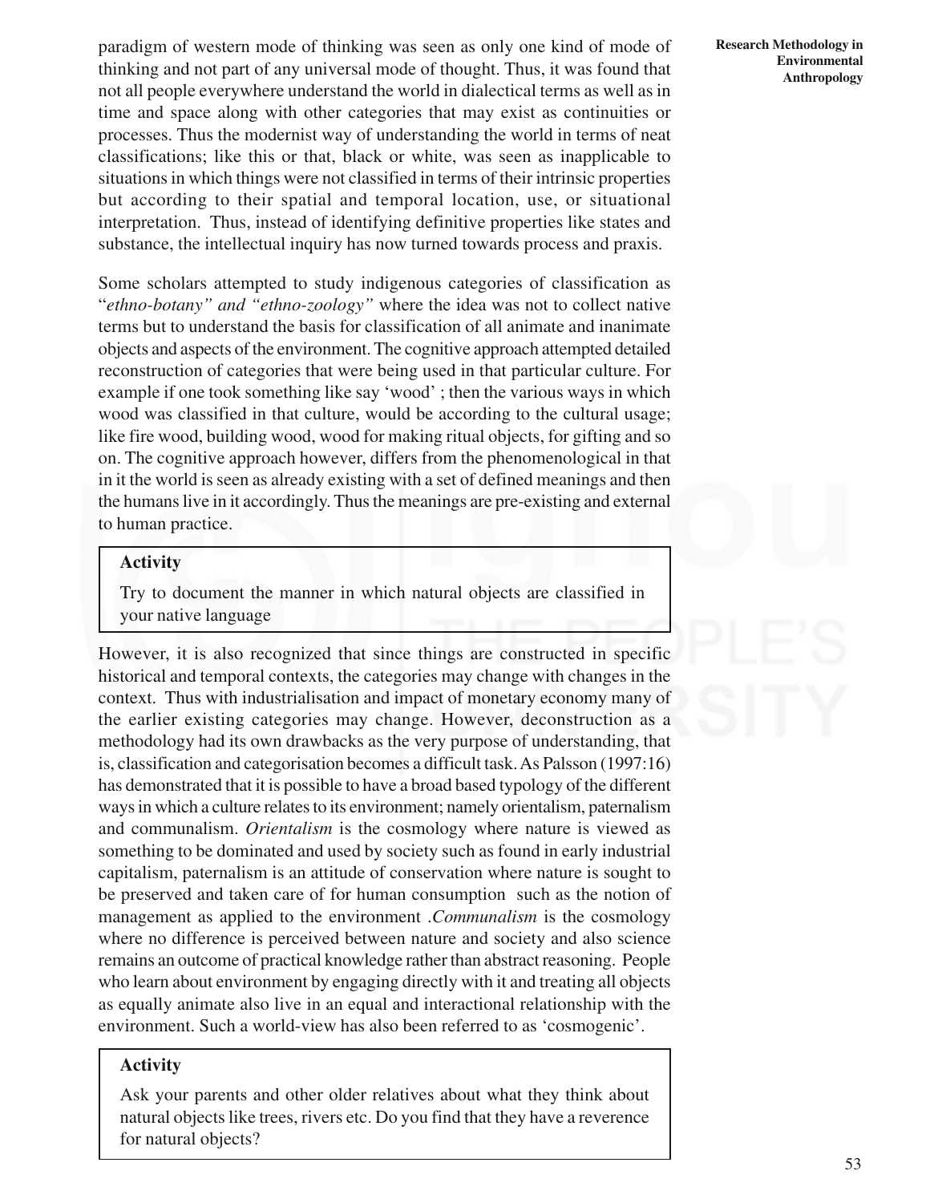paradigm of western mode of thinking was seen as only one kind of mode of thinking and not part of any universal mode of thought. Thus, it was found that not all people everywhere understand the world in dialectical terms as well as in time and space along with other categories that may exist as continuities or processes. Thus the modernist way of understanding the world in terms of neat classifications; like this or that, black or white, was seen as inapplicable to situations in which things were not classified in terms of their intrinsic properties but according to their spatial and temporal location, use, or situational interpretation. Thus, instead of identifying definitive properties like states and substance, the intellectual inquiry has now turned towards process and praxis.

Some scholars attempted to study indigenous categories of classification as "*ethno-botany" and "ethno-zoology"* where the idea was not to collect native terms but to understand the basis for classification of all animate and inanimate objects and aspects of the environment. The cognitive approach attempted detailed reconstruction of categories that were being used in that particular culture. For example if one took something like say 'wood' ; then the various ways in which wood was classified in that culture, would be according to the cultural usage; like fire wood, building wood, wood for making ritual objects, for gifting and so on. The cognitive approach however, differs from the phenomenological in that in it the world is seen as already existing with a set of defined meanings and then the humans live in it accordingly. Thus the meanings are pre-existing and external to human practice.

> **Activity**
>
> Try to document the manner in which natural objects are classified in your native language

However, it is also recognized that since things are constructed in specific historical and temporal contexts, the categories may change with changes in the context. Thus with industrialisation and impact of monetary economy many of the earlier existing categories may change. However, deconstruction as a methodology had its own drawbacks as the very purpose of understanding, that is, classification and categorisation becomes a difficult task. As Palsson (1997:16) has demonstrated that it is possible to have a broad based typology of the different ways in which a culture relates to its environment; namely orientalism, paternalism and communalism. *Orientalism* is the cosmology where nature is viewed as something to be dominated and used by society such as found in early industrial capitalism, paternalism is an attitude of conservation where nature is sought to be preserved and taken care of for human consumption such as the notion of management as applied to the environment .*Communalism* is the cosmology where no difference is perceived between nature and society and also science remains an outcome of practical knowledge rather than abstract reasoning. People who learn about environment by engaging directly with it and treating all objects as equally animate also live in an equal and interactional relationship with the environment. Such a world-view has also been referred to as 'cosmogenic'.

> **Activity**
>
> Ask your parents and other older relatives about what they think about natural objects like trees, rivers etc. Do you find that they have a reverence for natural objects?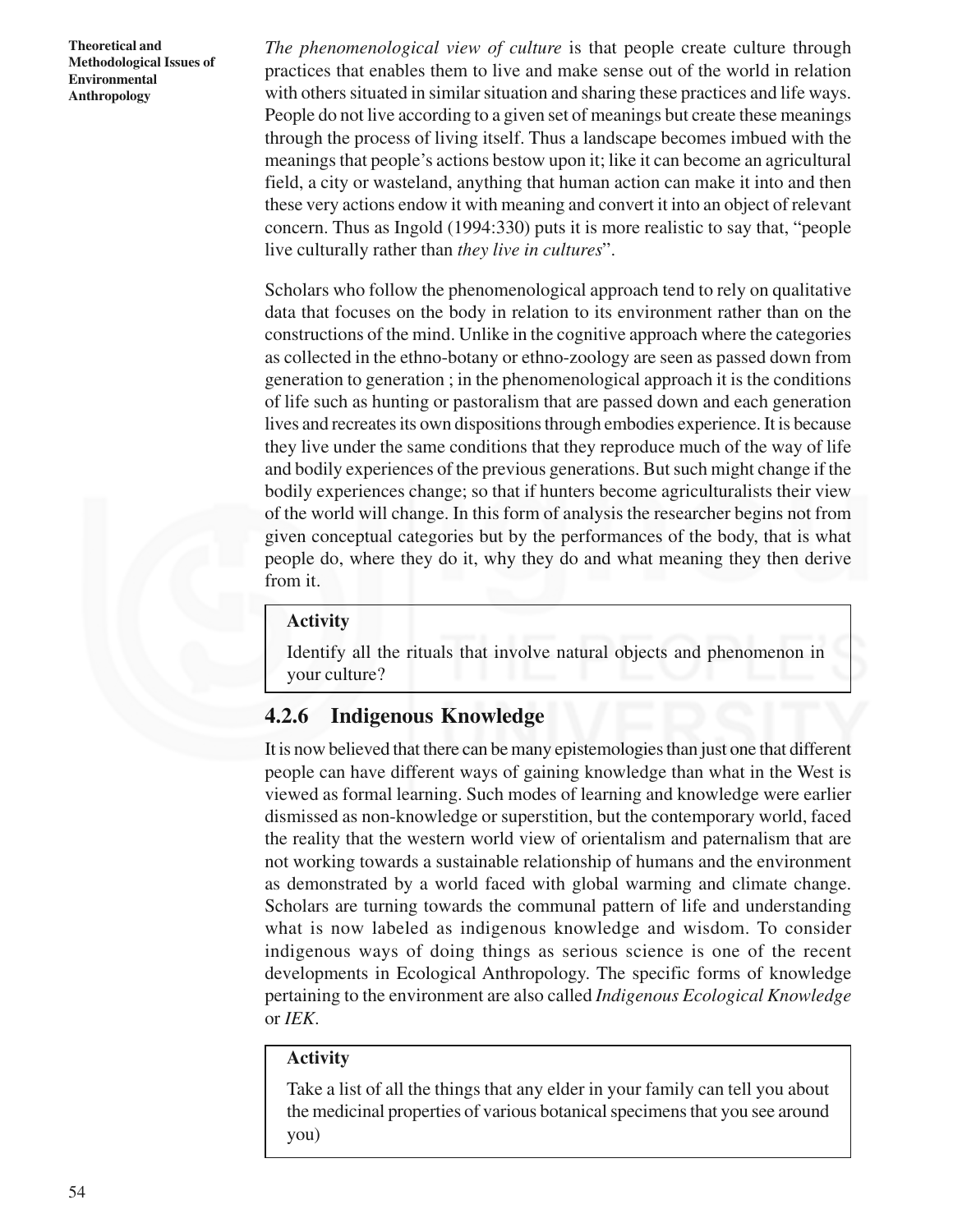*The phenomenological view of culture* is that people create culture through practices that enables them to live and make sense out of the world in relation with others situated in similar situation and sharing these practices and life ways. People do not live according to a given set of meanings but create these meanings through the process of living itself. Thus a landscape becomes imbued with the meanings that people's actions bestow upon it; like it can become an agricultural field, a city or wasteland, anything that human action can make it into and then these very actions endow it with meaning and convert it into an object of relevant concern. Thus as Ingold (1994:330) puts it is more realistic to say that, "people live culturally rather than *they live in cultures*".

Scholars who follow the phenomenological approach tend to rely on qualitative data that focuses on the body in relation to its environment rather than on the constructions of the mind. Unlike in the cognitive approach where the categories as collected in the ethno-botany or ethno-zoology are seen as passed down from generation to generation ; in the phenomenological approach it is the conditions of life such as hunting or pastoralism that are passed down and each generation lives and recreates its own dispositions through embodies experience. It is because they live under the same conditions that they reproduce much of the way of life and bodily experiences of the previous generations. But such might change if the bodily experiences change; so that if hunters become agriculturalists their view of the world will change. In this form of analysis the researcher begins not from given conceptual categories but by the performances of the body, that is what people do, where they do it, why they do and what meaning they then derive from it.

> **Activity**
>
> Identify all the rituals that involve natural objects and phenomenon in your culture?

### 4.2.6 Indigenous Knowledge

It is now believed that there can be many epistemologies than just one that different people can have different ways of gaining knowledge than what in the West is viewed as formal learning. Such modes of learning and knowledge were earlier dismissed as non-knowledge or superstition, but the contemporary world, faced the reality that the western world view of orientalism and paternalism that are not working towards a sustainable relationship of humans and the environment as demonstrated by a world faced with global warming and climate change. Scholars are turning towards the communal pattern of life and understanding what is now labeled as indigenous knowledge and wisdom. To consider indigenous ways of doing things as serious science is one of the recent developments in Ecological Anthropology. The specific forms of knowledge pertaining to the environment are also called *Indigenous Ecological Knowledge* or *IEK*.

> **Activity**
>
> Take a list of all the things that any elder in your family can tell you about the medicinal properties of various botanical specimens that you see around you)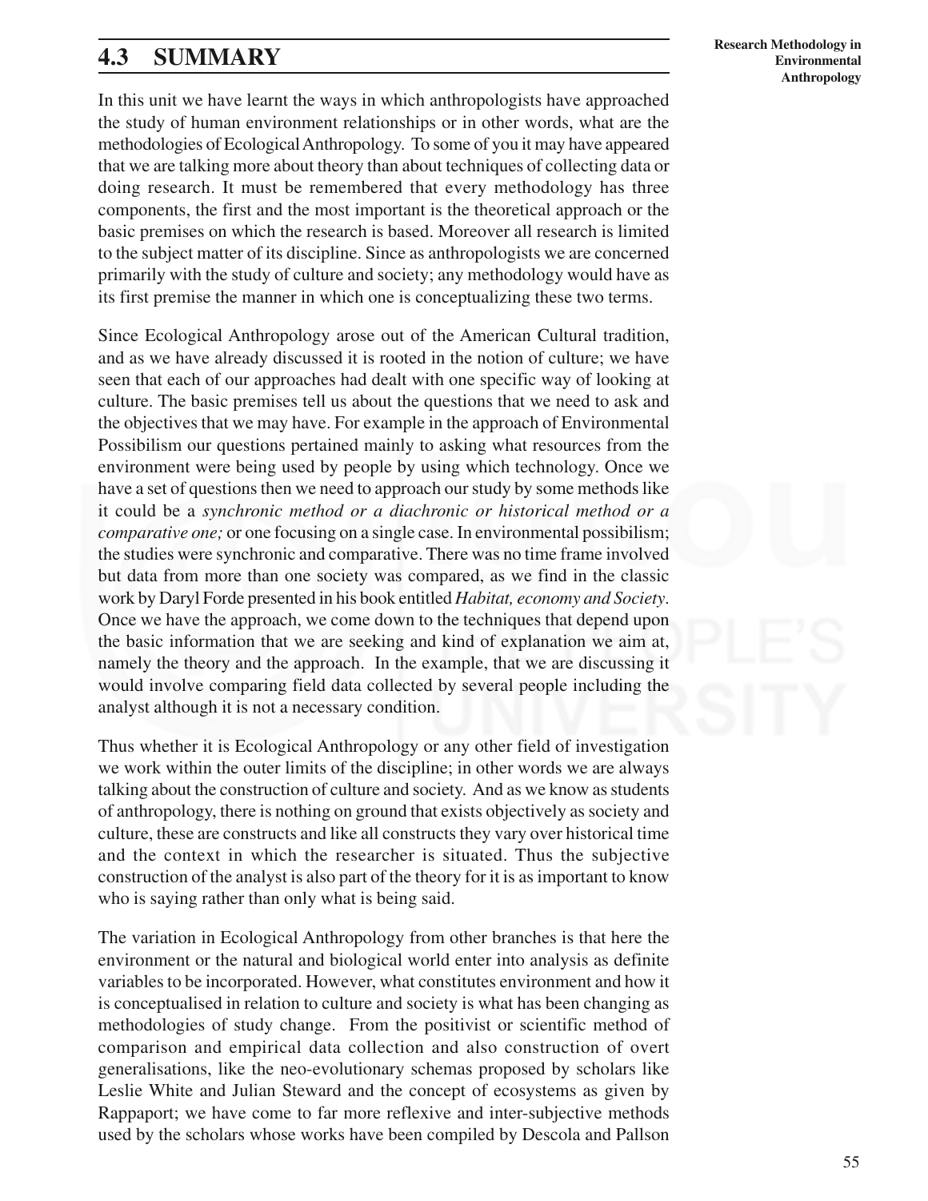## 4.3 SUMMARY

In this unit we have learnt the ways in which anthropologists have approached the study of human environment relationships or in other words, what are the methodologies of Ecological Anthropology. To some of you it may have appeared that we are talking more about theory than about techniques of collecting data or doing research. It must be remembered that every methodology has three components, the first and the most important is the theoretical approach or the basic premises on which the research is based. Moreover all research is limited to the subject matter of its discipline. Since as anthropologists we are concerned primarily with the study of culture and society; any methodology would have as its first premise the manner in which one is conceptualizing these two terms.

Since Ecological Anthropology arose out of the American Cultural tradition, and as we have already discussed it is rooted in the notion of culture; we have seen that each of our approaches had dealt with one specific way of looking at culture. The basic premises tell us about the questions that we need to ask and the objectives that we may have. For example in the approach of Environmental Possibilism our questions pertained mainly to asking what resources from the environment were being used by people by using which technology. Once we have a set of questions then we need to approach our study by some methods like it could be a *synchronic method or a diachronic or historical method or a comparative one;* or one focusing on a single case. In environmental possibilism; the studies were synchronic and comparative. There was no time frame involved but data from more than one society was compared, as we find in the classic work by Daryl Forde presented in his book entitled *Habitat, economy and Society*. Once we have the approach, we come down to the techniques that depend upon the basic information that we are seeking and kind of explanation we aim at, namely the theory and the approach. In the example, that we are discussing it would involve comparing field data collected by several people including the analyst although it is not a necessary condition.

Thus whether it is Ecological Anthropology or any other field of investigation we work within the outer limits of the discipline; in other words we are always talking about the construction of culture and society. And as we know as students of anthropology, there is nothing on ground that exists objectively as society and culture, these are constructs and like all constructs they vary over historical time and the context in which the researcher is situated. Thus the subjective construction of the analyst is also part of the theory for it is as important to know who is saying rather than only what is being said.

The variation in Ecological Anthropology from other branches is that here the environment or the natural and biological world enter into analysis as definite variables to be incorporated. However, what constitutes environment and how it is conceptualised in relation to culture and society is what has been changing as methodologies of study change. From the positivist or scientific method of comparison and empirical data collection and also construction of overt generalisations, like the neo-evolutionary schemas proposed by scholars like Leslie White and Julian Steward and the concept of ecosystems as given by Rappaport; we have come to far more reflexive and inter-subjective methods used by the scholars whose works have been compiled by Descola and Pallson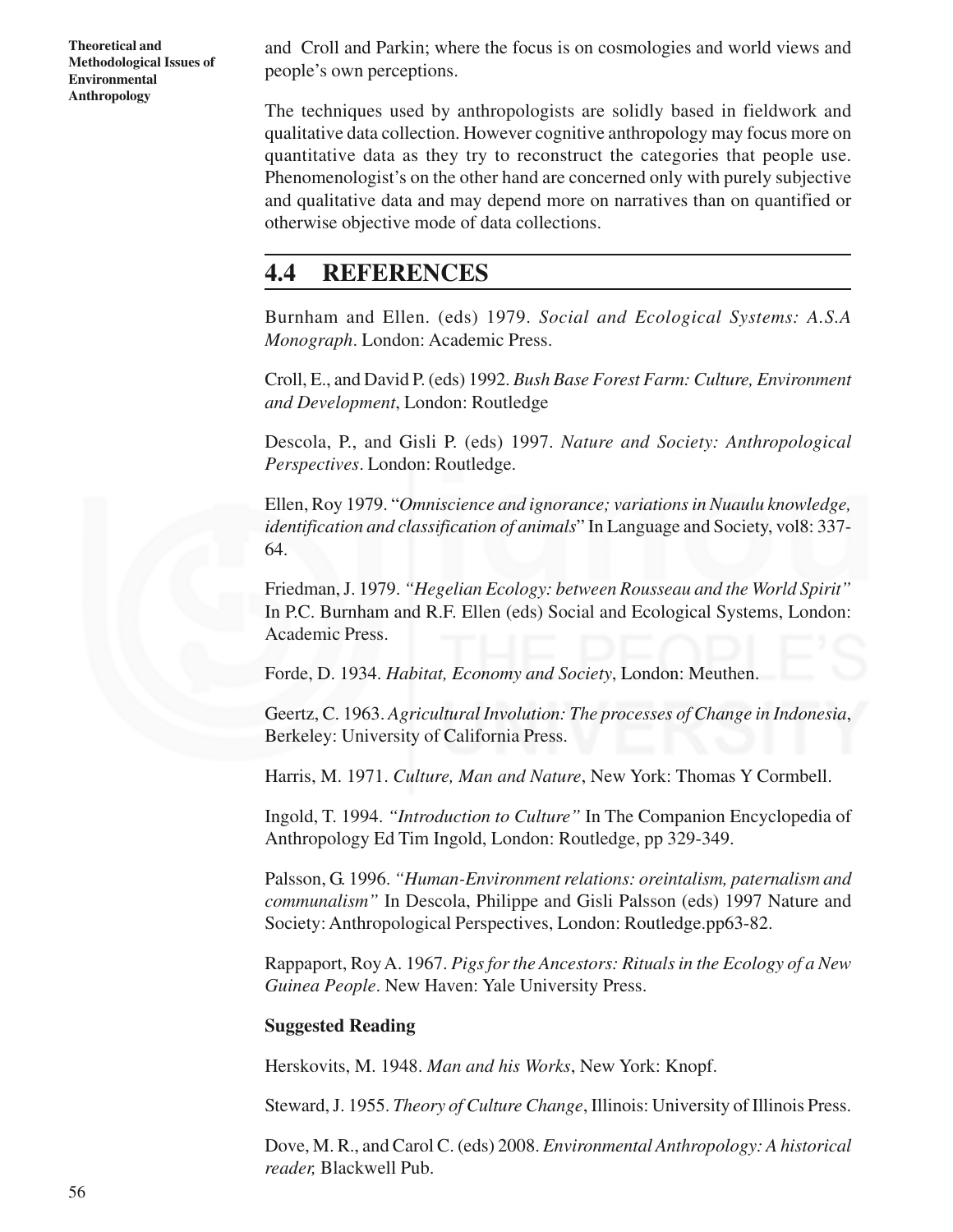and Croll and Parkin; where the focus is on cosmologies and world views and people's own perceptions.

The techniques used by anthropologists are solidly based in fieldwork and qualitative data collection. However cognitive anthropology may focus more on quantitative data as they try to reconstruct the categories that people use. Phenomenologist's on the other hand are concerned only with purely subjective and qualitative data and may depend more on narratives than on quantified or otherwise objective mode of data collections.

## 4.4 REFERENCES

Burnham and Ellen. (eds) 1979. *Social and Ecological Systems: A.S.A Monograph*. London: Academic Press.

Croll, E., and David P. (eds) 1992. *Bush Base Forest Farm: Culture, Environment and Development*, London: Routledge

Descola, P., and Gisli P. (eds) 1997. *Nature and Society: Anthropological Perspectives*. London: Routledge.

Ellen, Roy 1979. "*Omniscience and ignorance; variations in Nuaulu knowledge, identification and classification of animals*" In Language and Society, vol8: 337-64.

Friedman, J. 1979. *"Hegelian Ecology: between Rousseau and the World Spirit"* In P.C. Burnham and R.F. Ellen (eds) Social and Ecological Systems, London: Academic Press.

Forde, D. 1934. *Habitat, Economy and Society*, London: Meuthen.

Geertz, C. 1963. *Agricultural Involution: The processes of Change in Indonesia*, Berkeley: University of California Press.

Harris, M. 1971. *Culture, Man and Nature*, New York: Thomas Y Cormbell.

Ingold, T. 1994. *"Introduction to Culture"* In The Companion Encyclopedia of Anthropology Ed Tim Ingold, London: Routledge, pp 329-349.

Palsson, G. 1996. *"Human-Environment relations: oreintalism, paternalism and communalism"* In Descola, Philippe and Gisli Palsson (eds) 1997 Nature and Society: Anthropological Perspectives, London: Routledge.pp63-82.

Rappaport, Roy A. 1967. *Pigs for the Ancestors: Rituals in the Ecology of a New Guinea People*. New Haven: Yale University Press.

**Suggested Reading**

Herskovits, M. 1948. *Man and his Works*, New York: Knopf.

Steward, J. 1955. *Theory of Culture Change*, Illinois: University of Illinois Press.

Dove, M. R., and Carol C. (eds) 2008. *Environmental Anthropology: A historical reader,* Blackwell Pub.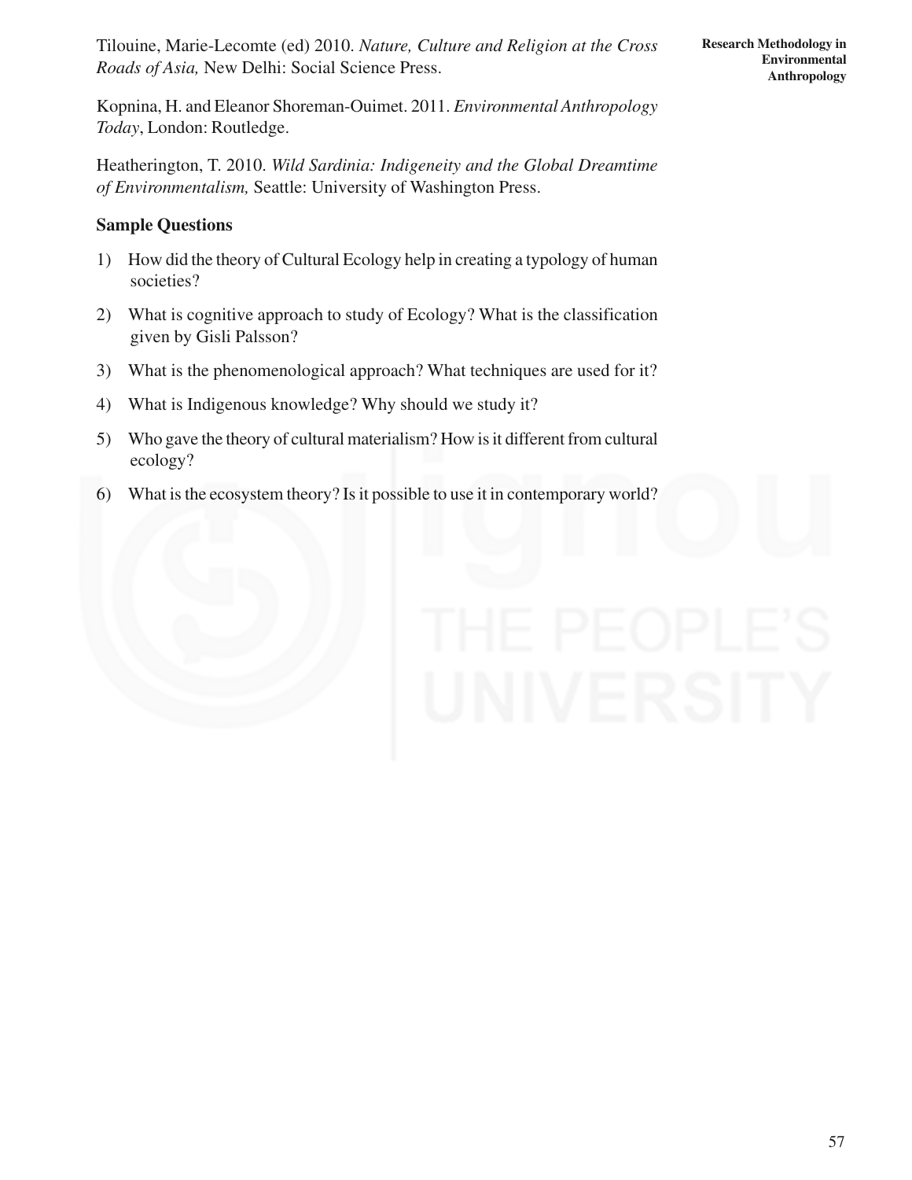Tilouine, Marie-Lecomte (ed) 2010. *Nature, Culture and Religion at the Cross Roads of Asia,* New Delhi: Social Science Press.

Kopnina, H. and Eleanor Shoreman-Ouimet. 2011. *Environmental Anthropology Today*, London: Routledge.

Heatherington, T. 2010. *Wild Sardinia: Indigeneity and the Global Dreamtime of Environmentalism,* Seattle: University of Washington Press.

**Sample Questions**

1) How did the theory of Cultural Ecology help in creating a typology of human societies?

2) What is cognitive approach to study of Ecology? What is the classification given by Gisli Palsson?

3) What is the phenomenological approach? What techniques are used for it?

4) What is Indigenous knowledge? Why should we study it?

5) Who gave the theory of cultural materialism? How is it different from cultural ecology?

6) What is the ecosystem theory? Is it possible to use it in contemporary world?